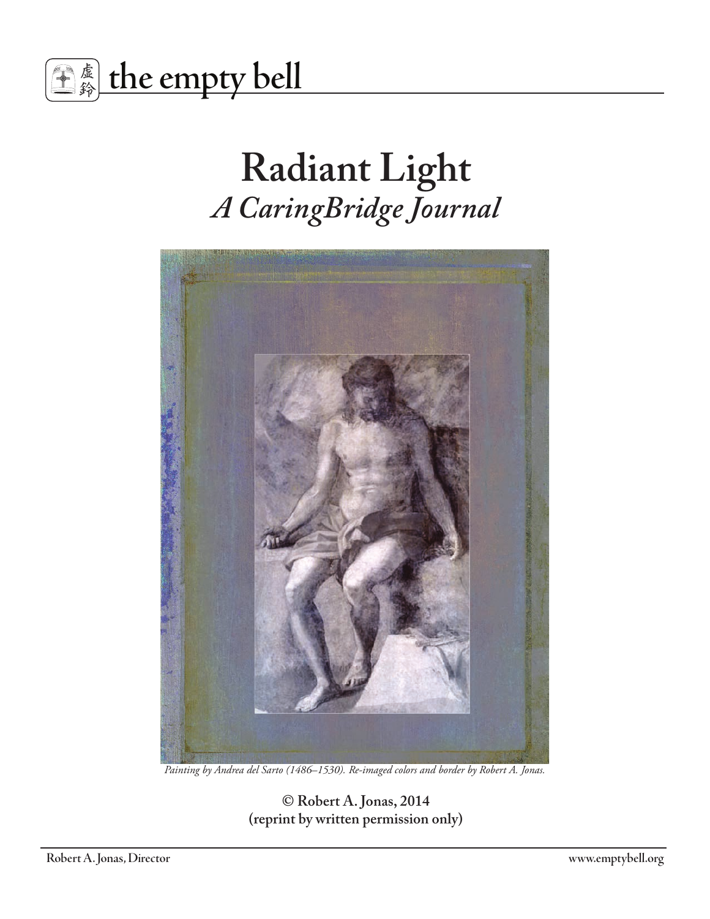the empty bell

# Radiant Light

## *A CaringBridge Journal*

*Painting by Andrea del Sarto (1486–1530). Re-imaged colors and border by Robert A. Jonas.*

**© Robert A. Jonas, 2014**
**(reprint by written permission only)**

Robert A. Jonas, Director

www.emptybell.org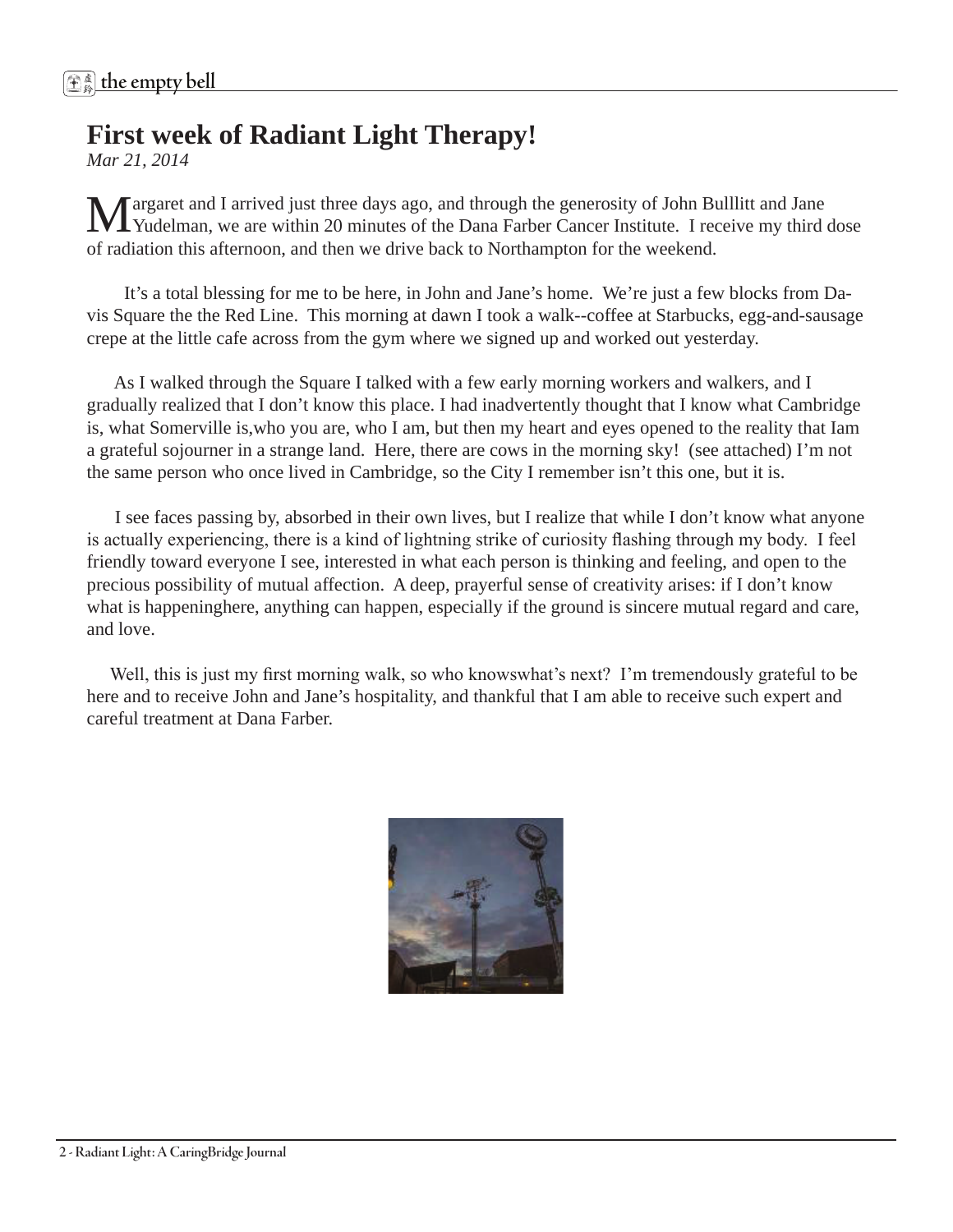# First week of Radiant Light Therapy!

*Mar 21, 2014*

Margaret and I arrived just three days ago, and through the generosity of John Bulllitt and Jane Yudelman, we are within 20 minutes of the Dana Farber Cancer Institute. I receive my third dose of radiation this afternoon, and then we drive back to Northampton for the weekend.

It's a total blessing for me to be here, in John and Jane's home. We're just a few blocks from Davis Square the the Red Line. This morning at dawn I took a walk--coffee at Starbucks, egg-and-sausage crepe at the little cafe across from the gym where we signed up and worked out yesterday.

As I walked through the Square I talked with a few early morning workers and walkers, and I gradually realized that I don't know this place. I had inadvertently thought that I know what Cambridge is, what Somerville is,who you are, who I am, but then my heart and eyes opened to the reality that Iam a grateful sojourner in a strange land. Here, there are cows in the morning sky! (see attached) I'm not the same person who once lived in Cambridge, so the City I remember isn't this one, but it is.

I see faces passing by, absorbed in their own lives, but I realize that while I don't know what anyone is actually experiencing, there is a kind of lightning strike of curiosity flashing through my body. I feel friendly toward everyone I see, interested in what each person is thinking and feeling, and open to the precious possibility of mutual affection. A deep, prayerful sense of creativity arises: if I don't know what is happeninghere, anything can happen, especially if the ground is sincere mutual regard and care, and love.

Well, this is just my first morning walk, so who knowswhat's next? I'm tremendously grateful to be here and to receive John and Jane's hospitality, and thankful that I am able to receive such expert and careful treatment at Dana Farber.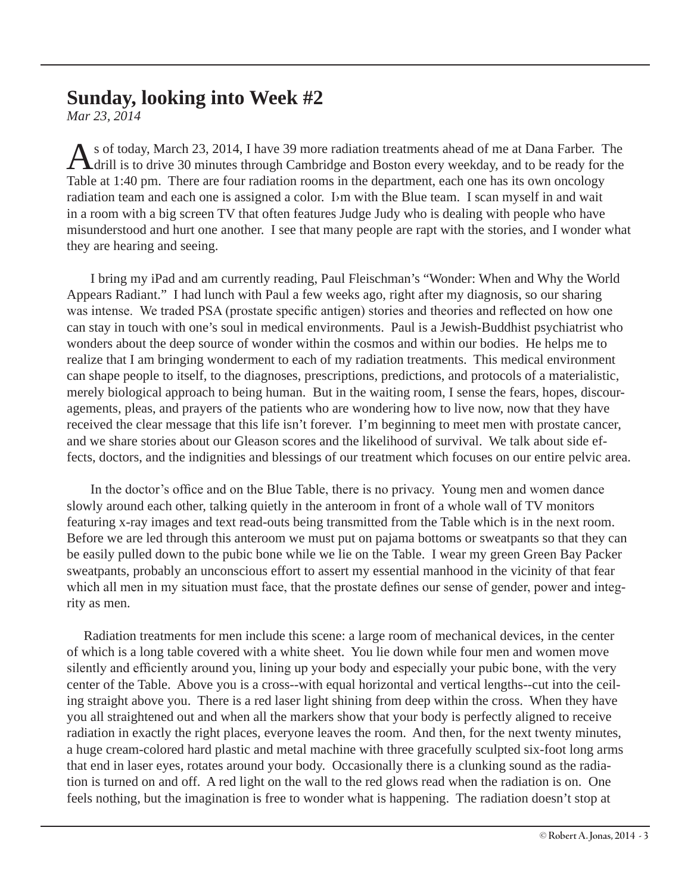## Sunday, looking into Week #2

*Mar 23, 2014*

As of today, March 23, 2014, I have 39 more radiation treatments ahead of me at Dana Farber. The drill is to drive 30 minutes through Cambridge and Boston every weekday, and to be ready for the Table at 1:40 pm. There are four radiation rooms in the department, each one has its own oncology radiation team and each one is assigned a color. I›m with the Blue team. I scan myself in and wait in a room with a big screen TV that often features Judge Judy who is dealing with people who have misunderstood and hurt one another. I see that many people are rapt with the stories, and I wonder what they are hearing and seeing.

I bring my iPad and am currently reading, Paul Fleischman's "Wonder: When and Why the World Appears Radiant." I had lunch with Paul a few weeks ago, right after my diagnosis, so our sharing was intense. We traded PSA (prostate specific antigen) stories and theories and reflected on how one can stay in touch with one's soul in medical environments. Paul is a Jewish-Buddhist psychiatrist who wonders about the deep source of wonder within the cosmos and within our bodies. He helps me to realize that I am bringing wonderment to each of my radiation treatments. This medical environment can shape people to itself, to the diagnoses, prescriptions, predictions, and protocols of a materialistic, merely biological approach to being human. But in the waiting room, I sense the fears, hopes, discouragements, pleas, and prayers of the patients who are wondering how to live now, now that they have received the clear message that this life isn't forever. I'm beginning to meet men with prostate cancer, and we share stories about our Gleason scores and the likelihood of survival. We talk about side effects, doctors, and the indignities and blessings of our treatment which focuses on our entire pelvic area.

In the doctor's office and on the Blue Table, there is no privacy. Young men and women dance slowly around each other, talking quietly in the anteroom in front of a whole wall of TV monitors featuring x-ray images and text read-outs being transmitted from the Table which is in the next room. Before we are led through this anteroom we must put on pajama bottoms or sweatpants so that they can be easily pulled down to the pubic bone while we lie on the Table. I wear my green Green Bay Packer sweatpants, probably an unconscious effort to assert my essential manhood in the vicinity of that fear which all men in my situation must face, that the prostate defines our sense of gender, power and integrity as men.

Radiation treatments for men include this scene: a large room of mechanical devices, in the center of which is a long table covered with a white sheet. You lie down while four men and women move silently and efficiently around you, lining up your body and especially your pubic bone, with the very center of the Table. Above you is a cross--with equal horizontal and vertical lengths--cut into the ceiling straight above you. There is a red laser light shining from deep within the cross. When they have you all straightened out and when all the markers show that your body is perfectly aligned to receive radiation in exactly the right places, everyone leaves the room. And then, for the next twenty minutes, a huge cream-colored hard plastic and metal machine with three gracefully sculpted six-foot long arms that end in laser eyes, rotates around your body. Occasionally there is a clunking sound as the radiation is turned on and off. A red light on the wall to the red glows read when the radiation is on. One feels nothing, but the imagination is free to wonder what is happening. The radiation doesn't stop at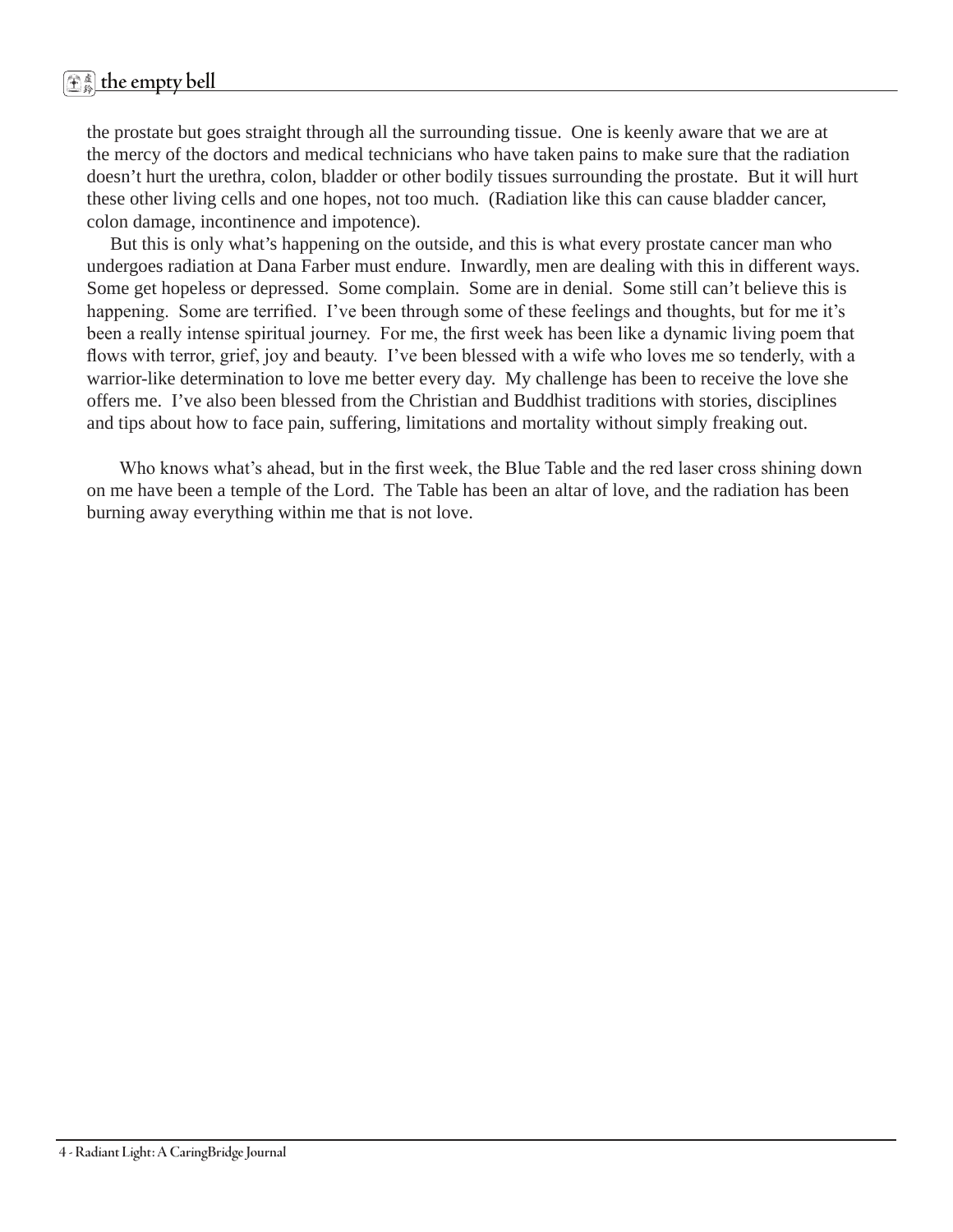the prostate but goes straight through all the surrounding tissue. One is keenly aware that we are at the mercy of the doctors and medical technicians who have taken pains to make sure that the radiation doesn't hurt the urethra, colon, bladder or other bodily tissues surrounding the prostate. But it will hurt these other living cells and one hopes, not too much. (Radiation like this can cause bladder cancer, colon damage, incontinence and impotence).

But this is only what's happening on the outside, and this is what every prostate cancer man who undergoes radiation at Dana Farber must endure. Inwardly, men are dealing with this in different ways. Some get hopeless or depressed. Some complain. Some are in denial. Some still can't believe this is happening. Some are terrified. I've been through some of these feelings and thoughts, but for me it's been a really intense spiritual journey. For me, the first week has been like a dynamic living poem that flows with terror, grief, joy and beauty. I've been blessed with a wife who loves me so tenderly, with a warrior-like determination to love me better every day. My challenge has been to receive the love she offers me. I've also been blessed from the Christian and Buddhist traditions with stories, disciplines and tips about how to face pain, suffering, limitations and mortality without simply freaking out.

Who knows what's ahead, but in the first week, the Blue Table and the red laser cross shining down on me have been a temple of the Lord. The Table has been an altar of love, and the radiation has been burning away everything within me that is not love.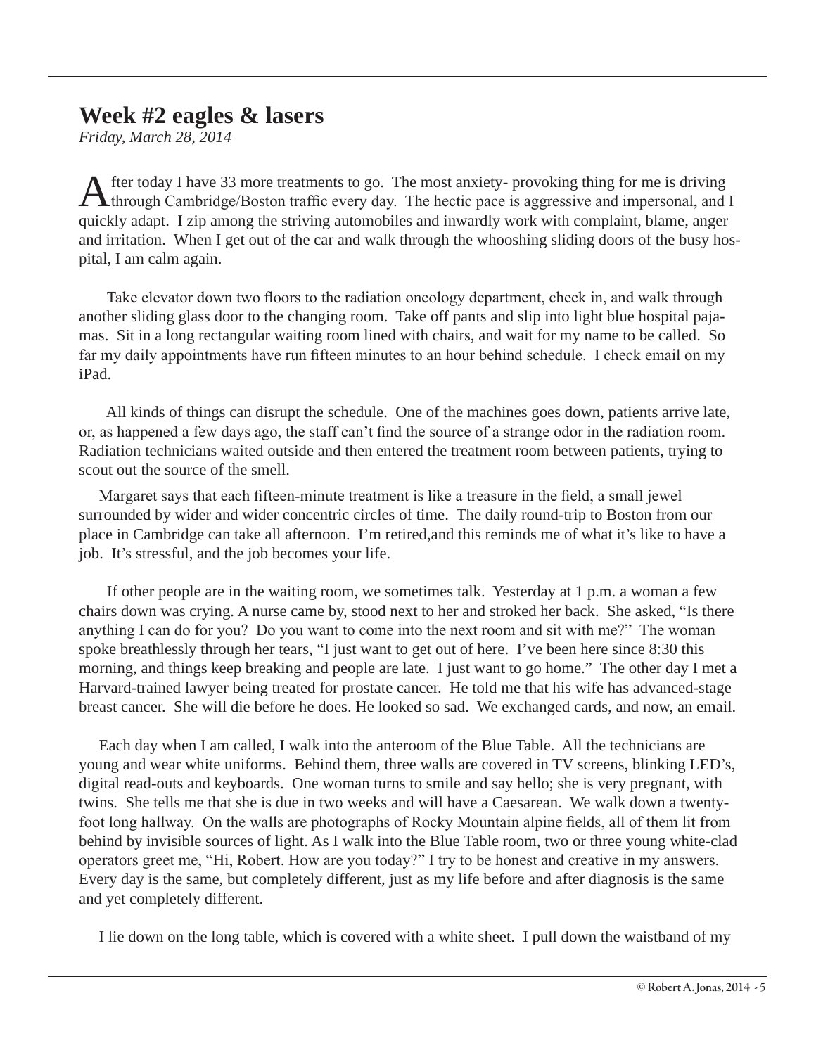## Week #2 eagles & lasers

*Friday, March 28, 2014*

After today I have 33 more treatments to go. The most anxiety- provoking thing for me is driving through Cambridge/Boston traffic every day. The hectic pace is aggressive and impersonal, and I quickly adapt. I zip among the striving automobiles and inwardly work with complaint, blame, anger and irritation. When I get out of the car and walk through the whooshing sliding doors of the busy hospital, I am calm again.

Take elevator down two floors to the radiation oncology department, check in, and walk through another sliding glass door to the changing room. Take off pants and slip into light blue hospital pajamas. Sit in a long rectangular waiting room lined with chairs, and wait for my name to be called. So far my daily appointments have run fifteen minutes to an hour behind schedule. I check email on my iPad.

All kinds of things can disrupt the schedule. One of the machines goes down, patients arrive late, or, as happened a few days ago, the staff can't find the source of a strange odor in the radiation room. Radiation technicians waited outside and then entered the treatment room between patients, trying to scout out the source of the smell.

Margaret says that each fifteen-minute treatment is like a treasure in the field, a small jewel surrounded by wider and wider concentric circles of time. The daily round-trip to Boston from our place in Cambridge can take all afternoon. I'm retired,and this reminds me of what it's like to have a job. It's stressful, and the job becomes your life.

If other people are in the waiting room, we sometimes talk. Yesterday at 1 p.m. a woman a few chairs down was crying. A nurse came by, stood next to her and stroked her back. She asked, "Is there anything I can do for you? Do you want to come into the next room and sit with me?" The woman spoke breathlessly through her tears, "I just want to get out of here. I've been here since 8:30 this morning, and things keep breaking and people are late. I just want to go home." The other day I met a Harvard-trained lawyer being treated for prostate cancer. He told me that his wife has advanced-stage breast cancer. She will die before he does. He looked so sad. We exchanged cards, and now, an email.

Each day when I am called, I walk into the anteroom of the Blue Table. All the technicians are young and wear white uniforms. Behind them, three walls are covered in TV screens, blinking LED's, digital read-outs and keyboards. One woman turns to smile and say hello; she is very pregnant, with twins. She tells me that she is due in two weeks and will have a Caesarean. We walk down a twenty-foot long hallway. On the walls are photographs of Rocky Mountain alpine fields, all of them lit from behind by invisible sources of light. As I walk into the Blue Table room, two or three young white-clad operators greet me, "Hi, Robert. How are you today?" I try to be honest and creative in my answers. Every day is the same, but completely different, just as my life before and after diagnosis is the same and yet completely different.

I lie down on the long table, which is covered with a white sheet. I pull down the waistband of my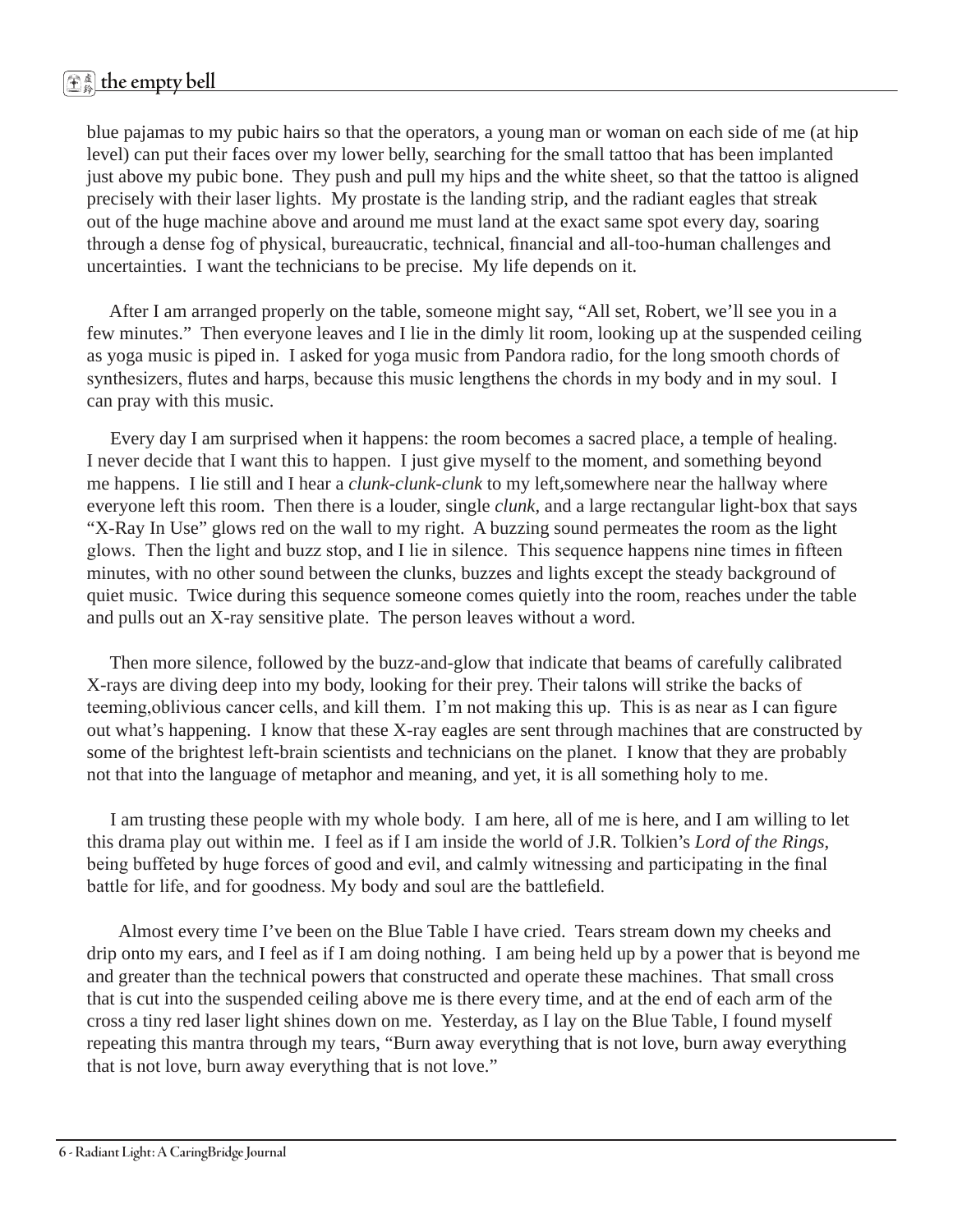blue pajamas to my pubic hairs so that the operators, a young man or woman on each side of me (at hip level) can put their faces over my lower belly, searching for the small tattoo that has been implanted just above my pubic bone. They push and pull my hips and the white sheet, so that the tattoo is aligned precisely with their laser lights. My prostate is the landing strip, and the radiant eagles that streak out of the huge machine above and around me must land at the exact same spot every day, soaring through a dense fog of physical, bureaucratic, technical, financial and all-too-human challenges and uncertainties. I want the technicians to be precise. My life depends on it.

After I am arranged properly on the table, someone might say, "All set, Robert, we'll see you in a few minutes." Then everyone leaves and I lie in the dimly lit room, looking up at the suspended ceiling as yoga music is piped in. I asked for yoga music from Pandora radio, for the long smooth chords of synthesizers, flutes and harps, because this music lengthens the chords in my body and in my soul. I can pray with this music.

Every day I am surprised when it happens: the room becomes a sacred place, a temple of healing. I never decide that I want this to happen. I just give myself to the moment, and something beyond me happens. I lie still and I hear a *clunk-clunk-clunk* to my left,somewhere near the hallway where everyone left this room. Then there is a louder, single *clunk*, and a large rectangular light-box that says "X-Ray In Use" glows red on the wall to my right. A buzzing sound permeates the room as the light glows. Then the light and buzz stop, and I lie in silence. This sequence happens nine times in fifteen minutes, with no other sound between the clunks, buzzes and lights except the steady background of quiet music. Twice during this sequence someone comes quietly into the room, reaches under the table and pulls out an X-ray sensitive plate. The person leaves without a word.

Then more silence, followed by the buzz-and-glow that indicate that beams of carefully calibrated X-rays are diving deep into my body, looking for their prey. Their talons will strike the backs of teeming,oblivious cancer cells, and kill them. I'm not making this up. This is as near as I can figure out what's happening. I know that these X-ray eagles are sent through machines that are constructed by some of the brightest left-brain scientists and technicians on the planet. I know that they are probably not that into the language of metaphor and meaning, and yet, it is all something holy to me.

I am trusting these people with my whole body. I am here, all of me is here, and I am willing to let this drama play out within me. I feel as if I am inside the world of J.R. Tolkien's *Lord of the Rings*, being buffeted by huge forces of good and evil, and calmly witnessing and participating in the final battle for life, and for goodness. My body and soul are the battlefield.

Almost every time I've been on the Blue Table I have cried. Tears stream down my cheeks and drip onto my ears, and I feel as if I am doing nothing. I am being held up by a power that is beyond me and greater than the technical powers that constructed and operate these machines. That small cross that is cut into the suspended ceiling above me is there every time, and at the end of each arm of the cross a tiny red laser light shines down on me. Yesterday, as I lay on the Blue Table, I found myself repeating this mantra through my tears, "Burn away everything that is not love, burn away everything that is not love, burn away everything that is not love."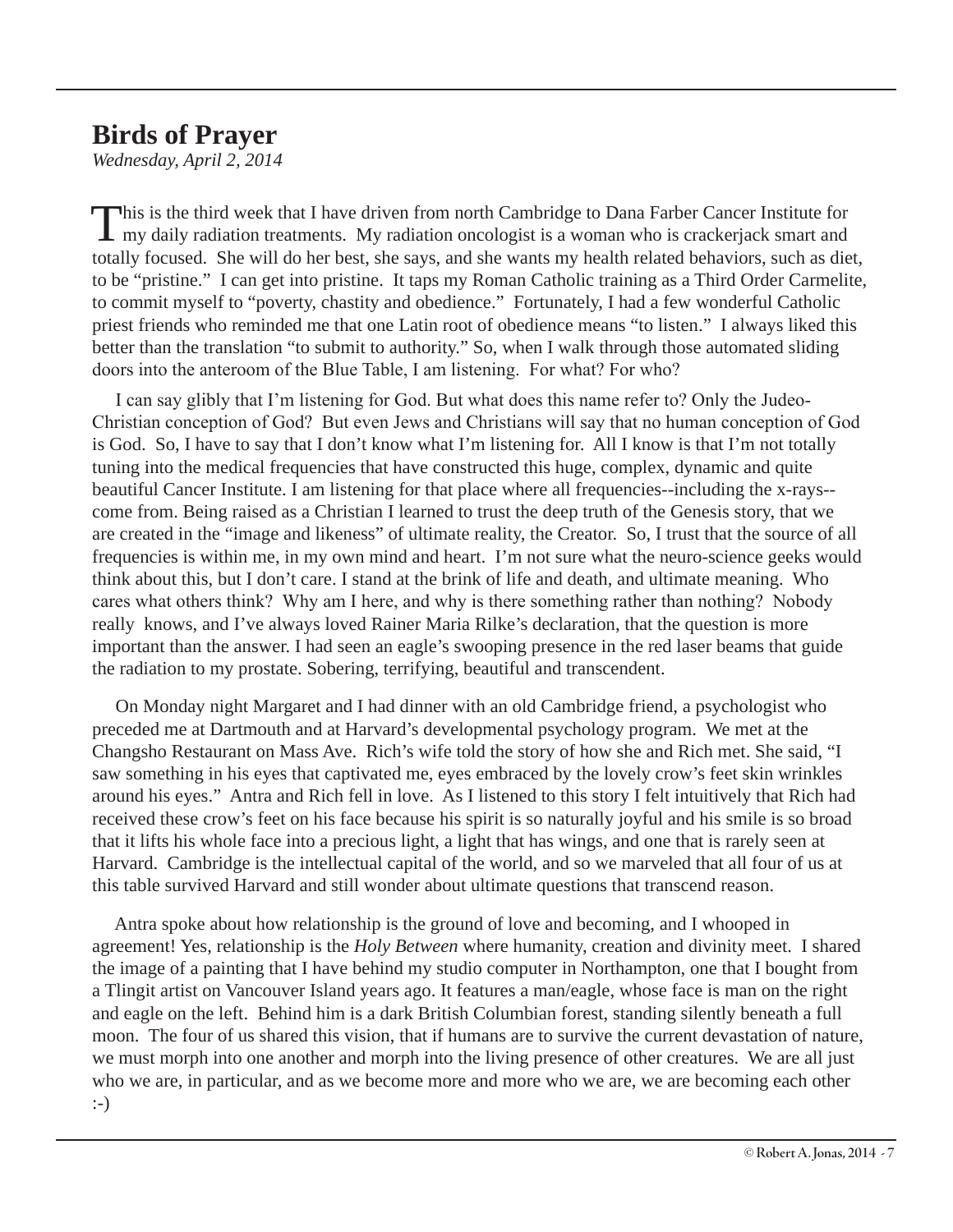## Birds of Prayer

*Wednesday, April 2, 2014*

This is the third week that I have driven from north Cambridge to Dana Farber Cancer Institute for my daily radiation treatments. My radiation oncologist is a woman who is crackerjack smart and totally focused. She will do her best, she says, and she wants my health related behaviors, such as diet, to be "pristine." I can get into pristine. It taps my Roman Catholic training as a Third Order Carmelite, to commit myself to "poverty, chastity and obedience." Fortunately, I had a few wonderful Catholic priest friends who reminded me that one Latin root of obedience means "to listen." I always liked this better than the translation "to submit to authority." So, when I walk through those automated sliding doors into the anteroom of the Blue Table, I am listening. For what? For who?

I can say glibly that I'm listening for God. But what does this name refer to? Only the Judeo-Christian conception of God? But even Jews and Christians will say that no human conception of God is God. So, I have to say that I don't know what I'm listening for. All I know is that I'm not totally tuning into the medical frequencies that have constructed this huge, complex, dynamic and quite beautiful Cancer Institute. I am listening for that place where all frequencies--including the x-rays--come from. Being raised as a Christian I learned to trust the deep truth of the Genesis story, that we are created in the "image and likeness" of ultimate reality, the Creator. So, I trust that the source of all frequencies is within me, in my own mind and heart. I'm not sure what the neuro-science geeks would think about this, but I don't care. I stand at the brink of life and death, and ultimate meaning. Who cares what others think? Why am I here, and why is there something rather than nothing? Nobody really knows, and I've always loved Rainer Maria Rilke's declaration, that the question is more important than the answer. I had seen an eagle's swooping presence in the red laser beams that guide the radiation to my prostate. Sobering, terrifying, beautiful and transcendent.

On Monday night Margaret and I had dinner with an old Cambridge friend, a psychologist who preceded me at Dartmouth and at Harvard's developmental psychology program. We met at the Changsho Restaurant on Mass Ave. Rich's wife told the story of how she and Rich met. She said, "I saw something in his eyes that captivated me, eyes embraced by the lovely crow's feet skin wrinkles around his eyes." Antra and Rich fell in love. As I listened to this story I felt intuitively that Rich had received these crow's feet on his face because his spirit is so naturally joyful and his smile is so broad that it lifts his whole face into a precious light, a light that has wings, and one that is rarely seen at Harvard. Cambridge is the intellectual capital of the world, and so we marveled that all four of us at this table survived Harvard and still wonder about ultimate questions that transcend reason.

Antra spoke about how relationship is the ground of love and becoming, and I whooped in agreement! Yes, relationship is the *Holy Between* where humanity, creation and divinity meet. I shared the image of a painting that I have behind my studio computer in Northampton, one that I bought from a Tlingit artist on Vancouver Island years ago. It features a man/eagle, whose face is man on the right and eagle on the left. Behind him is a dark British Columbian forest, standing silently beneath a full moon. The four of us shared this vision, that if humans are to survive the current devastation of nature, we must morph into one another and morph into the living presence of other creatures. We are all just who we are, in particular, and as we become more and more who we are, we are becoming each other :-)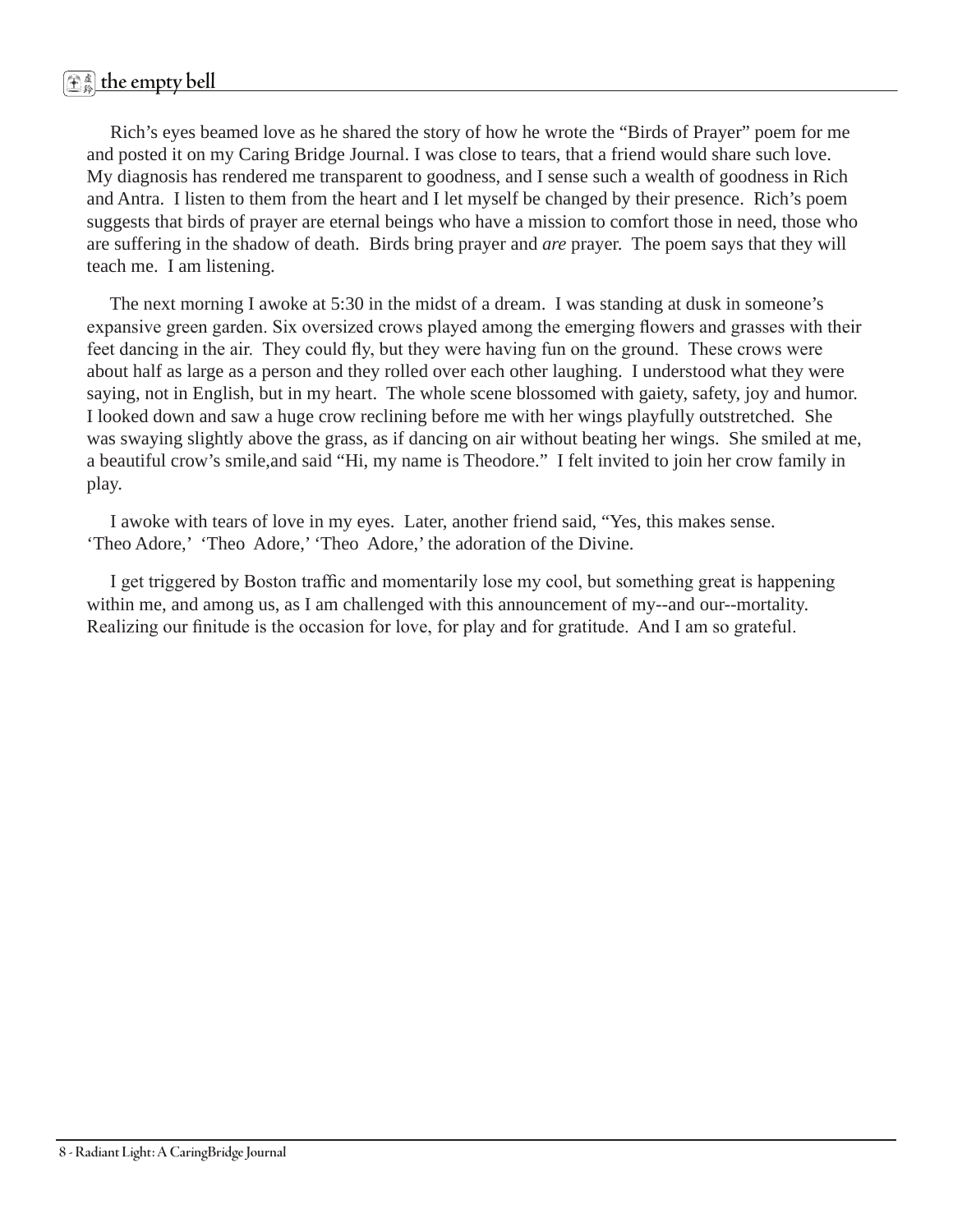Rich's eyes beamed love as he shared the story of how he wrote the "Birds of Prayer" poem for me and posted it on my Caring Bridge Journal. I was close to tears, that a friend would share such love. My diagnosis has rendered me transparent to goodness, and I sense such a wealth of goodness in Rich and Antra. I listen to them from the heart and I let myself be changed by their presence. Rich's poem suggests that birds of prayer are eternal beings who have a mission to comfort those in need, those who are suffering in the shadow of death. Birds bring prayer and *are* prayer. The poem says that they will teach me. I am listening.

The next morning I awoke at 5:30 in the midst of a dream. I was standing at dusk in someone's expansive green garden. Six oversized crows played among the emerging flowers and grasses with their feet dancing in the air. They could fly, but they were having fun on the ground. These crows were about half as large as a person and they rolled over each other laughing. I understood what they were saying, not in English, but in my heart. The whole scene blossomed with gaiety, safety, joy and humor. I looked down and saw a huge crow reclining before me with her wings playfully outstretched. She was swaying slightly above the grass, as if dancing on air without beating her wings. She smiled at me, a beautiful crow's smile,and said "Hi, my name is Theodore." I felt invited to join her crow family in play.

I awoke with tears of love in my eyes. Later, another friend said, "Yes, this makes sense. 'Theo Adore,' 'Theo Adore,' 'Theo Adore,' the adoration of the Divine.

I get triggered by Boston traffic and momentarily lose my cool, but something great is happening within me, and among us, as I am challenged with this announcement of my--and our--mortality. Realizing our finitude is the occasion for love, for play and for gratitude. And I am so grateful.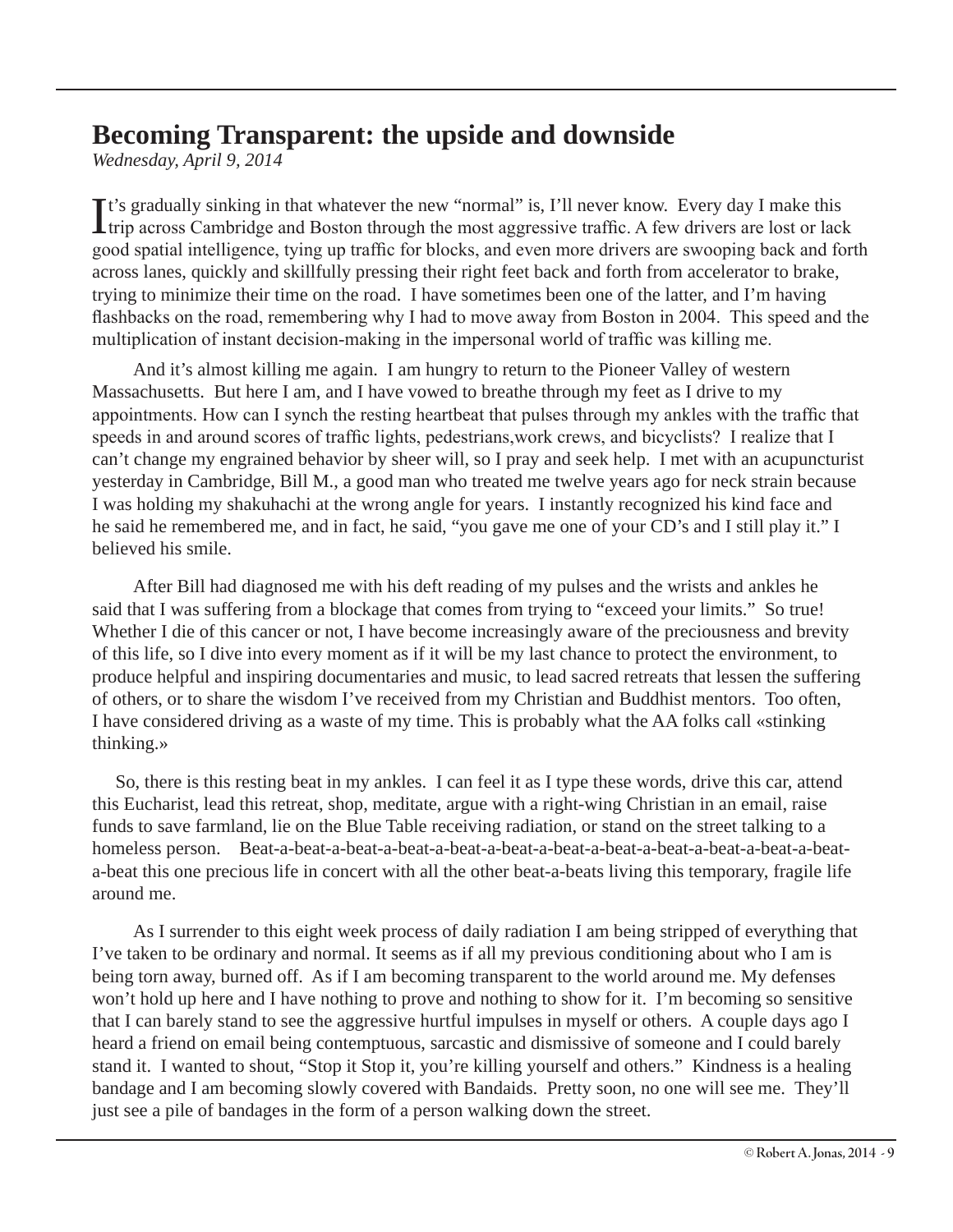# Becoming Transparent: the upside and downside

*Wednesday, April 9, 2014*

It's gradually sinking in that whatever the new "normal" is, I'll never know. Every day I make this trip across Cambridge and Boston through the most aggressive traffic. A few drivers are lost or lack good spatial intelligence, tying up traffic for blocks, and even more drivers are swooping back and forth across lanes, quickly and skillfully pressing their right feet back and forth from accelerator to brake, trying to minimize their time on the road. I have sometimes been one of the latter, and I'm having flashbacks on the road, remembering why I had to move away from Boston in 2004. This speed and the multiplication of instant decision-making in the impersonal world of traffic was killing me.

And it's almost killing me again. I am hungry to return to the Pioneer Valley of western Massachusetts. But here I am, and I have vowed to breathe through my feet as I drive to my appointments. How can I synch the resting heartbeat that pulses through my ankles with the traffic that speeds in and around scores of traffic lights, pedestrians,work crews, and bicyclists? I realize that I can't change my engrained behavior by sheer will, so I pray and seek help. I met with an acupuncturist yesterday in Cambridge, Bill M., a good man who treated me twelve years ago for neck strain because I was holding my shakuhachi at the wrong angle for years. I instantly recognized his kind face and he said he remembered me, and in fact, he said, "you gave me one of your CD's and I still play it." I believed his smile.

After Bill had diagnosed me with his deft reading of my pulses and the wrists and ankles he said that I was suffering from a blockage that comes from trying to "exceed your limits." So true! Whether I die of this cancer or not, I have become increasingly aware of the preciousness and brevity of this life, so I dive into every moment as if it will be my last chance to protect the environment, to produce helpful and inspiring documentaries and music, to lead sacred retreats that lessen the suffering of others, or to share the wisdom I've received from my Christian and Buddhist mentors. Too often, I have considered driving as a waste of my time. This is probably what the AA folks call «stinking thinking.»

So, there is this resting beat in my ankles. I can feel it as I type these words, drive this car, attend this Eucharist, lead this retreat, shop, meditate, argue with a right-wing Christian in an email, raise funds to save farmland, lie on the Blue Table receiving radiation, or stand on the street talking to a homeless person. Beat-a-beat-a-beat-a-beat-a-beat-a-beat-a-beat-a-beat-a-beat-a-beat-a-beat-a-beat-a-beat this one precious life in concert with all the other beat-a-beats living this temporary, fragile life around me.

As I surrender to this eight week process of daily radiation I am being stripped of everything that I've taken to be ordinary and normal. It seems as if all my previous conditioning about who I am is being torn away, burned off. As if I am becoming transparent to the world around me. My defenses won't hold up here and I have nothing to prove and nothing to show for it. I'm becoming so sensitive that I can barely stand to see the aggressive hurtful impulses in myself or others. A couple days ago I heard a friend on email being contemptuous, sarcastic and dismissive of someone and I could barely stand it. I wanted to shout, "Stop it Stop it, you're killing yourself and others." Kindness is a healing bandage and I am becoming slowly covered with Bandaids. Pretty soon, no one will see me. They'll just see a pile of bandages in the form of a person walking down the street.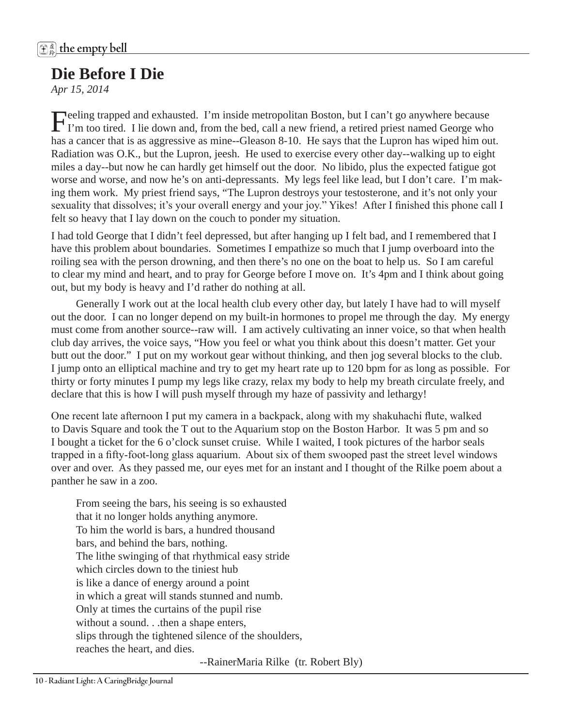# Die Before I Die

*Apr 15, 2014*

Feeling trapped and exhausted. I'm inside metropolitan Boston, but I can't go anywhere because I'm too tired. I lie down and, from the bed, call a new friend, a retired priest named George who has a cancer that is as aggressive as mine--Gleason 8-10. He says that the Lupron has wiped him out. Radiation was O.K., but the Lupron, jeesh. He used to exercise every other day--walking up to eight miles a day--but now he can hardly get himself out the door. No libido, plus the expected fatigue got worse and worse, and now he's on anti-depressants. My legs feel like lead, but I don't care. I'm making them work. My priest friend says, "The Lupron destroys your testosterone, and it's not only your sexuality that dissolves; it's your overall energy and your joy." Yikes! After I finished this phone call I felt so heavy that I lay down on the couch to ponder my situation.

I had told George that I didn't feel depressed, but after hanging up I felt bad, and I remembered that I have this problem about boundaries. Sometimes I empathize so much that I jump overboard into the roiling sea with the person drowning, and then there's no one on the boat to help us. So I am careful to clear my mind and heart, and to pray for George before I move on. It's 4pm and I think about going out, but my body is heavy and I'd rather do nothing at all.

Generally I work out at the local health club every other day, but lately I have had to will myself out the door. I can no longer depend on my built-in hormones to propel me through the day. My energy must come from another source--raw will. I am actively cultivating an inner voice, so that when health club day arrives, the voice says, "How you feel or what you think about this doesn't matter. Get your butt out the door." I put on my workout gear without thinking, and then jog several blocks to the club. I jump onto an elliptical machine and try to get my heart rate up to 120 bpm for as long as possible. For thirty or forty minutes I pump my legs like crazy, relax my body to help my breath circulate freely, and declare that this is how I will push myself through my haze of passivity and lethargy!

One recent late afternoon I put my camera in a backpack, along with my shakuhachi flute, walked to Davis Square and took the T out to the Aquarium stop on the Boston Harbor. It was 5 pm and so I bought a ticket for the 6 o'clock sunset cruise. While I waited, I took pictures of the harbor seals trapped in a fifty-foot-long glass aquarium. About six of them swooped past the street level windows over and over. As they passed me, our eyes met for an instant and I thought of the Rilke poem about a panther he saw in a zoo.

> From seeing the bars, his seeing is so exhausted
> that it no longer holds anything anymore.
> To him the world is bars, a hundred thousand
> bars, and behind the bars, nothing.
> The lithe swinging of that rhythmical easy stride
> which circles down to the tiniest hub
> is like a dance of energy around a point
> in which a great will stands stunned and numb.
> Only at times the curtains of the pupil rise
> without a sound. . .then a shape enters,
> slips through the tightened silence of the shoulders,
> reaches the heart, and dies.
>
> --RainerMaria Rilke (tr. Robert Bly)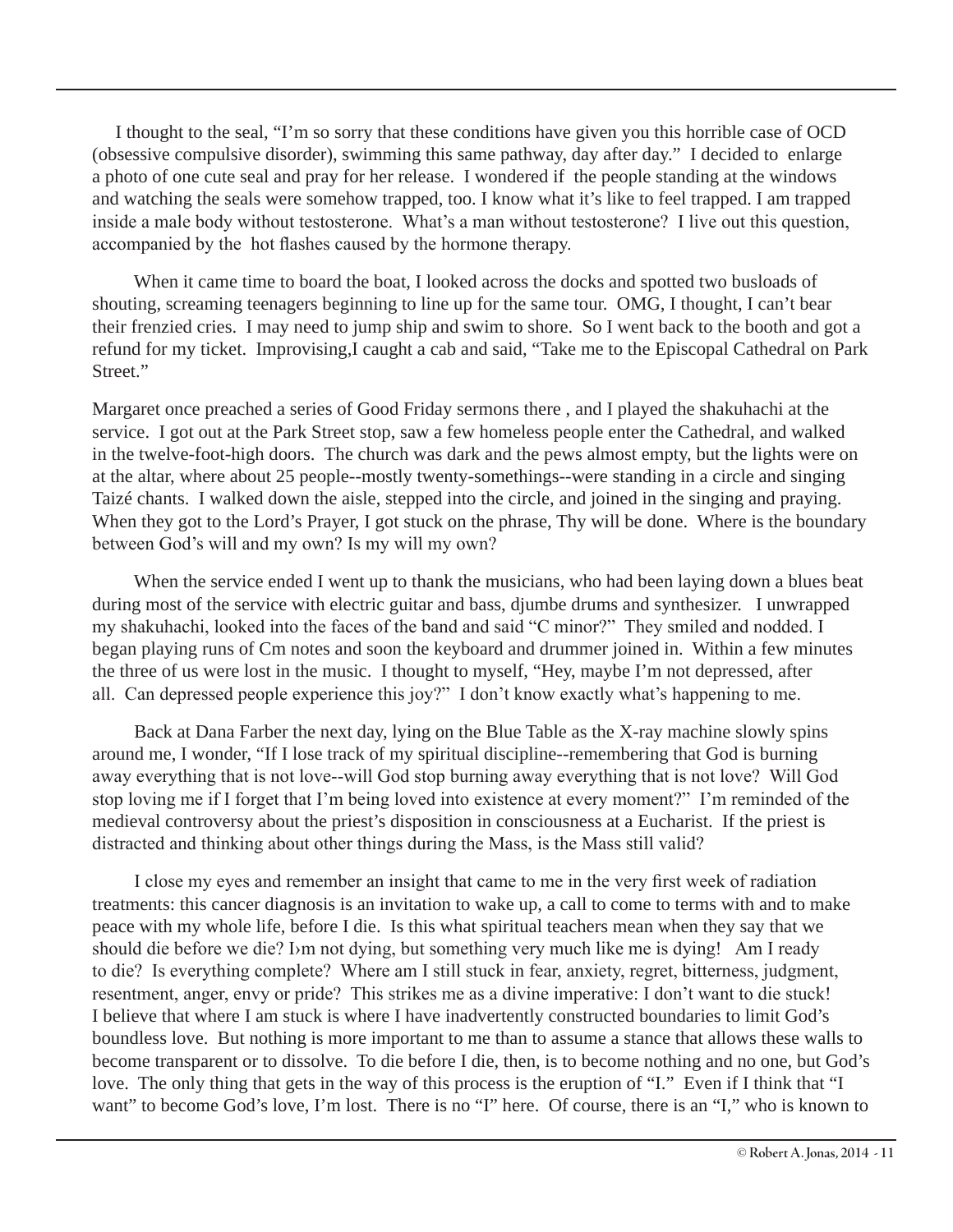I thought to the seal, "I'm so sorry that these conditions have given you this horrible case of OCD (obsessive compulsive disorder), swimming this same pathway, day after day." I decided to enlarge a photo of one cute seal and pray for her release. I wondered if the people standing at the windows and watching the seals were somehow trapped, too. I know what it's like to feel trapped. I am trapped inside a male body without testosterone. What's a man without testosterone? I live out this question, accompanied by the hot flashes caused by the hormone therapy.

When it came time to board the boat, I looked across the docks and spotted two busloads of shouting, screaming teenagers beginning to line up for the same tour. OMG, I thought, I can't bear their frenzied cries. I may need to jump ship and swim to shore. So I went back to the booth and got a refund for my ticket. Improvising,I caught a cab and said, "Take me to the Episcopal Cathedral on Park Street."

Margaret once preached a series of Good Friday sermons there , and I played the shakuhachi at the service. I got out at the Park Street stop, saw a few homeless people enter the Cathedral, and walked in the twelve-foot-high doors. The church was dark and the pews almost empty, but the lights were on at the altar, where about 25 people--mostly twenty-somethings--were standing in a circle and singing Taizé chants. I walked down the aisle, stepped into the circle, and joined in the singing and praying. When they got to the Lord's Prayer, I got stuck on the phrase, Thy will be done. Where is the boundary between God's will and my own? Is my will my own?

When the service ended I went up to thank the musicians, who had been laying down a blues beat during most of the service with electric guitar and bass, djumbe drums and synthesizer. I unwrapped my shakuhachi, looked into the faces of the band and said "C minor?" They smiled and nodded. I began playing runs of Cm notes and soon the keyboard and drummer joined in. Within a few minutes the three of us were lost in the music. I thought to myself, "Hey, maybe I'm not depressed, after all. Can depressed people experience this joy?" I don't know exactly what's happening to me.

Back at Dana Farber the next day, lying on the Blue Table as the X-ray machine slowly spins around me, I wonder, "If I lose track of my spiritual discipline--remembering that God is burning away everything that is not love--will God stop burning away everything that is not love? Will God stop loving me if I forget that I'm being loved into existence at every moment?" I'm reminded of the medieval controversy about the priest's disposition in consciousness at a Eucharist. If the priest is distracted and thinking about other things during the Mass, is the Mass still valid?

I close my eyes and remember an insight that came to me in the very first week of radiation treatments: this cancer diagnosis is an invitation to wake up, a call to come to terms with and to make peace with my whole life, before I die. Is this what spiritual teachers mean when they say that we should die before we die? I›m not dying, but something very much like me is dying! Am I ready to die? Is everything complete? Where am I still stuck in fear, anxiety, regret, bitterness, judgment, resentment, anger, envy or pride? This strikes me as a divine imperative: I don't want to die stuck! I believe that where I am stuck is where I have inadvertently constructed boundaries to limit God's boundless love. But nothing is more important to me than to assume a stance that allows these walls to become transparent or to dissolve. To die before I die, then, is to become nothing and no one, but God's love. The only thing that gets in the way of this process is the eruption of "I." Even if I think that "I want" to become God's love, I'm lost. There is no "I" here. Of course, there is an "I," who is known to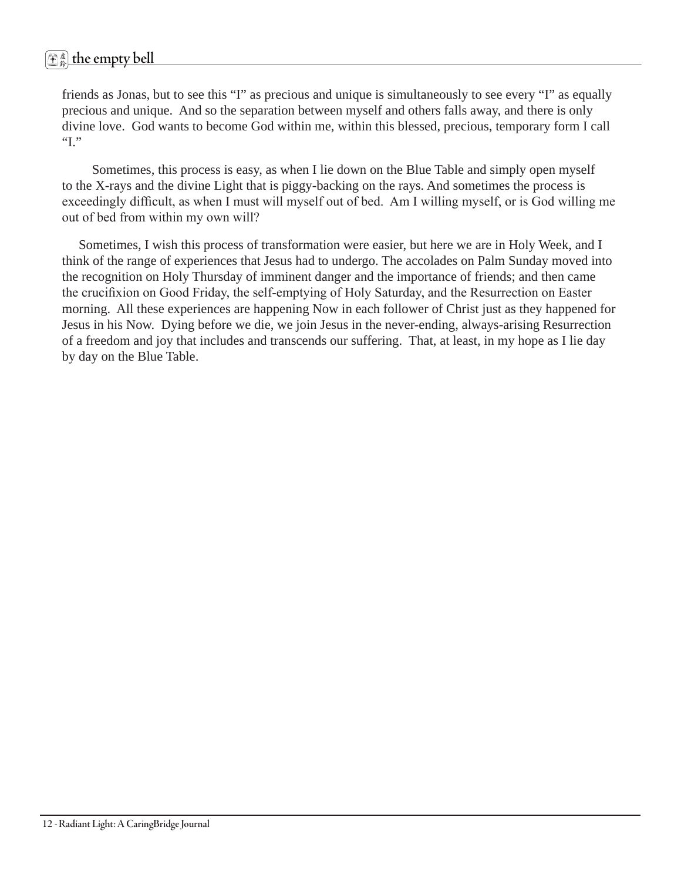friends as Jonas, but to see this "I" as precious and unique is simultaneously to see every "I" as equally precious and unique. And so the separation between myself and others falls away, and there is only divine love. God wants to become God within me, within this blessed, precious, temporary form I call "I."

Sometimes, this process is easy, as when I lie down on the Blue Table and simply open myself to the X-rays and the divine Light that is piggy-backing on the rays. And sometimes the process is exceedingly difficult, as when I must will myself out of bed. Am I willing myself, or is God willing me out of bed from within my own will?

Sometimes, I wish this process of transformation were easier, but here we are in Holy Week, and I think of the range of experiences that Jesus had to undergo. The accolades on Palm Sunday moved into the recognition on Holy Thursday of imminent danger and the importance of friends; and then came the crucifixion on Good Friday, the self-emptying of Holy Saturday, and the Resurrection on Easter morning. All these experiences are happening Now in each follower of Christ just as they happened for Jesus in his Now. Dying before we die, we join Jesus in the never-ending, always-arising Resurrection of a freedom and joy that includes and transcends our suffering. That, at least, in my hope as I lie day by day on the Blue Table.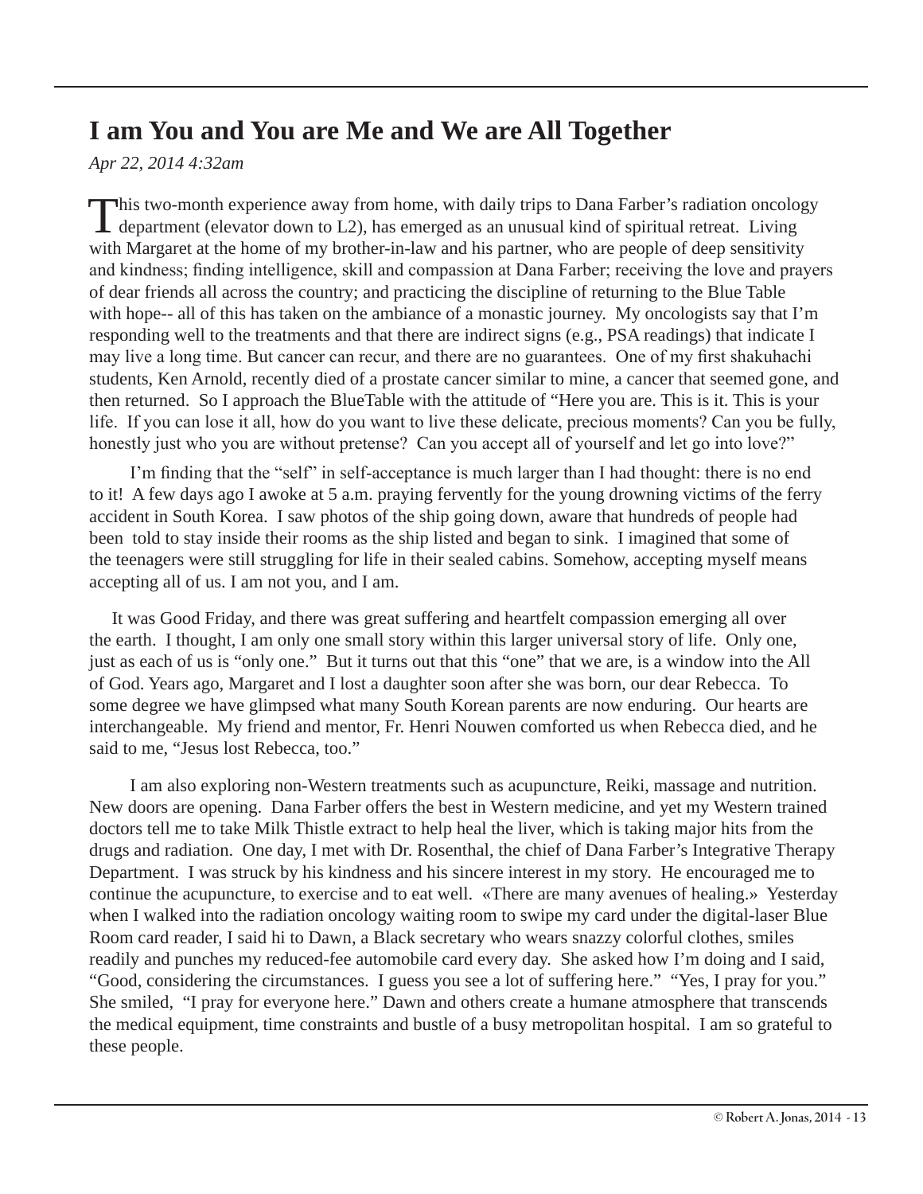## I am You and You are Me and We are All Together

*Apr 22, 2014 4:32am*

This two-month experience away from home, with daily trips to Dana Farber's radiation oncology department (elevator down to L2), has emerged as an unusual kind of spiritual retreat. Living with Margaret at the home of my brother-in-law and his partner, who are people of deep sensitivity and kindness; finding intelligence, skill and compassion at Dana Farber; receiving the love and prayers of dear friends all across the country; and practicing the discipline of returning to the Blue Table with hope-- all of this has taken on the ambiance of a monastic journey. My oncologists say that I'm responding well to the treatments and that there are indirect signs (e.g., PSA readings) that indicate I may live a long time. But cancer can recur, and there are no guarantees. One of my first shakuhachi students, Ken Arnold, recently died of a prostate cancer similar to mine, a cancer that seemed gone, and then returned. So I approach the BlueTable with the attitude of "Here you are. This is it. This is your life. If you can lose it all, how do you want to live these delicate, precious moments? Can you be fully, honestly just who you are without pretense? Can you accept all of yourself and let go into love?"

I'm finding that the "self" in self-acceptance is much larger than I had thought: there is no end to it! A few days ago I awoke at 5 a.m. praying fervently for the young drowning victims of the ferry accident in South Korea. I saw photos of the ship going down, aware that hundreds of people had been told to stay inside their rooms as the ship listed and began to sink. I imagined that some of the teenagers were still struggling for life in their sealed cabins. Somehow, accepting myself means accepting all of us. I am not you, and I am.

It was Good Friday, and there was great suffering and heartfelt compassion emerging all over the earth. I thought, I am only one small story within this larger universal story of life. Only one, just as each of us is "only one." But it turns out that this "one" that we are, is a window into the All of God. Years ago, Margaret and I lost a daughter soon after she was born, our dear Rebecca. To some degree we have glimpsed what many South Korean parents are now enduring. Our hearts are interchangeable. My friend and mentor, Fr. Henri Nouwen comforted us when Rebecca died, and he said to me, "Jesus lost Rebecca, too."

I am also exploring non-Western treatments such as acupuncture, Reiki, massage and nutrition. New doors are opening. Dana Farber offers the best in Western medicine, and yet my Western trained doctors tell me to take Milk Thistle extract to help heal the liver, which is taking major hits from the drugs and radiation. One day, I met with Dr. Rosenthal, the chief of Dana Farber's Integrative Therapy Department. I was struck by his kindness and his sincere interest in my story. He encouraged me to continue the acupuncture, to exercise and to eat well. «There are many avenues of healing.» Yesterday when I walked into the radiation oncology waiting room to swipe my card under the digital-laser Blue Room card reader, I said hi to Dawn, a Black secretary who wears snazzy colorful clothes, smiles readily and punches my reduced-fee automobile card every day. She asked how I'm doing and I said, "Good, considering the circumstances. I guess you see a lot of suffering here." "Yes, I pray for you." She smiled, "I pray for everyone here." Dawn and others create a humane atmosphere that transcends the medical equipment, time constraints and bustle of a busy metropolitan hospital. I am so grateful to these people.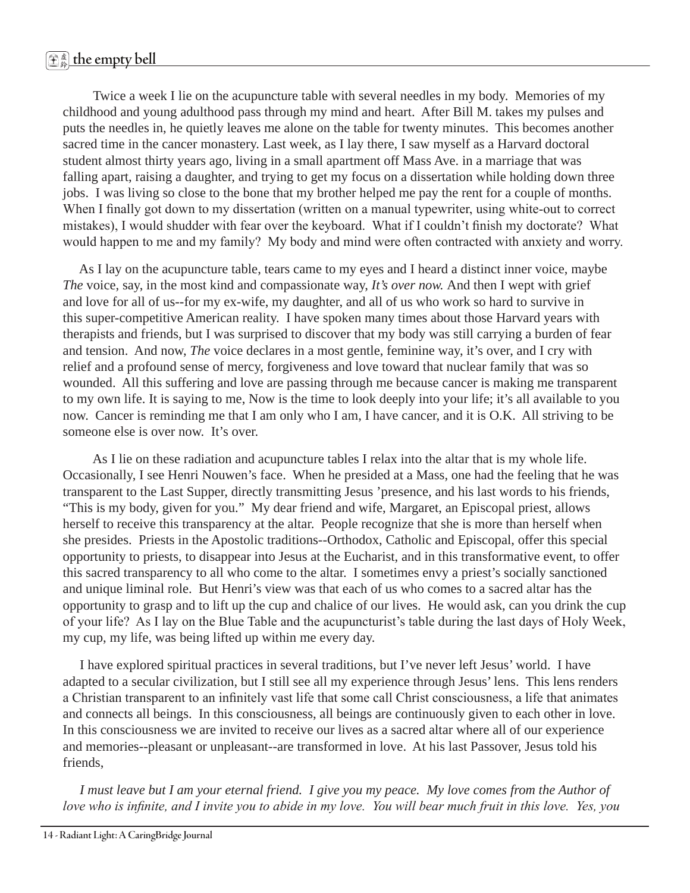Twice a week I lie on the acupuncture table with several needles in my body. Memories of my childhood and young adulthood pass through my mind and heart. After Bill M. takes my pulses and puts the needles in, he quietly leaves me alone on the table for twenty minutes. This becomes another sacred time in the cancer monastery. Last week, as I lay there, I saw myself as a Harvard doctoral student almost thirty years ago, living in a small apartment off Mass Ave. in a marriage that was falling apart, raising a daughter, and trying to get my focus on a dissertation while holding down three jobs. I was living so close to the bone that my brother helped me pay the rent for a couple of months. When I finally got down to my dissertation (written on a manual typewriter, using white-out to correct mistakes), I would shudder with fear over the keyboard. What if I couldn't finish my doctorate? What would happen to me and my family? My body and mind were often contracted with anxiety and worry.

As I lay on the acupuncture table, tears came to my eyes and I heard a distinct inner voice, maybe *The* voice, say, in the most kind and compassionate way, *It's over now.* And then I wept with grief and love for all of us--for my ex-wife, my daughter, and all of us who work so hard to survive in this super-competitive American reality. I have spoken many times about those Harvard years with therapists and friends, but I was surprised to discover that my body was still carrying a burden of fear and tension. And now, *The* voice declares in a most gentle, feminine way, it's over, and I cry with relief and a profound sense of mercy, forgiveness and love toward that nuclear family that was so wounded. All this suffering and love are passing through me because cancer is making me transparent to my own life. It is saying to me, Now is the time to look deeply into your life; it's all available to you now. Cancer is reminding me that I am only who I am, I have cancer, and it is O.K. All striving to be someone else is over now. It's over.

As I lie on these radiation and acupuncture tables I relax into the altar that is my whole life. Occasionally, I see Henri Nouwen's face. When he presided at a Mass, one had the feeling that he was transparent to the Last Supper, directly transmitting Jesus 'presence, and his last words to his friends, "This is my body, given for you." My dear friend and wife, Margaret, an Episcopal priest, allows herself to receive this transparency at the altar. People recognize that she is more than herself when she presides. Priests in the Apostolic traditions--Orthodox, Catholic and Episcopal, offer this special opportunity to priests, to disappear into Jesus at the Eucharist, and in this transformative event, to offer this sacred transparency to all who come to the altar. I sometimes envy a priest's socially sanctioned and unique liminal role. But Henri's view was that each of us who comes to a sacred altar has the opportunity to grasp and to lift up the cup and chalice of our lives. He would ask, can you drink the cup of your life? As I lay on the Blue Table and the acupuncturist's table during the last days of Holy Week, my cup, my life, was being lifted up within me every day.

I have explored spiritual practices in several traditions, but I've never left Jesus' world. I have adapted to a secular civilization, but I still see all my experience through Jesus' lens. This lens renders a Christian transparent to an infinitely vast life that some call Christ consciousness, a life that animates and connects all beings. In this consciousness, all beings are continuously given to each other in love. In this consciousness we are invited to receive our lives as a sacred altar where all of our experience and memories--pleasant or unpleasant--are transformed in love. At his last Passover, Jesus told his friends,

*I must leave but I am your eternal friend. I give you my peace. My love comes from the Author of love who is infinite, and I invite you to abide in my love. You will bear much fruit in this love. Yes, you*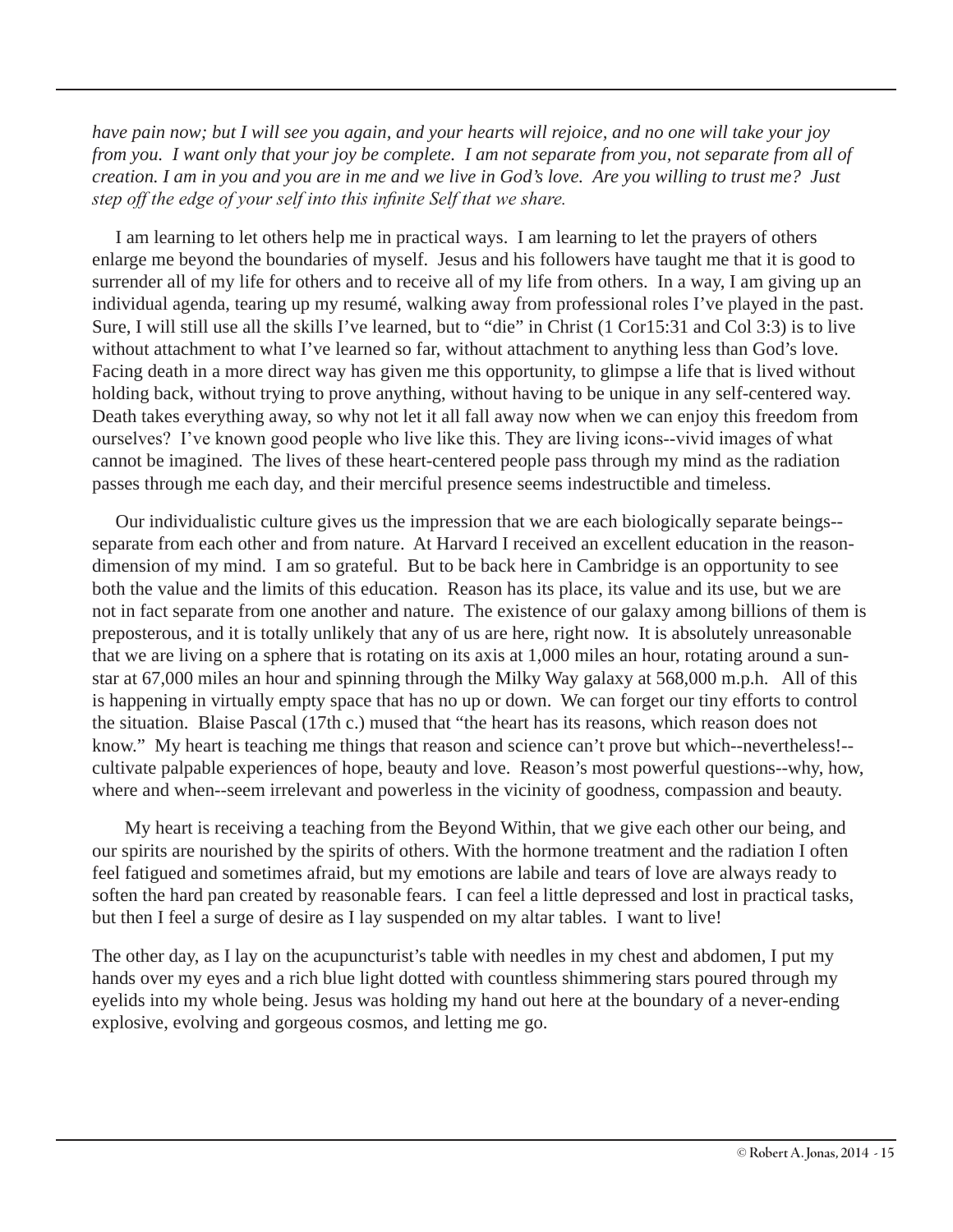*have pain now; but I will see you again, and your hearts will rejoice, and no one will take your joy from you. I want only that your joy be complete. I am not separate from you, not separate from all of creation. I am in you and you are in me and we live in God's love. Are you willing to trust me? Just step off the edge of your self into this infinite Self that we share.*

I am learning to let others help me in practical ways. I am learning to let the prayers of others enlarge me beyond the boundaries of myself. Jesus and his followers have taught me that it is good to surrender all of my life for others and to receive all of my life from others. In a way, I am giving up an individual agenda, tearing up my resumé, walking away from professional roles I've played in the past. Sure, I will still use all the skills I've learned, but to "die" in Christ (1 Cor15:31 and Col 3:3) is to live without attachment to what I've learned so far, without attachment to anything less than God's love. Facing death in a more direct way has given me this opportunity, to glimpse a life that is lived without holding back, without trying to prove anything, without having to be unique in any self-centered way. Death takes everything away, so why not let it all fall away now when we can enjoy this freedom from ourselves? I've known good people who live like this. They are living icons--vivid images of what cannot be imagined. The lives of these heart-centered people pass through my mind as the radiation passes through me each day, and their merciful presence seems indestructible and timeless.

Our individualistic culture gives us the impression that we are each biologically separate beings--separate from each other and from nature. At Harvard I received an excellent education in the reason-dimension of my mind. I am so grateful. But to be back here in Cambridge is an opportunity to see both the value and the limits of this education. Reason has its place, its value and its use, but we are not in fact separate from one another and nature. The existence of our galaxy among billions of them is preposterous, and it is totally unlikely that any of us are here, right now. It is absolutely unreasonable that we are living on a sphere that is rotating on its axis at 1,000 miles an hour, rotating around a sun-star at 67,000 miles an hour and spinning through the Milky Way galaxy at 568,000 m.p.h. All of this is happening in virtually empty space that has no up or down. We can forget our tiny efforts to control the situation. Blaise Pascal (17th c.) mused that "the heart has its reasons, which reason does not know." My heart is teaching me things that reason and science can't prove but which--nevertheless!--cultivate palpable experiences of hope, beauty and love. Reason's most powerful questions--why, how, where and when--seem irrelevant and powerless in the vicinity of goodness, compassion and beauty.

My heart is receiving a teaching from the Beyond Within, that we give each other our being, and our spirits are nourished by the spirits of others. With the hormone treatment and the radiation I often feel fatigued and sometimes afraid, but my emotions are labile and tears of love are always ready to soften the hard pan created by reasonable fears. I can feel a little depressed and lost in practical tasks, but then I feel a surge of desire as I lay suspended on my altar tables. I want to live!

The other day, as I lay on the acupuncturist's table with needles in my chest and abdomen, I put my hands over my eyes and a rich blue light dotted with countless shimmering stars poured through my eyelids into my whole being. Jesus was holding my hand out here at the boundary of a never-ending explosive, evolving and gorgeous cosmos, and letting me go.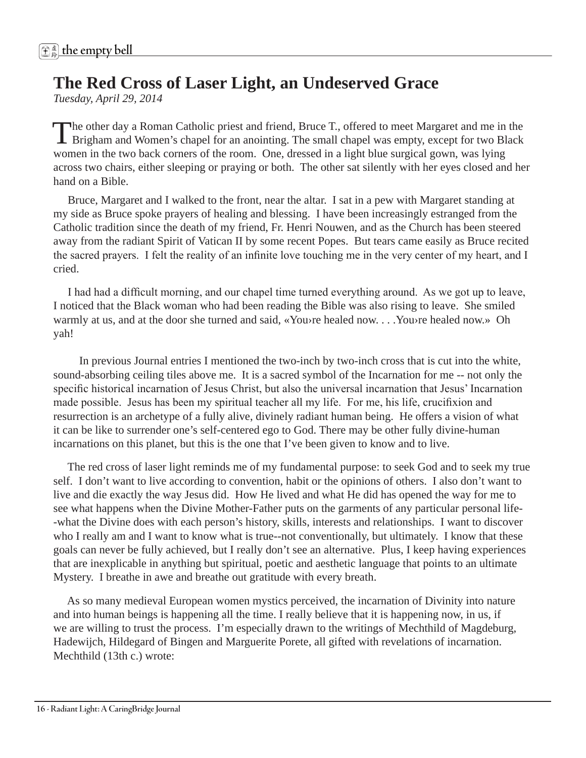# The Red Cross of Laser Light, an Undeserved Grace

*Tuesday, April 29, 2014*

The other day a Roman Catholic priest and friend, Bruce T., offered to meet Margaret and me in the Brigham and Women's chapel for an anointing. The small chapel was empty, except for two Black women in the two back corners of the room. One, dressed in a light blue surgical gown, was lying across two chairs, either sleeping or praying or both. The other sat silently with her eyes closed and her hand on a Bible.

Bruce, Margaret and I walked to the front, near the altar. I sat in a pew with Margaret standing at my side as Bruce spoke prayers of healing and blessing. I have been increasingly estranged from the Catholic tradition since the death of my friend, Fr. Henri Nouwen, and as the Church has been steered away from the radiant Spirit of Vatican II by some recent Popes. But tears came easily as Bruce recited the sacred prayers. I felt the reality of an infinite love touching me in the very center of my heart, and I cried.

I had had a difficult morning, and our chapel time turned everything around. As we got up to leave, I noticed that the Black woman who had been reading the Bible was also rising to leave. She smiled warmly at us, and at the door she turned and said, «You›re healed now. . . .You›re healed now.» Oh yah!

In previous Journal entries I mentioned the two-inch by two-inch cross that is cut into the white, sound-absorbing ceiling tiles above me. It is a sacred symbol of the Incarnation for me -- not only the specific historical incarnation of Jesus Christ, but also the universal incarnation that Jesus' Incarnation made possible. Jesus has been my spiritual teacher all my life. For me, his life, crucifixion and resurrection is an archetype of a fully alive, divinely radiant human being. He offers a vision of what it can be like to surrender one's self-centered ego to God. There may be other fully divine-human incarnations on this planet, but this is the one that I've been given to know and to live.

The red cross of laser light reminds me of my fundamental purpose: to seek God and to seek my true self. I don't want to live according to convention, habit or the opinions of others. I also don't want to live and die exactly the way Jesus did. How He lived and what He did has opened the way for me to see what happens when the Divine Mother-Father puts on the garments of any particular personal life--what the Divine does with each person's history, skills, interests and relationships. I want to discover who I really am and I want to know what is true--not conventionally, but ultimately. I know that these goals can never be fully achieved, but I really don't see an alternative. Plus, I keep having experiences that are inexplicable in anything but spiritual, poetic and aesthetic language that points to an ultimate Mystery. I breathe in awe and breathe out gratitude with every breath.

As so many medieval European women mystics perceived, the incarnation of Divinity into nature and into human beings is happening all the time. I really believe that it is happening now, in us, if we are willing to trust the process. I'm especially drawn to the writings of Mechthild of Magdeburg, Hadewijch, Hildegard of Bingen and Marguerite Porete, all gifted with revelations of incarnation. Mechthild (13th c.) wrote: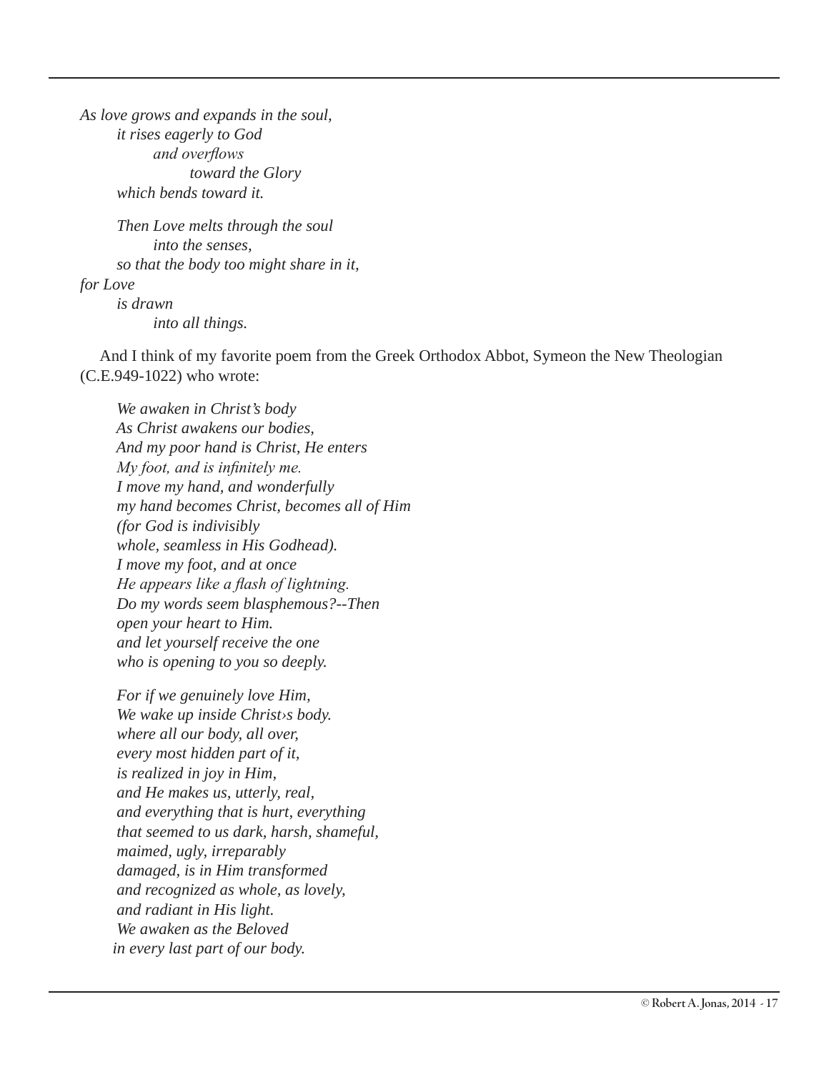*As love grows and expands in the soul,*
*it rises eagerly to God*
*and overflows*
*toward the Glory*
*which bends toward it.*

*Then Love melts through the soul*
*into the senses,*
*so that the body too might share in it,*
*for Love*
*is drawn*
*into all things.*

And I think of my favorite poem from the Greek Orthodox Abbot, Symeon the New Theologian (C.E.949-1022) who wrote:

*We awaken in Christ's body*
*As Christ awakens our bodies,*
*And my poor hand is Christ, He enters*
*My foot, and is infinitely me.*
*I move my hand, and wonderfully*
*my hand becomes Christ, becomes all of Him*
*(for God is indivisibly*
*whole, seamless in His Godhead).*
*I move my foot, and at once*
*He appears like a flash of lightning.*
*Do my words seem blasphemous?--Then*
*open your heart to Him.*
*and let yourself receive the one*
*who is opening to you so deeply.*

*For if we genuinely love Him,*
*We wake up inside Christ›s body.*
*where all our body, all over,*
*every most hidden part of it,*
*is realized in joy in Him,*
*and He makes us, utterly, real,*
*and everything that is hurt, everything*
*that seemed to us dark, harsh, shameful,*
*maimed, ugly, irreparably*
*damaged, is in Him transformed*
*and recognized as whole, as lovely,*
*and radiant in His light.*
*We awaken as the Beloved*
*in every last part of our body.*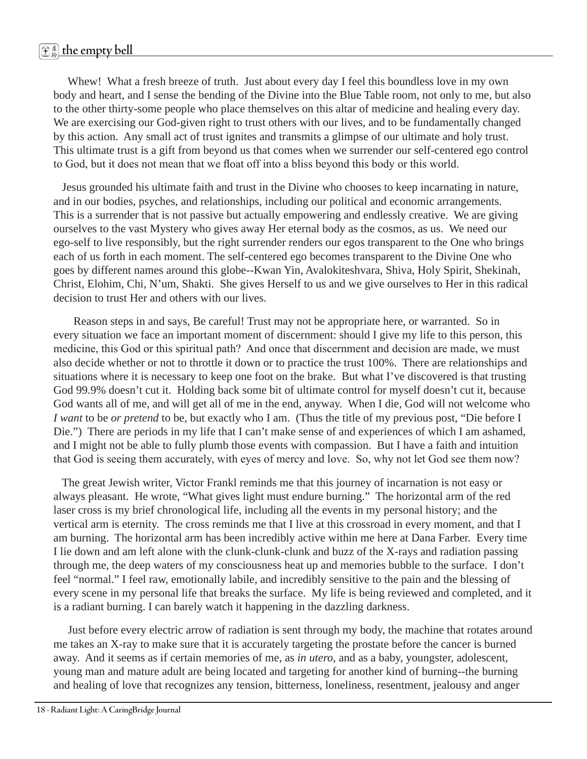Whew! What a fresh breeze of truth. Just about every day I feel this boundless love in my own body and heart, and I sense the bending of the Divine into the Blue Table room, not only to me, but also to the other thirty-some people who place themselves on this altar of medicine and healing every day. We are exercising our God-given right to trust others with our lives, and to be fundamentally changed by this action. Any small act of trust ignites and transmits a glimpse of our ultimate and holy trust. This ultimate trust is a gift from beyond us that comes when we surrender our self-centered ego control to God, but it does not mean that we float off into a bliss beyond this body or this world.

Jesus grounded his ultimate faith and trust in the Divine who chooses to keep incarnating in nature, and in our bodies, psyches, and relationships, including our political and economic arrangements. This is a surrender that is not passive but actually empowering and endlessly creative. We are giving ourselves to the vast Mystery who gives away Her eternal body as the cosmos, as us. We need our ego-self to live responsibly, but the right surrender renders our egos transparent to the One who brings each of us forth in each moment. The self-centered ego becomes transparent to the Divine One who goes by different names around this globe--Kwan Yin, Avalokiteshvara, Shiva, Holy Spirit, Shekinah, Christ, Elohim, Chi, N'um, Shakti. She gives Herself to us and we give ourselves to Her in this radical decision to trust Her and others with our lives.

Reason steps in and says, Be careful! Trust may not be appropriate here, or warranted. So in every situation we face an important moment of discernment: should I give my life to this person, this medicine, this God or this spiritual path? And once that discernment and decision are made, we must also decide whether or not to throttle it down or to practice the trust 100%. There are relationships and situations where it is necessary to keep one foot on the brake. But what I've discovered is that trusting God 99.9% doesn't cut it. Holding back some bit of ultimate control for myself doesn't cut it, because God wants all of me, and will get all of me in the end, anyway. When I die, God will not welcome who *I want* to be *or pretend* to be, but exactly who I am. (Thus the title of my previous post, "Die before I Die.") There are periods in my life that I can't make sense of and experiences of which I am ashamed, and I might not be able to fully plumb those events with compassion. But I have a faith and intuition that God is seeing them accurately, with eyes of mercy and love. So, why not let God see them now?

The great Jewish writer, Victor Frankl reminds me that this journey of incarnation is not easy or always pleasant. He wrote, "What gives light must endure burning." The horizontal arm of the red laser cross is my brief chronological life, including all the events in my personal history; and the vertical arm is eternity. The cross reminds me that I live at this crossroad in every moment, and that I am burning. The horizontal arm has been incredibly active within me here at Dana Farber. Every time I lie down and am left alone with the clunk-clunk-clunk and buzz of the X-rays and radiation passing through me, the deep waters of my consciousness heat up and memories bubble to the surface. I don't feel "normal." I feel raw, emotionally labile, and incredibly sensitive to the pain and the blessing of every scene in my personal life that breaks the surface. My life is being reviewed and completed, and it is a radiant burning. I can barely watch it happening in the dazzling darkness.

Just before every electric arrow of radiation is sent through my body, the machine that rotates around me takes an X-ray to make sure that it is accurately targeting the prostate before the cancer is burned away. And it seems as if certain memories of me, as *in utero*, and as a baby, youngster, adolescent, young man and mature adult are being located and targeting for another kind of burning--the burning and healing of love that recognizes any tension, bitterness, loneliness, resentment, jealousy and anger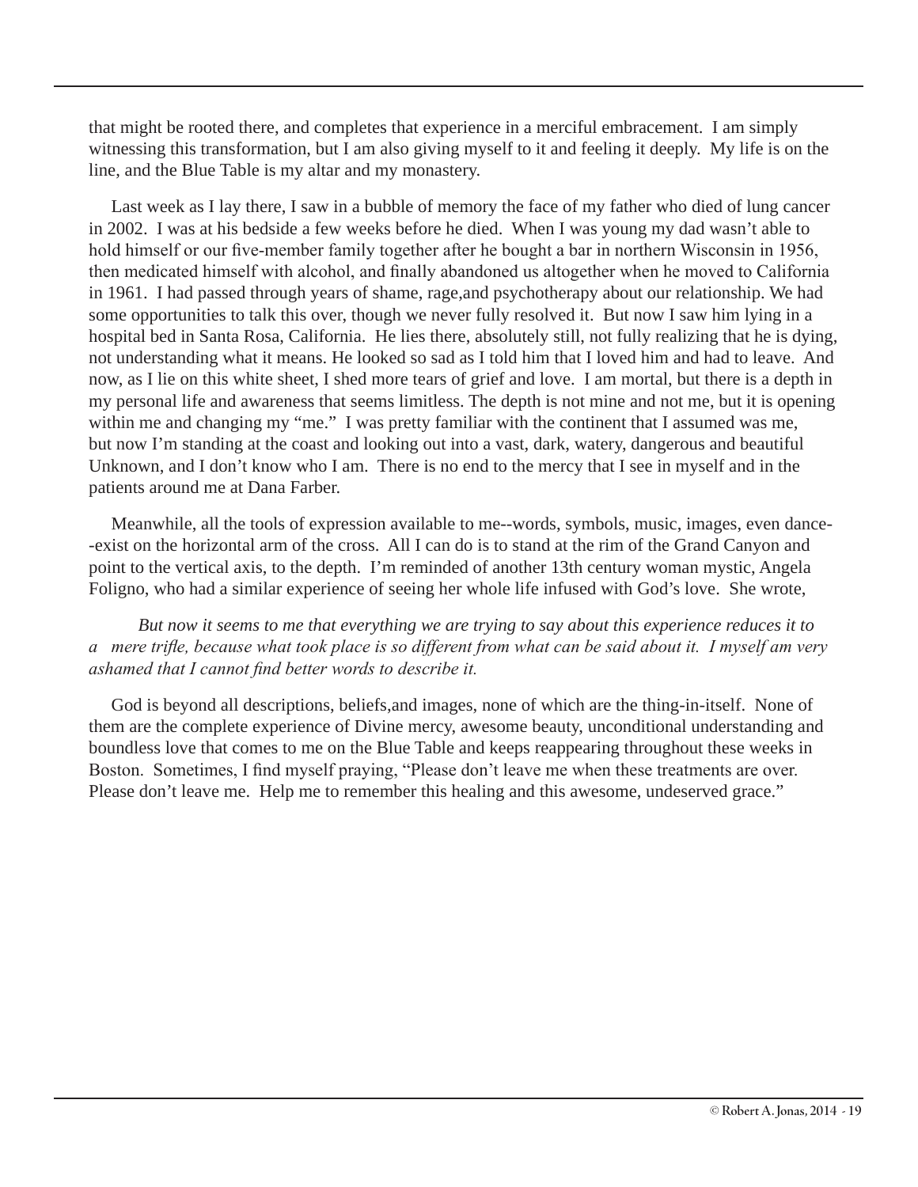that might be rooted there, and completes that experience in a merciful embracement. I am simply witnessing this transformation, but I am also giving myself to it and feeling it deeply. My life is on the line, and the Blue Table is my altar and my monastery.

Last week as I lay there, I saw in a bubble of memory the face of my father who died of lung cancer in 2002. I was at his bedside a few weeks before he died. When I was young my dad wasn't able to hold himself or our five-member family together after he bought a bar in northern Wisconsin in 1956, then medicated himself with alcohol, and finally abandoned us altogether when he moved to California in 1961. I had passed through years of shame, rage,and psychotherapy about our relationship. We had some opportunities to talk this over, though we never fully resolved it. But now I saw him lying in a hospital bed in Santa Rosa, California. He lies there, absolutely still, not fully realizing that he is dying, not understanding what it means. He looked so sad as I told him that I loved him and had to leave. And now, as I lie on this white sheet, I shed more tears of grief and love. I am mortal, but there is a depth in my personal life and awareness that seems limitless. The depth is not mine and not me, but it is opening within me and changing my "me." I was pretty familiar with the continent that I assumed was me, but now I'm standing at the coast and looking out into a vast, dark, watery, dangerous and beautiful Unknown, and I don't know who I am. There is no end to the mercy that I see in myself and in the patients around me at Dana Farber.

Meanwhile, all the tools of expression available to me--words, symbols, music, images, even dance--exist on the horizontal arm of the cross. All I can do is to stand at the rim of the Grand Canyon and point to the vertical axis, to the depth. I'm reminded of another 13th century woman mystic, Angela Foligno, who had a similar experience of seeing her whole life infused with God's love. She wrote,

> *But now it seems to me that everything we are trying to say about this experience reduces it to a mere trifle, because what took place is so different from what can be said about it. I myself am very ashamed that I cannot find better words to describe it.*

God is beyond all descriptions, beliefs,and images, none of which are the thing-in-itself. None of them are the complete experience of Divine mercy, awesome beauty, unconditional understanding and boundless love that comes to me on the Blue Table and keeps reappearing throughout these weeks in Boston. Sometimes, I find myself praying, "Please don't leave me when these treatments are over. Please don't leave me. Help me to remember this healing and this awesome, undeserved grace."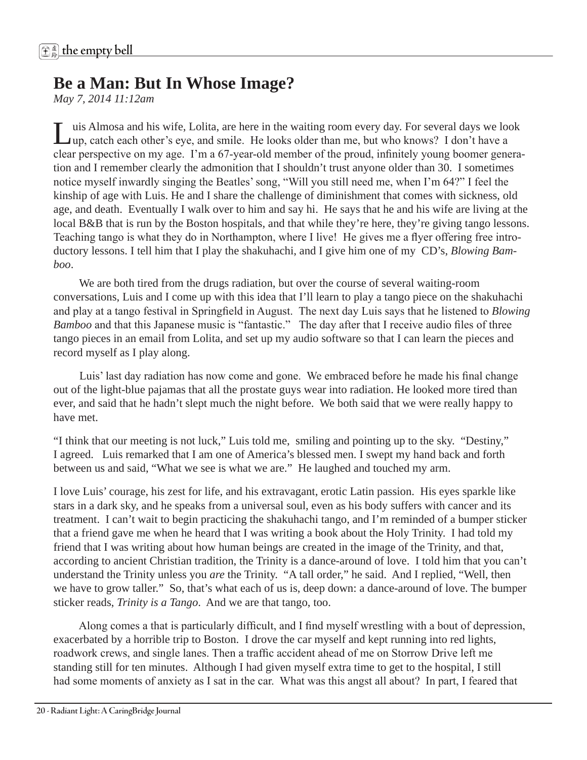# Be a Man: But In Whose Image?

*May 7, 2014 11:12am*

Luis Almosa and his wife, Lolita, are here in the waiting room every day. For several days we look up, catch each other's eye, and smile. He looks older than me, but who knows? I don't have a clear perspective on my age. I'm a 67-year-old member of the proud, infinitely young boomer generation and I remember clearly the admonition that I shouldn't trust anyone older than 30. I sometimes notice myself inwardly singing the Beatles' song, "Will you still need me, when I'm 64?" I feel the kinship of age with Luis. He and I share the challenge of diminishment that comes with sickness, old age, and death. Eventually I walk over to him and say hi. He says that he and his wife are living at the local B&B that is run by the Boston hospitals, and that while they're here, they're giving tango lessons. Teaching tango is what they do in Northampton, where I live! He gives me a flyer offering free introductory lessons. I tell him that I play the shakuhachi, and I give him one of my CD's, *Blowing Bamboo*.

We are both tired from the drugs radiation, but over the course of several waiting-room conversations, Luis and I come up with this idea that I'll learn to play a tango piece on the shakuhachi and play at a tango festival in Springfield in August. The next day Luis says that he listened to *Blowing Bamboo* and that this Japanese music is "fantastic." The day after that I receive audio files of three tango pieces in an email from Lolita, and set up my audio software so that I can learn the pieces and record myself as I play along.

Luis' last day radiation has now come and gone. We embraced before he made his final change out of the light-blue pajamas that all the prostate guys wear into radiation. He looked more tired than ever, and said that he hadn't slept much the night before. We both said that we were really happy to have met.

"I think that our meeting is not luck," Luis told me, smiling and pointing up to the sky. "Destiny," I agreed. Luis remarked that I am one of America's blessed men. I swept my hand back and forth between us and said, "What we see is what we are." He laughed and touched my arm.

I love Luis' courage, his zest for life, and his extravagant, erotic Latin passion. His eyes sparkle like stars in a dark sky, and he speaks from a universal soul, even as his body suffers with cancer and its treatment. I can't wait to begin practicing the shakuhachi tango, and I'm reminded of a bumper sticker that a friend gave me when he heard that I was writing a book about the Holy Trinity. I had told my friend that I was writing about how human beings are created in the image of the Trinity, and that, according to ancient Christian tradition, the Trinity is a dance-around of love. I told him that you can't understand the Trinity unless you *are* the Trinity. "A tall order," he said. And I replied, "Well, then we have to grow taller." So, that's what each of us is, deep down: a dance-around of love. The bumper sticker reads, *Trinity is a Tango*. And we are that tango, too.

Along comes a that is particularly difficult, and I find myself wrestling with a bout of depression, exacerbated by a horrible trip to Boston. I drove the car myself and kept running into red lights, roadwork crews, and single lanes. Then a traffic accident ahead of me on Storrow Drive left me standing still for ten minutes. Although I had given myself extra time to get to the hospital, I still had some moments of anxiety as I sat in the car. What was this angst all about? In part, I feared that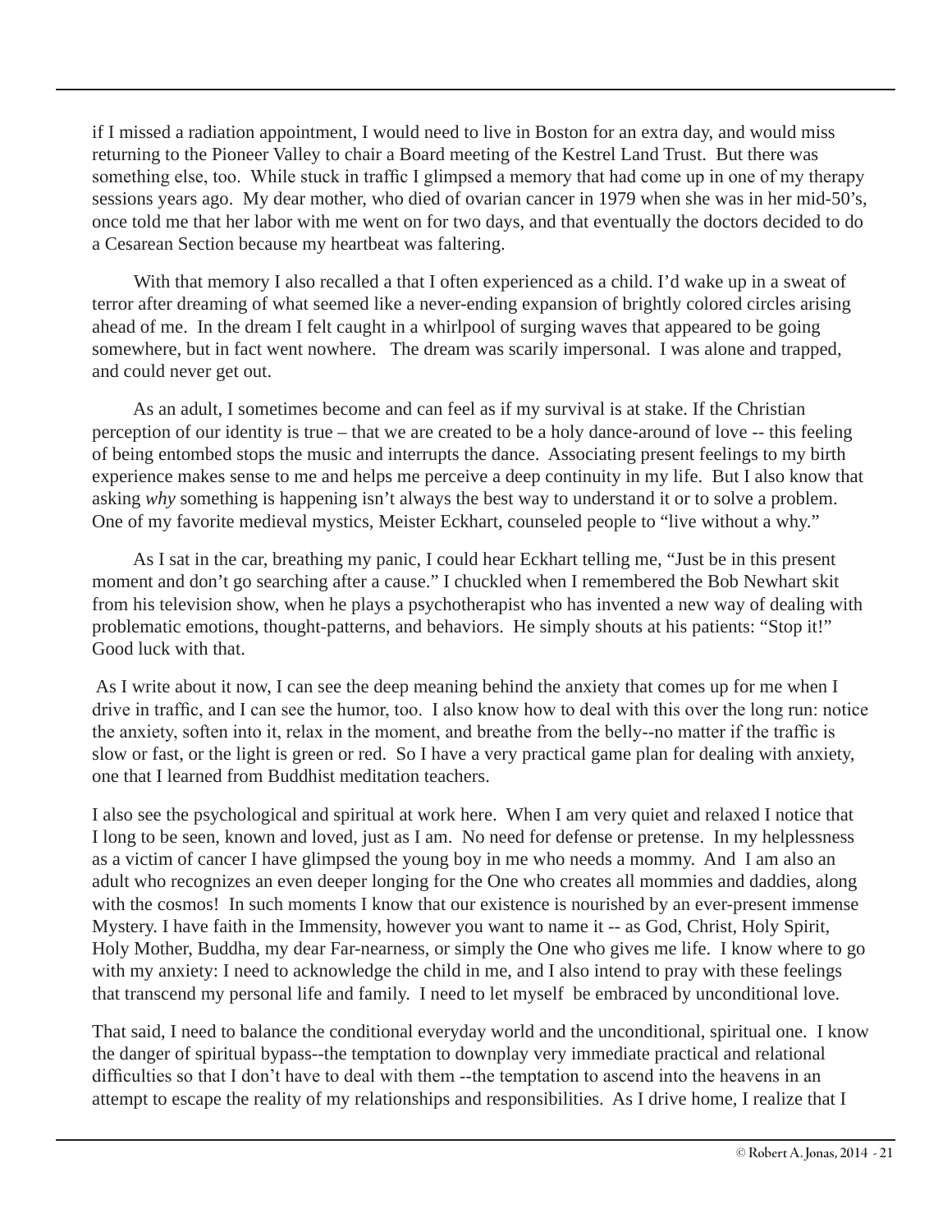if I missed a radiation appointment, I would need to live in Boston for an extra day, and would miss returning to the Pioneer Valley to chair a Board meeting of the Kestrel Land Trust. But there was something else, too. While stuck in traffic I glimpsed a memory that had come up in one of my therapy sessions years ago. My dear mother, who died of ovarian cancer in 1979 when she was in her mid-50's, once told me that her labor with me went on for two days, and that eventually the doctors decided to do a Cesarean Section because my heartbeat was faltering.

With that memory I also recalled a that I often experienced as a child. I'd wake up in a sweat of terror after dreaming of what seemed like a never-ending expansion of brightly colored circles arising ahead of me. In the dream I felt caught in a whirlpool of surging waves that appeared to be going somewhere, but in fact went nowhere. The dream was scarily impersonal. I was alone and trapped, and could never get out.

As an adult, I sometimes become and can feel as if my survival is at stake. If the Christian perception of our identity is true – that we are created to be a holy dance-around of love -- this feeling of being entombed stops the music and interrupts the dance. Associating present feelings to my birth experience makes sense to me and helps me perceive a deep continuity in my life. But I also know that asking *why* something is happening isn't always the best way to understand it or to solve a problem. One of my favorite medieval mystics, Meister Eckhart, counseled people to "live without a why."

As I sat in the car, breathing my panic, I could hear Eckhart telling me, "Just be in this present moment and don't go searching after a cause." I chuckled when I remembered the Bob Newhart skit from his television show, when he plays a psychotherapist who has invented a new way of dealing with problematic emotions, thought-patterns, and behaviors. He simply shouts at his patients: "Stop it!" Good luck with that.

As I write about it now, I can see the deep meaning behind the anxiety that comes up for me when I drive in traffic, and I can see the humor, too. I also know how to deal with this over the long run: notice the anxiety, soften into it, relax in the moment, and breathe from the belly--no matter if the traffic is slow or fast, or the light is green or red. So I have a very practical game plan for dealing with anxiety, one that I learned from Buddhist meditation teachers.

I also see the psychological and spiritual at work here. When I am very quiet and relaxed I notice that I long to be seen, known and loved, just as I am. No need for defense or pretense. In my helplessness as a victim of cancer I have glimpsed the young boy in me who needs a mommy. And I am also an adult who recognizes an even deeper longing for the One who creates all mommies and daddies, along with the cosmos! In such moments I know that our existence is nourished by an ever-present immense Mystery. I have faith in the Immensity, however you want to name it -- as God, Christ, Holy Spirit, Holy Mother, Buddha, my dear Far-nearness, or simply the One who gives me life. I know where to go with my anxiety: I need to acknowledge the child in me, and I also intend to pray with these feelings that transcend my personal life and family. I need to let myself be embraced by unconditional love.

That said, I need to balance the conditional everyday world and the unconditional, spiritual one. I know the danger of spiritual bypass--the temptation to downplay very immediate practical and relational difficulties so that I don't have to deal with them --the temptation to ascend into the heavens in an attempt to escape the reality of my relationships and responsibilities. As I drive home, I realize that I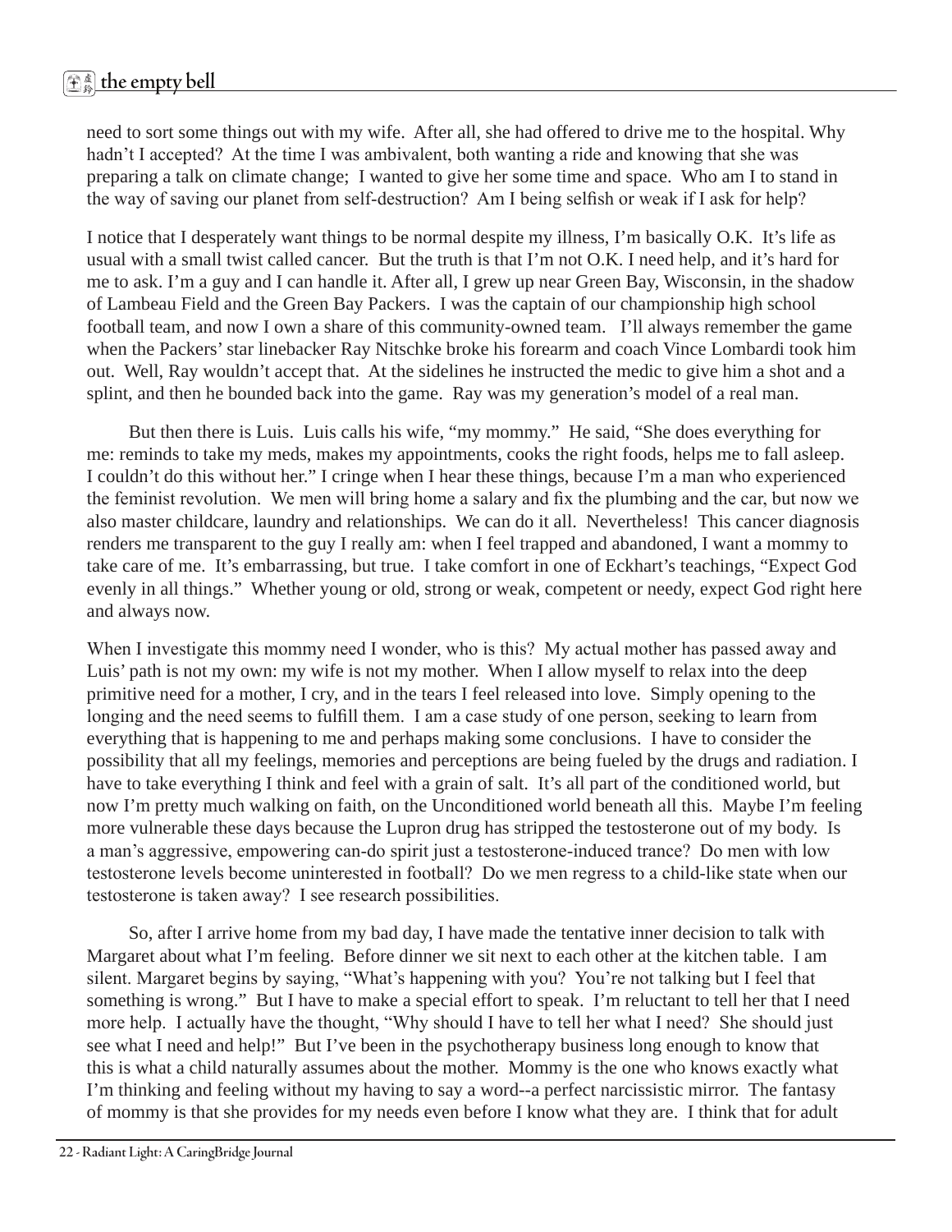need to sort some things out with my wife. After all, she had offered to drive me to the hospital. Why hadn't I accepted? At the time I was ambivalent, both wanting a ride and knowing that she was preparing a talk on climate change; I wanted to give her some time and space. Who am I to stand in the way of saving our planet from self-destruction? Am I being selfish or weak if I ask for help?

I notice that I desperately want things to be normal despite my illness, I'm basically O.K. It's life as usual with a small twist called cancer. But the truth is that I'm not O.K. I need help, and it's hard for me to ask. I'm a guy and I can handle it. After all, I grew up near Green Bay, Wisconsin, in the shadow of Lambeau Field and the Green Bay Packers. I was the captain of our championship high school football team, and now I own a share of this community-owned team. I'll always remember the game when the Packers' star linebacker Ray Nitschke broke his forearm and coach Vince Lombardi took him out. Well, Ray wouldn't accept that. At the sidelines he instructed the medic to give him a shot and a splint, and then he bounded back into the game. Ray was my generation's model of a real man.

But then there is Luis. Luis calls his wife, "my mommy." He said, "She does everything for me: reminds to take my meds, makes my appointments, cooks the right foods, helps me to fall asleep. I couldn't do this without her." I cringe when I hear these things, because I'm a man who experienced the feminist revolution. We men will bring home a salary and fix the plumbing and the car, but now we also master childcare, laundry and relationships. We can do it all. Nevertheless! This cancer diagnosis renders me transparent to the guy I really am: when I feel trapped and abandoned, I want a mommy to take care of me. It's embarrassing, but true. I take comfort in one of Eckhart's teachings, "Expect God evenly in all things." Whether young or old, strong or weak, competent or needy, expect God right here and always now.

When I investigate this mommy need I wonder, who is this? My actual mother has passed away and Luis' path is not my own: my wife is not my mother. When I allow myself to relax into the deep primitive need for a mother, I cry, and in the tears I feel released into love. Simply opening to the longing and the need seems to fulfill them. I am a case study of one person, seeking to learn from everything that is happening to me and perhaps making some conclusions. I have to consider the possibility that all my feelings, memories and perceptions are being fueled by the drugs and radiation. I have to take everything I think and feel with a grain of salt. It's all part of the conditioned world, but now I'm pretty much walking on faith, on the Unconditioned world beneath all this. Maybe I'm feeling more vulnerable these days because the Lupron drug has stripped the testosterone out of my body. Is a man's aggressive, empowering can-do spirit just a testosterone-induced trance? Do men with low testosterone levels become uninterested in football? Do we men regress to a child-like state when our testosterone is taken away? I see research possibilities.

So, after I arrive home from my bad day, I have made the tentative inner decision to talk with Margaret about what I'm feeling. Before dinner we sit next to each other at the kitchen table. I am silent. Margaret begins by saying, "What's happening with you? You're not talking but I feel that something is wrong." But I have to make a special effort to speak. I'm reluctant to tell her that I need more help. I actually have the thought, "Why should I have to tell her what I need? She should just see what I need and help!" But I've been in the psychotherapy business long enough to know that this is what a child naturally assumes about the mother. Mommy is the one who knows exactly what I'm thinking and feeling without my having to say a word--a perfect narcissistic mirror. The fantasy of mommy is that she provides for my needs even before I know what they are. I think that for adult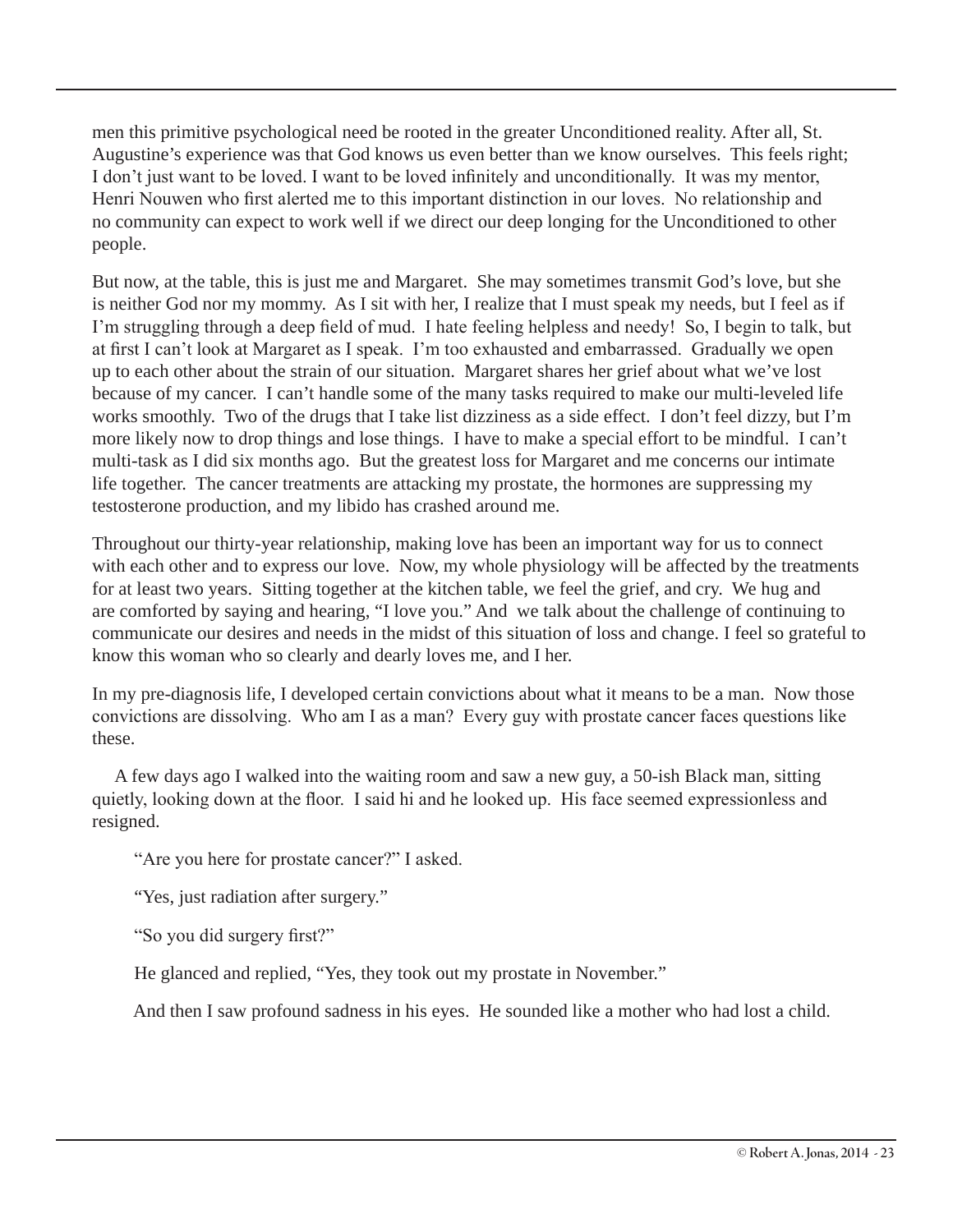men this primitive psychological need be rooted in the greater Unconditioned reality. After all, St. Augustine's experience was that God knows us even better than we know ourselves. This feels right; I don't just want to be loved. I want to be loved infinitely and unconditionally. It was my mentor, Henri Nouwen who first alerted me to this important distinction in our loves. No relationship and no community can expect to work well if we direct our deep longing for the Unconditioned to other people.

But now, at the table, this is just me and Margaret. She may sometimes transmit God's love, but she is neither God nor my mommy. As I sit with her, I realize that I must speak my needs, but I feel as if I'm struggling through a deep field of mud. I hate feeling helpless and needy! So, I begin to talk, but at first I can't look at Margaret as I speak. I'm too exhausted and embarrassed. Gradually we open up to each other about the strain of our situation. Margaret shares her grief about what we've lost because of my cancer. I can't handle some of the many tasks required to make our multi-leveled life works smoothly. Two of the drugs that I take list dizziness as a side effect. I don't feel dizzy, but I'm more likely now to drop things and lose things. I have to make a special effort to be mindful. I can't multi-task as I did six months ago. But the greatest loss for Margaret and me concerns our intimate life together. The cancer treatments are attacking my prostate, the hormones are suppressing my testosterone production, and my libido has crashed around me.

Throughout our thirty-year relationship, making love has been an important way for us to connect with each other and to express our love. Now, my whole physiology will be affected by the treatments for at least two years. Sitting together at the kitchen table, we feel the grief, and cry. We hug and are comforted by saying and hearing, "I love you." And we talk about the challenge of continuing to communicate our desires and needs in the midst of this situation of loss and change. I feel so grateful to know this woman who so clearly and dearly loves me, and I her.

In my pre-diagnosis life, I developed certain convictions about what it means to be a man. Now those convictions are dissolving. Who am I as a man? Every guy with prostate cancer faces questions like these.

A few days ago I walked into the waiting room and saw a new guy, a 50-ish Black man, sitting quietly, looking down at the floor. I said hi and he looked up. His face seemed expressionless and resigned.

"Are you here for prostate cancer?" I asked.

"Yes, just radiation after surgery."

"So you did surgery first?"

He glanced and replied, "Yes, they took out my prostate in November."

And then I saw profound sadness in his eyes. He sounded like a mother who had lost a child.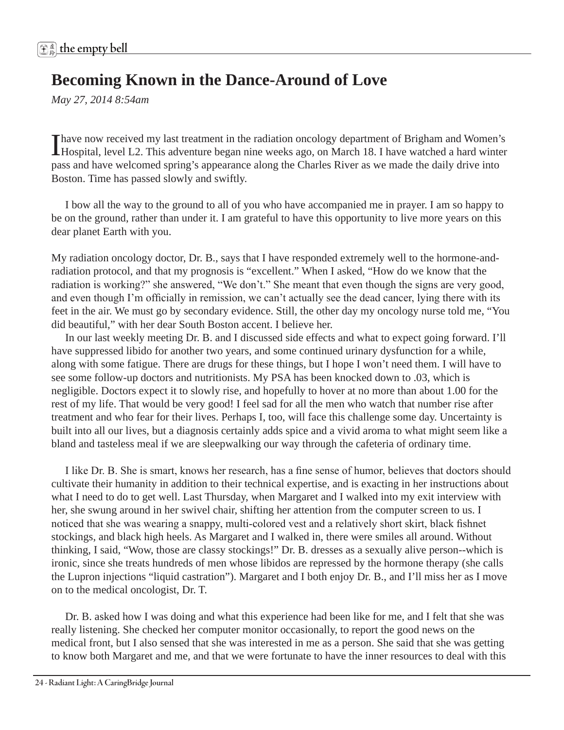# Becoming Known in the Dance-Around of Love

*May 27, 2014 8:54am*

I have now received my last treatment in the radiation oncology department of Brigham and Women's Hospital, level L2. This adventure began nine weeks ago, on March 18. I have watched a hard winter pass and have welcomed spring's appearance along the Charles River as we made the daily drive into Boston. Time has passed slowly and swiftly.

I bow all the way to the ground to all of you who have accompanied me in prayer. I am so happy to be on the ground, rather than under it. I am grateful to have this opportunity to live more years on this dear planet Earth with you.

My radiation oncology doctor, Dr. B., says that I have responded extremely well to the hormone-and-radiation protocol, and that my prognosis is "excellent." When I asked, "How do we know that the radiation is working?" she answered, "We don't." She meant that even though the signs are very good, and even though I'm officially in remission, we can't actually see the dead cancer, lying there with its feet in the air. We must go by secondary evidence. Still, the other day my oncology nurse told me, "You did beautiful," with her dear South Boston accent. I believe her.

In our last weekly meeting Dr. B. and I discussed side effects and what to expect going forward. I'll have suppressed libido for another two years, and some continued urinary dysfunction for a while, along with some fatigue. There are drugs for these things, but I hope I won't need them. I will have to see some follow-up doctors and nutritionists. My PSA has been knocked down to .03, which is negligible. Doctors expect it to slowly rise, and hopefully to hover at no more than about 1.00 for the rest of my life. That would be very good! I feel sad for all the men who watch that number rise after treatment and who fear for their lives. Perhaps I, too, will face this challenge some day. Uncertainty is built into all our lives, but a diagnosis certainly adds spice and a vivid aroma to what might seem like a bland and tasteless meal if we are sleepwalking our way through the cafeteria of ordinary time.

I like Dr. B. She is smart, knows her research, has a fine sense of humor, believes that doctors should cultivate their humanity in addition to their technical expertise, and is exacting in her instructions about what I need to do to get well. Last Thursday, when Margaret and I walked into my exit interview with her, she swung around in her swivel chair, shifting her attention from the computer screen to us. I noticed that she was wearing a snappy, multi-colored vest and a relatively short skirt, black fishnet stockings, and black high heels. As Margaret and I walked in, there were smiles all around. Without thinking, I said, "Wow, those are classy stockings!" Dr. B. dresses as a sexually alive person--which is ironic, since she treats hundreds of men whose libidos are repressed by the hormone therapy (she calls the Lupron injections "liquid castration"). Margaret and I both enjoy Dr. B., and I'll miss her as I move on to the medical oncologist, Dr. T.

Dr. B. asked how I was doing and what this experience had been like for me, and I felt that she was really listening. She checked her computer monitor occasionally, to report the good news on the medical front, but I also sensed that she was interested in me as a person. She said that she was getting to know both Margaret and me, and that we were fortunate to have the inner resources to deal with this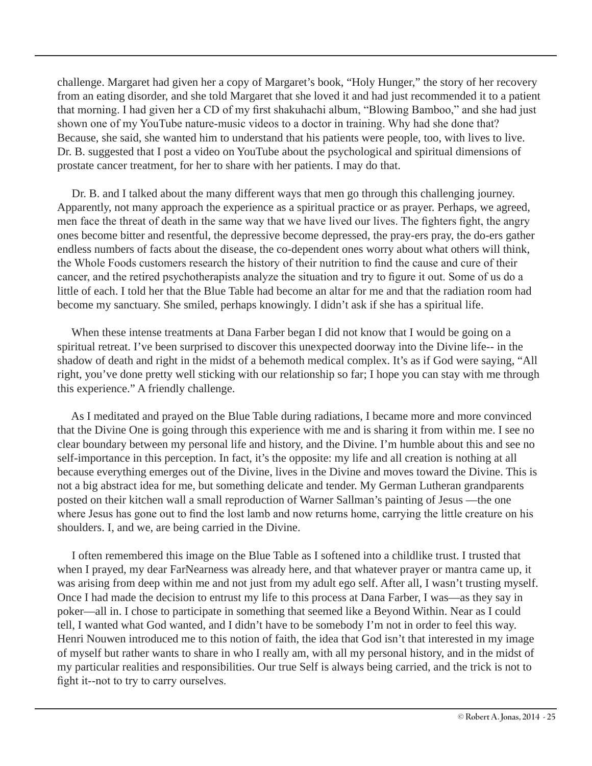challenge. Margaret had given her a copy of Margaret's book, "Holy Hunger," the story of her recovery from an eating disorder, and she told Margaret that she loved it and had just recommended it to a patient that morning. I had given her a CD of my first shakuhachi album, "Blowing Bamboo," and she had just shown one of my YouTube nature-music videos to a doctor in training. Why had she done that? Because, she said, she wanted him to understand that his patients were people, too, with lives to live. Dr. B. suggested that I post a video on YouTube about the psychological and spiritual dimensions of prostate cancer treatment, for her to share with her patients. I may do that.

Dr. B. and I talked about the many different ways that men go through this challenging journey. Apparently, not many approach the experience as a spiritual practice or as prayer. Perhaps, we agreed, men face the threat of death in the same way that we have lived our lives. The fighters fight, the angry ones become bitter and resentful, the depressive become depressed, the pray-ers pray, the do-ers gather endless numbers of facts about the disease, the co-dependent ones worry about what others will think, the Whole Foods customers research the history of their nutrition to find the cause and cure of their cancer, and the retired psychotherapists analyze the situation and try to figure it out. Some of us do a little of each. I told her that the Blue Table had become an altar for me and that the radiation room had become my sanctuary. She smiled, perhaps knowingly. I didn't ask if she has a spiritual life.

When these intense treatments at Dana Farber began I did not know that I would be going on a spiritual retreat. I've been surprised to discover this unexpected doorway into the Divine life-- in the shadow of death and right in the midst of a behemoth medical complex. It's as if God were saying, "All right, you've done pretty well sticking with our relationship so far; I hope you can stay with me through this experience." A friendly challenge.

As I meditated and prayed on the Blue Table during radiations, I became more and more convinced that the Divine One is going through this experience with me and is sharing it from within me. I see no clear boundary between my personal life and history, and the Divine. I'm humble about this and see no self-importance in this perception. In fact, it's the opposite: my life and all creation is nothing at all because everything emerges out of the Divine, lives in the Divine and moves toward the Divine. This is not a big abstract idea for me, but something delicate and tender. My German Lutheran grandparents posted on their kitchen wall a small reproduction of Warner Sallman's painting of Jesus —the one where Jesus has gone out to find the lost lamb and now returns home, carrying the little creature on his shoulders. I, and we, are being carried in the Divine.

I often remembered this image on the Blue Table as I softened into a childlike trust. I trusted that when I prayed, my dear FarNearness was already here, and that whatever prayer or mantra came up, it was arising from deep within me and not just from my adult ego self. After all, I wasn't trusting myself. Once I had made the decision to entrust my life to this process at Dana Farber, I was—as they say in poker—all in. I chose to participate in something that seemed like a Beyond Within. Near as I could tell, I wanted what God wanted, and I didn't have to be somebody I'm not in order to feel this way. Henri Nouwen introduced me to this notion of faith, the idea that God isn't that interested in my image of myself but rather wants to share in who I really am, with all my personal history, and in the midst of my particular realities and responsibilities. Our true Self is always being carried, and the trick is not to fight it--not to try to carry ourselves.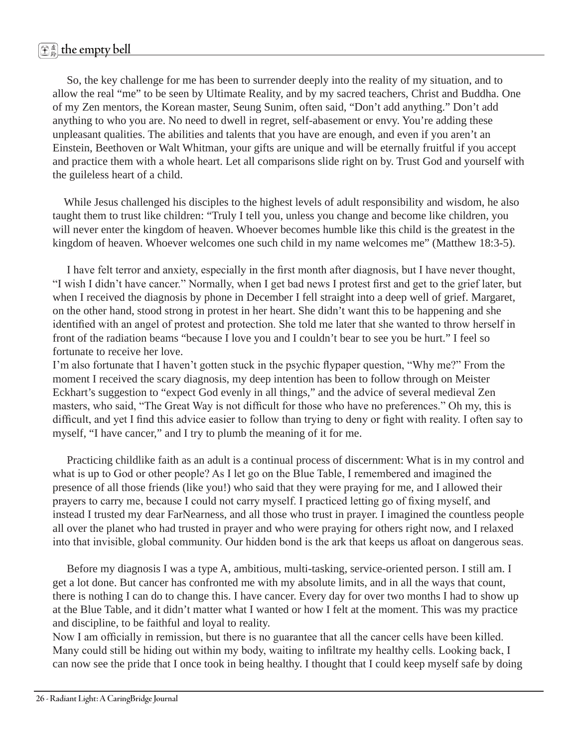So, the key challenge for me has been to surrender deeply into the reality of my situation, and to allow the real "me" to be seen by Ultimate Reality, and by my sacred teachers, Christ and Buddha. One of my Zen mentors, the Korean master, Seung Sunim, often said, "Don't add anything." Don't add anything to who you are. No need to dwell in regret, self-abasement or envy. You're adding these unpleasant qualities. The abilities and talents that you have are enough, and even if you aren't an Einstein, Beethoven or Walt Whitman, your gifts are unique and will be eternally fruitful if you accept and practice them with a whole heart. Let all comparisons slide right on by. Trust God and yourself with the guileless heart of a child.

While Jesus challenged his disciples to the highest levels of adult responsibility and wisdom, he also taught them to trust like children: "Truly I tell you, unless you change and become like children, you will never enter the kingdom of heaven. Whoever becomes humble like this child is the greatest in the kingdom of heaven. Whoever welcomes one such child in my name welcomes me" (Matthew 18:3-5).

I have felt terror and anxiety, especially in the first month after diagnosis, but I have never thought, "I wish I didn't have cancer." Normally, when I get bad news I protest first and get to the grief later, but when I received the diagnosis by phone in December I fell straight into a deep well of grief. Margaret, on the other hand, stood strong in protest in her heart. She didn't want this to be happening and she identified with an angel of protest and protection. She told me later that she wanted to throw herself in front of the radiation beams "because I love you and I couldn't bear to see you be hurt." I feel so fortunate to receive her love.

I'm also fortunate that I haven't gotten stuck in the psychic flypaper question, "Why me?" From the moment I received the scary diagnosis, my deep intention has been to follow through on Meister Eckhart's suggestion to "expect God evenly in all things," and the advice of several medieval Zen masters, who said, "The Great Way is not difficult for those who have no preferences." Oh my, this is difficult, and yet I find this advice easier to follow than trying to deny or fight with reality. I often say to myself, "I have cancer," and I try to plumb the meaning of it for me.

Practicing childlike faith as an adult is a continual process of discernment: What is in my control and what is up to God or other people? As I let go on the Blue Table, I remembered and imagined the presence of all those friends (like you!) who said that they were praying for me, and I allowed their prayers to carry me, because I could not carry myself. I practiced letting go of fixing myself, and instead I trusted my dear FarNearness, and all those who trust in prayer. I imagined the countless people all over the planet who had trusted in prayer and who were praying for others right now, and I relaxed into that invisible, global community. Our hidden bond is the ark that keeps us afloat on dangerous seas.

Before my diagnosis I was a type A, ambitious, multi-tasking, service-oriented person. I still am. I get a lot done. But cancer has confronted me with my absolute limits, and in all the ways that count, there is nothing I can do to change this. I have cancer. Every day for over two months I had to show up at the Blue Table, and it didn't matter what I wanted or how I felt at the moment. This was my practice and discipline, to be faithful and loyal to reality.

Now I am officially in remission, but there is no guarantee that all the cancer cells have been killed. Many could still be hiding out within my body, waiting to infiltrate my healthy cells. Looking back, I can now see the pride that I once took in being healthy. I thought that I could keep myself safe by doing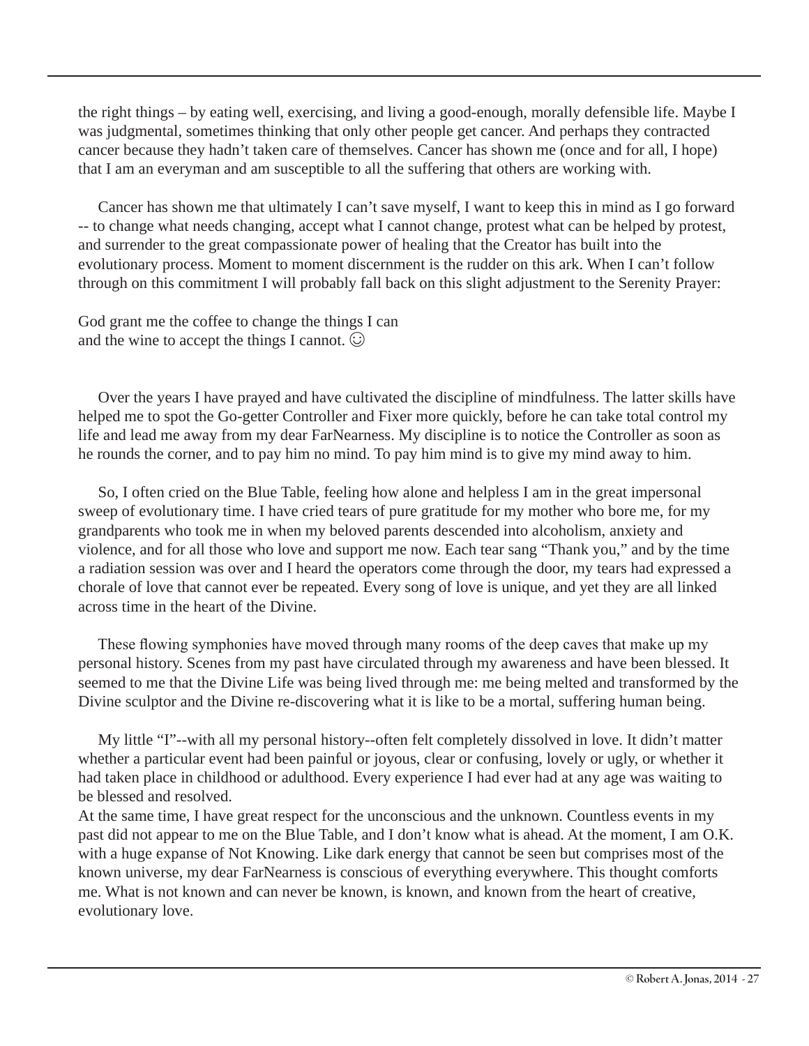the right things – by eating well, exercising, and living a good-enough, morally defensible life. Maybe I was judgmental, sometimes thinking that only other people get cancer. And perhaps they contracted cancer because they hadn't taken care of themselves. Cancer has shown me (once and for all, I hope) that I am an everyman and am susceptible to all the suffering that others are working with.

Cancer has shown me that ultimately I can't save myself, I want to keep this in mind as I go forward -- to change what needs changing, accept what I cannot change, protest what can be helped by protest, and surrender to the great compassionate power of healing that the Creator has built into the evolutionary process. Moment to moment discernment is the rudder on this ark. When I can't follow through on this commitment I will probably fall back on this slight adjustment to the Serenity Prayer:

God grant me the coffee to change the things I can  
and the wine to accept the things I cannot. ☺

Over the years I have prayed and have cultivated the discipline of mindfulness. The latter skills have helped me to spot the Go-getter Controller and Fixer more quickly, before he can take total control my life and lead me away from my dear FarNearness. My discipline is to notice the Controller as soon as he rounds the corner, and to pay him no mind. To pay him mind is to give my mind away to him.

So, I often cried on the Blue Table, feeling how alone and helpless I am in the great impersonal sweep of evolutionary time. I have cried tears of pure gratitude for my mother who bore me, for my grandparents who took me in when my beloved parents descended into alcoholism, anxiety and violence, and for all those who love and support me now. Each tear sang "Thank you," and by the time a radiation session was over and I heard the operators come through the door, my tears had expressed a chorale of love that cannot ever be repeated. Every song of love is unique, and yet they are all linked across time in the heart of the Divine.

These flowing symphonies have moved through many rooms of the deep caves that make up my personal history. Scenes from my past have circulated through my awareness and have been blessed. It seemed to me that the Divine Life was being lived through me: me being melted and transformed by the Divine sculptor and the Divine re-discovering what it is like to be a mortal, suffering human being.

My little "I"--with all my personal history--often felt completely dissolved in love. It didn't matter whether a particular event had been painful or joyous, clear or confusing, lovely or ugly, or whether it had taken place in childhood or adulthood. Every experience I had ever had at any age was waiting to be blessed and resolved.

At the same time, I have great respect for the unconscious and the unknown. Countless events in my past did not appear to me on the Blue Table, and I don't know what is ahead. At the moment, I am O.K. with a huge expanse of Not Knowing. Like dark energy that cannot be seen but comprises most of the known universe, my dear FarNearness is conscious of everything everywhere. This thought comforts me. What is not known and can never be known, is known, and known from the heart of creative, evolutionary love.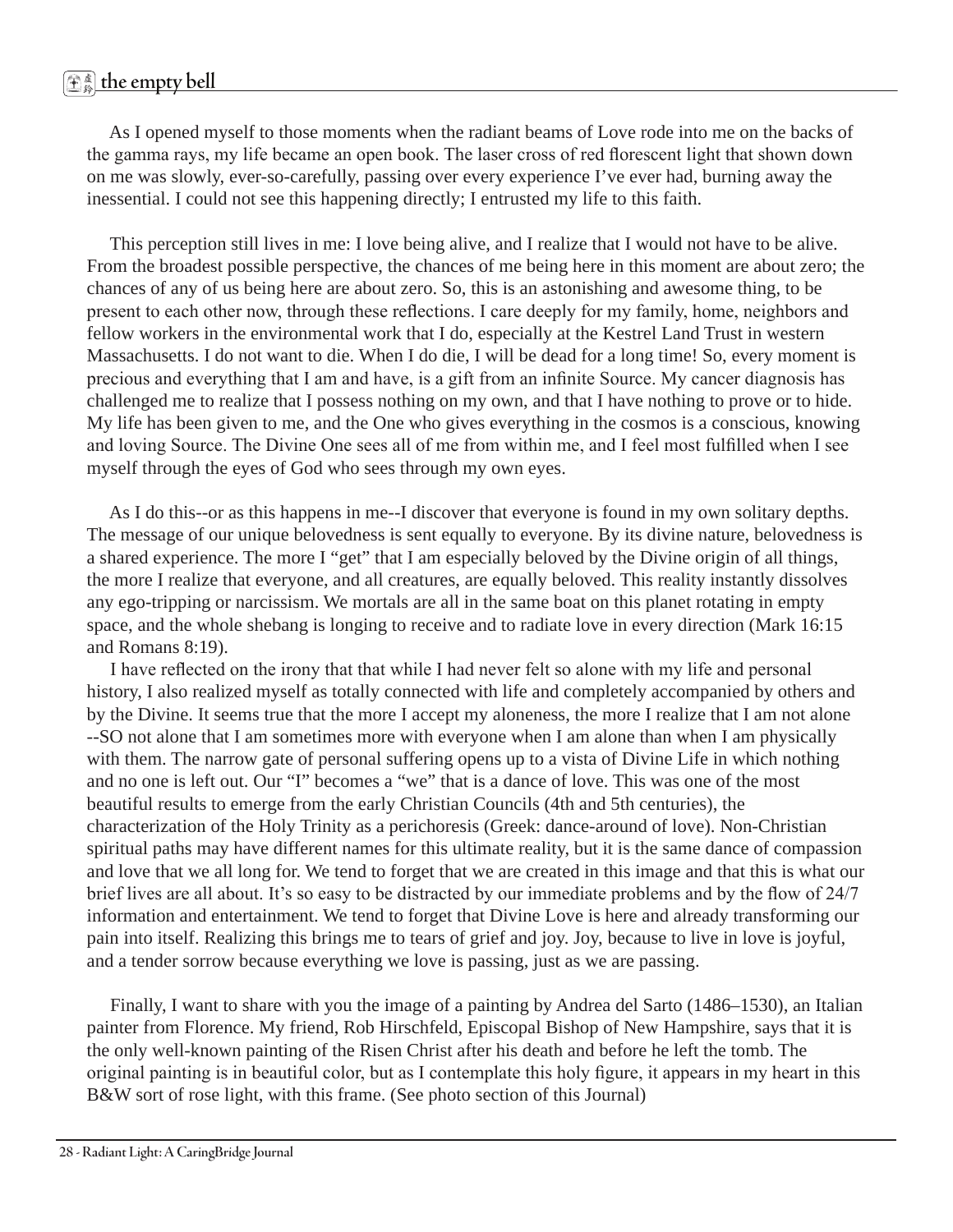As I opened myself to those moments when the radiant beams of Love rode into me on the backs of the gamma rays, my life became an open book. The laser cross of red florescent light that shown down on me was slowly, ever-so-carefully, passing over every experience I've ever had, burning away the inessential. I could not see this happening directly; I entrusted my life to this faith.

This perception still lives in me: I love being alive, and I realize that I would not have to be alive. From the broadest possible perspective, the chances of me being here in this moment are about zero; the chances of any of us being here are about zero. So, this is an astonishing and awesome thing, to be present to each other now, through these reflections. I care deeply for my family, home, neighbors and fellow workers in the environmental work that I do, especially at the Kestrel Land Trust in western Massachusetts. I do not want to die. When I do die, I will be dead for a long time! So, every moment is precious and everything that I am and have, is a gift from an infinite Source. My cancer diagnosis has challenged me to realize that I possess nothing on my own, and that I have nothing to prove or to hide. My life has been given to me, and the One who gives everything in the cosmos is a conscious, knowing and loving Source. The Divine One sees all of me from within me, and I feel most fulfilled when I see myself through the eyes of God who sees through my own eyes.

As I do this--or as this happens in me--I discover that everyone is found in my own solitary depths. The message of our unique belovedness is sent equally to everyone. By its divine nature, belovedness is a shared experience. The more I "get" that I am especially beloved by the Divine origin of all things, the more I realize that everyone, and all creatures, are equally beloved. This reality instantly dissolves any ego-tripping or narcissism. We mortals are all in the same boat on this planet rotating in empty space, and the whole shebang is longing to receive and to radiate love in every direction (Mark 16:15 and Romans 8:19).

I have reflected on the irony that that while I had never felt so alone with my life and personal history, I also realized myself as totally connected with life and completely accompanied by others and by the Divine. It seems true that the more I accept my aloneness, the more I realize that I am not alone --SO not alone that I am sometimes more with everyone when I am alone than when I am physically with them. The narrow gate of personal suffering opens up to a vista of Divine Life in which nothing and no one is left out. Our "I" becomes a "we" that is a dance of love. This was one of the most beautiful results to emerge from the early Christian Councils (4th and 5th centuries), the characterization of the Holy Trinity as a perichoresis (Greek: dance-around of love). Non-Christian spiritual paths may have different names for this ultimate reality, but it is the same dance of compassion and love that we all long for. We tend to forget that we are created in this image and that this is what our brief lives are all about. It's so easy to be distracted by our immediate problems and by the flow of 24/7 information and entertainment. We tend to forget that Divine Love is here and already transforming our pain into itself. Realizing this brings me to tears of grief and joy. Joy, because to live in love is joyful, and a tender sorrow because everything we love is passing, just as we are passing.

Finally, I want to share with you the image of a painting by Andrea del Sarto (1486–1530), an Italian painter from Florence. My friend, Rob Hirschfeld, Episcopal Bishop of New Hampshire, says that it is the only well-known painting of the Risen Christ after his death and before he left the tomb. The original painting is in beautiful color, but as I contemplate this holy figure, it appears in my heart in this B&W sort of rose light, with this frame. (See photo section of this Journal)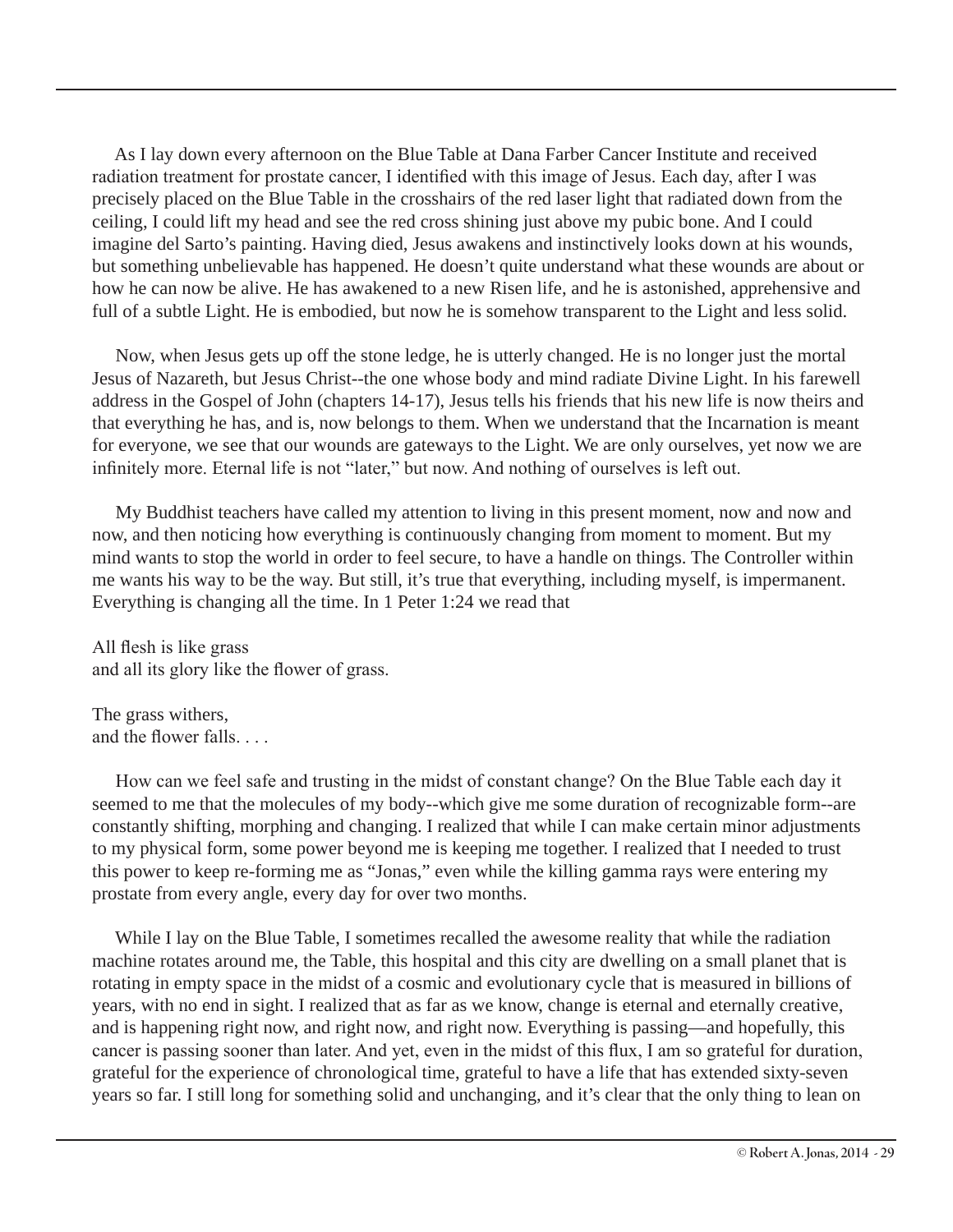As I lay down every afternoon on the Blue Table at Dana Farber Cancer Institute and received radiation treatment for prostate cancer, I identified with this image of Jesus. Each day, after I was precisely placed on the Blue Table in the crosshairs of the red laser light that radiated down from the ceiling, I could lift my head and see the red cross shining just above my pubic bone. And I could imagine del Sarto's painting. Having died, Jesus awakens and instinctively looks down at his wounds, but something unbelievable has happened. He doesn't quite understand what these wounds are about or how he can now be alive. He has awakened to a new Risen life, and he is astonished, apprehensive and full of a subtle Light. He is embodied, but now he is somehow transparent to the Light and less solid.

Now, when Jesus gets up off the stone ledge, he is utterly changed. He is no longer just the mortal Jesus of Nazareth, but Jesus Christ--the one whose body and mind radiate Divine Light. In his farewell address in the Gospel of John (chapters 14-17), Jesus tells his friends that his new life is now theirs and that everything he has, and is, now belongs to them. When we understand that the Incarnation is meant for everyone, we see that our wounds are gateways to the Light. We are only ourselves, yet now we are infinitely more. Eternal life is not "later," but now. And nothing of ourselves is left out.

My Buddhist teachers have called my attention to living in this present moment, now and now and now, and then noticing how everything is continuously changing from moment to moment. But my mind wants to stop the world in order to feel secure, to have a handle on things. The Controller within me wants his way to be the way. But still, it's true that everything, including myself, is impermanent. Everything is changing all the time. In 1 Peter 1:24 we read that

All flesh is like grass
and all its glory like the flower of grass.

The grass withers,
and the flower falls. . . .

How can we feel safe and trusting in the midst of constant change? On the Blue Table each day it seemed to me that the molecules of my body--which give me some duration of recognizable form--are constantly shifting, morphing and changing. I realized that while I can make certain minor adjustments to my physical form, some power beyond me is keeping me together. I realized that I needed to trust this power to keep re-forming me as "Jonas," even while the killing gamma rays were entering my prostate from every angle, every day for over two months.

While I lay on the Blue Table, I sometimes recalled the awesome reality that while the radiation machine rotates around me, the Table, this hospital and this city are dwelling on a small planet that is rotating in empty space in the midst of a cosmic and evolutionary cycle that is measured in billions of years, with no end in sight. I realized that as far as we know, change is eternal and eternally creative, and is happening right now, and right now, and right now. Everything is passing—and hopefully, this cancer is passing sooner than later. And yet, even in the midst of this flux, I am so grateful for duration, grateful for the experience of chronological time, grateful to have a life that has extended sixty-seven years so far. I still long for something solid and unchanging, and it's clear that the only thing to lean on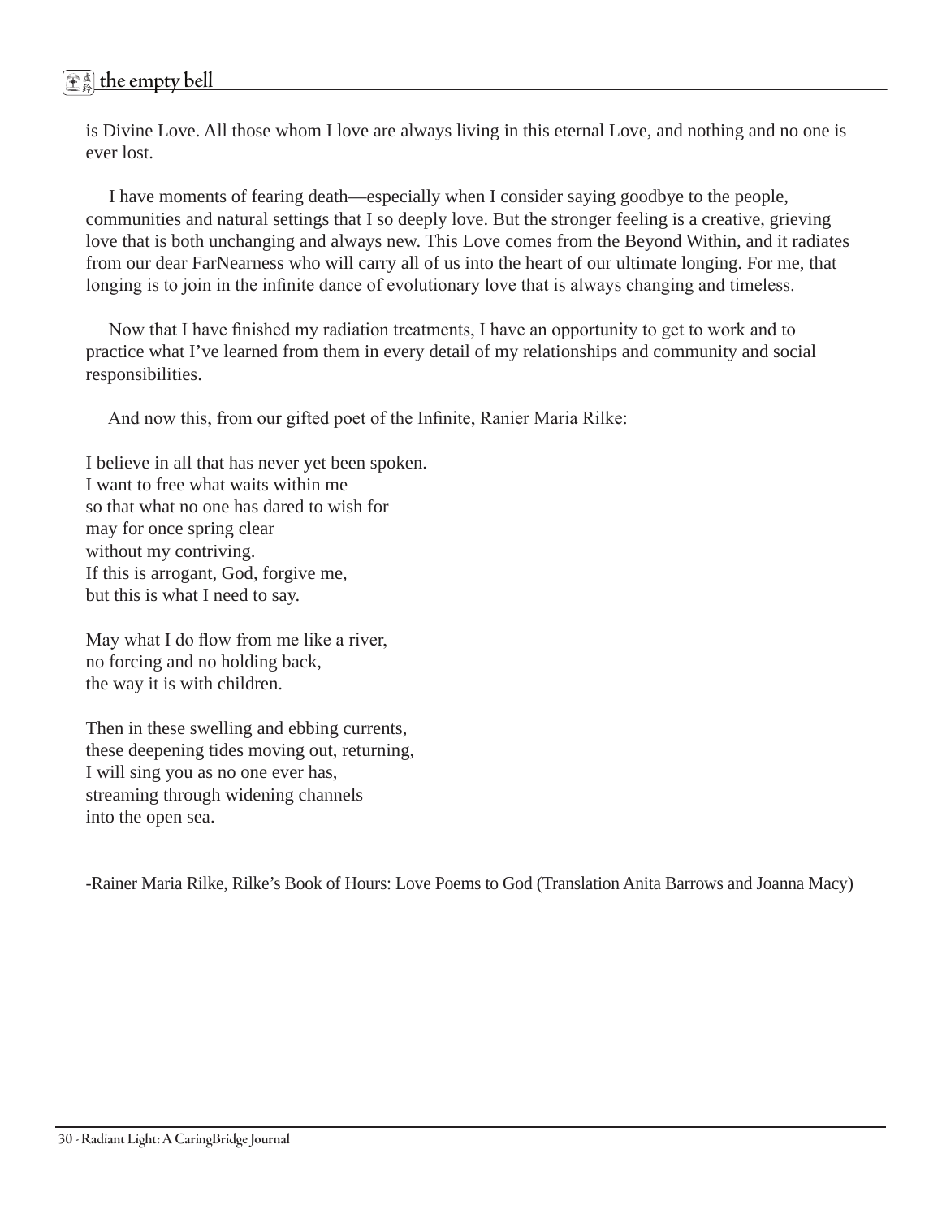is Divine Love. All those whom I love are always living in this eternal Love, and nothing and no one is ever lost.

I have moments of fearing death—especially when I consider saying goodbye to the people, communities and natural settings that I so deeply love. But the stronger feeling is a creative, grieving love that is both unchanging and always new. This Love comes from the Beyond Within, and it radiates from our dear FarNearness who will carry all of us into the heart of our ultimate longing. For me, that longing is to join in the infinite dance of evolutionary love that is always changing and timeless.

Now that I have finished my radiation treatments, I have an opportunity to get to work and to practice what I've learned from them in every detail of my relationships and community and social responsibilities.

And now this, from our gifted poet of the Infinite, Ranier Maria Rilke:

I believe in all that has never yet been spoken.  
I want to free what waits within me  
so that what no one has dared to wish for  
may for once spring clear  
without my contriving.  
If this is arrogant, God, forgive me,  
but this is what I need to say.

May what I do flow from me like a river,  
no forcing and no holding back,  
the way it is with children.

Then in these swelling and ebbing currents,  
these deepening tides moving out, returning,  
I will sing you as no one ever has,  
streaming through widening channels  
into the open sea.

-Rainer Maria Rilke, Rilke's Book of Hours: Love Poems to God (Translation Anita Barrows and Joanna Macy)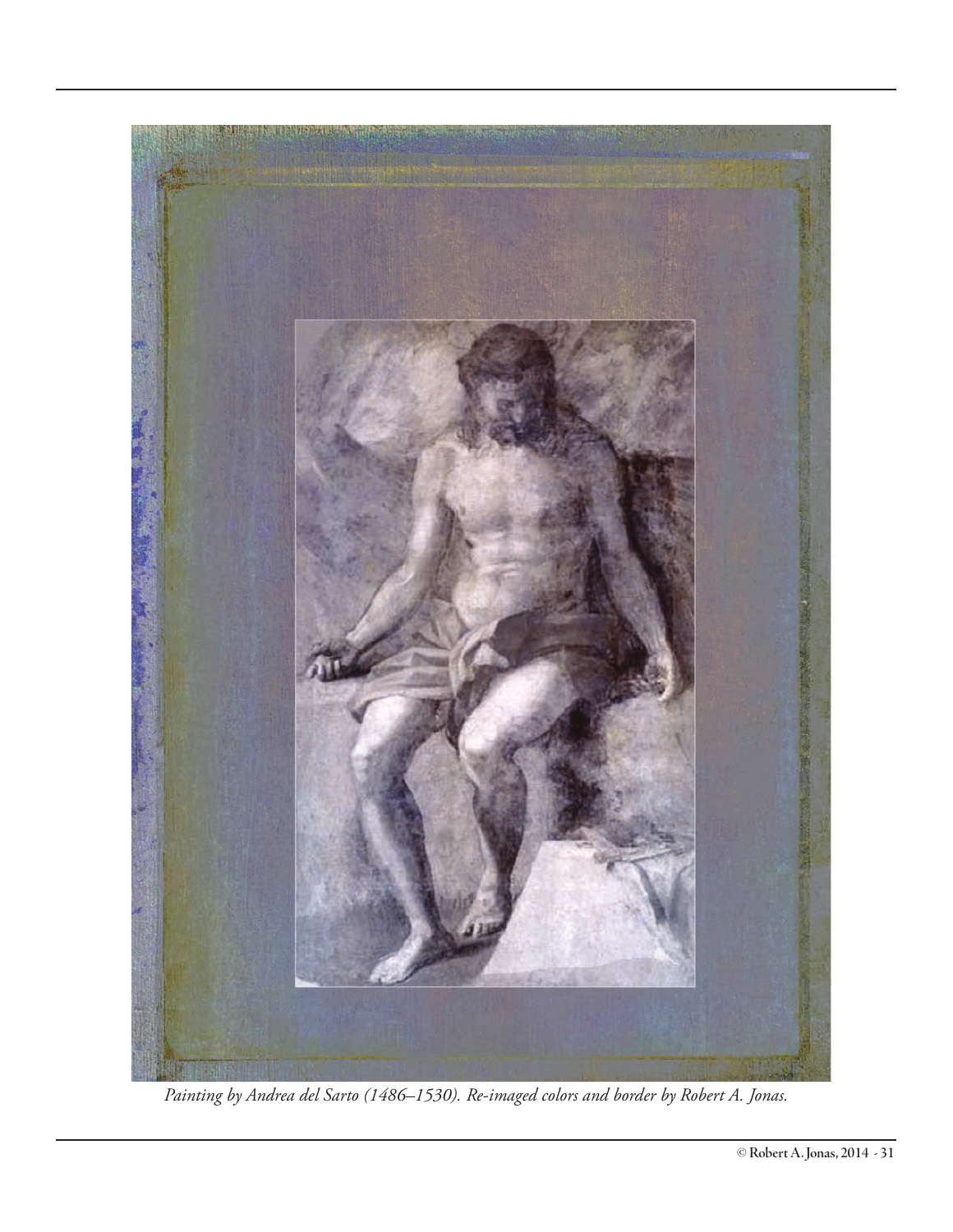*Painting by Andrea del Sarto (1486–1530). Re-imaged colors and border by Robert A. Jonas.*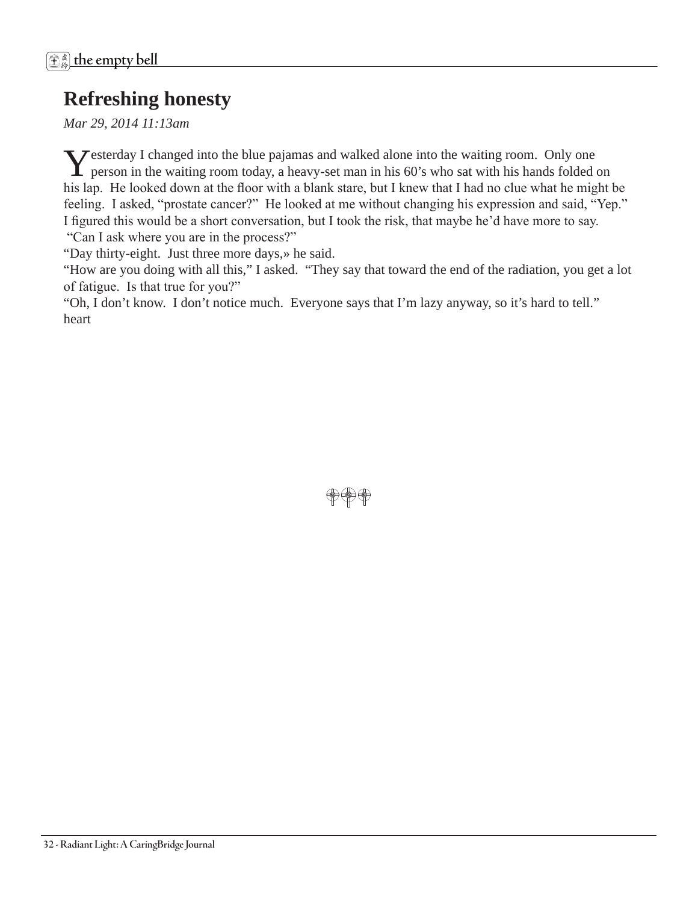# Refreshing honesty

*Mar 29, 2014 11:13am*

Yesterday I changed into the blue pajamas and walked alone into the waiting room. Only one person in the waiting room today, a heavy-set man in his 60's who sat with his hands folded on his lap. He looked down at the floor with a blank stare, but I knew that I had no clue what he might be feeling. I asked, "prostate cancer?" He looked at me without changing his expression and said, "Yep." I figured this would be a short conversation, but I took the risk, that maybe he'd have more to say.
 "Can I ask where you are in the process?"
"Day thirty-eight. Just three more days,» he said.
"How are you doing with all this," I asked. "They say that toward the end of the radiation, you get a lot of fatigue. Is that true for you?"
"Oh, I don't know. I don't notice much. Everyone says that I'm lazy anyway, so it's hard to tell."
heart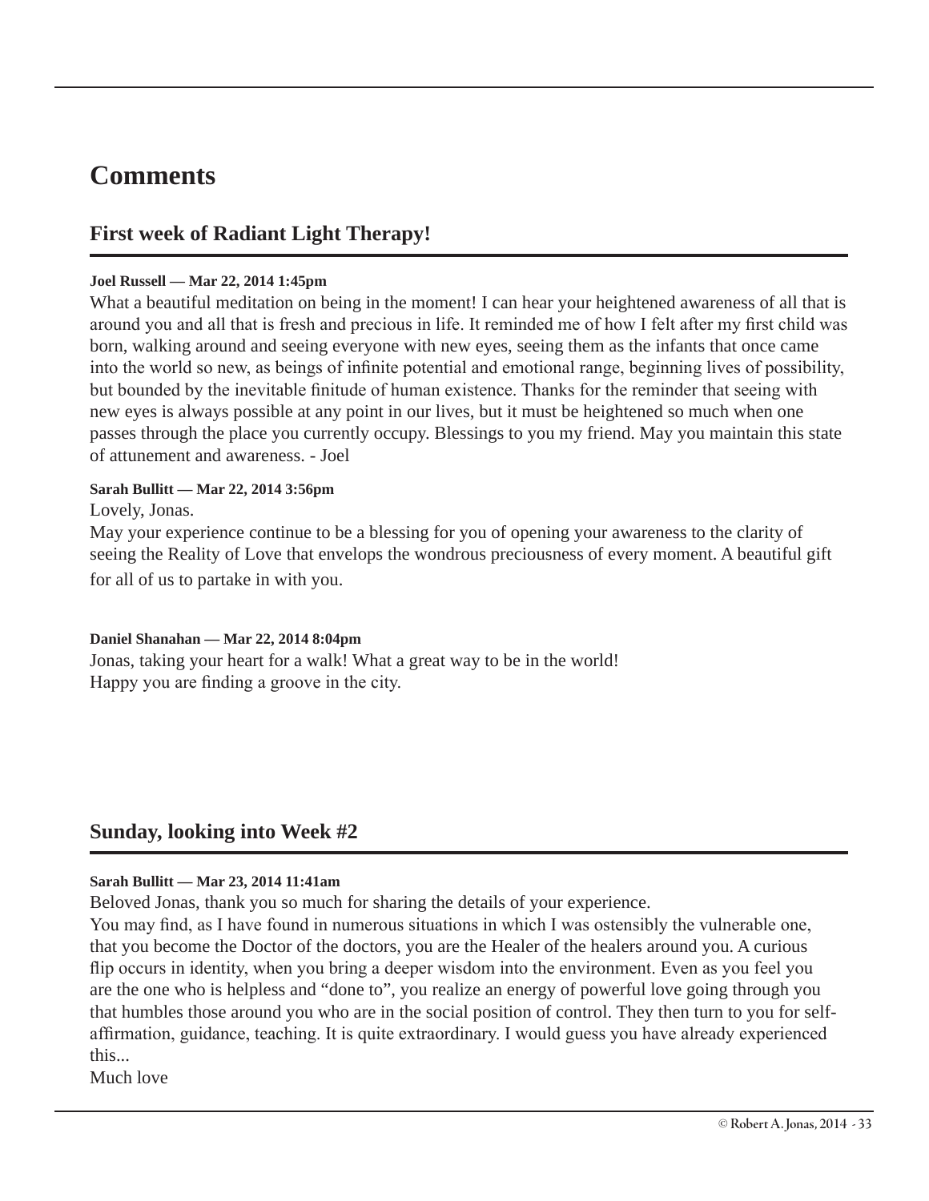# Comments

## First week of Radiant Light Therapy!

**Joel Russell — Mar 22, 2014 1:45pm**

What a beautiful meditation on being in the moment! I can hear your heightened awareness of all that is around you and all that is fresh and precious in life. It reminded me of how I felt after my first child was born, walking around and seeing everyone with new eyes, seeing them as the infants that once came into the world so new, as beings of infinite potential and emotional range, beginning lives of possibility, but bounded by the inevitable finitude of human existence. Thanks for the reminder that seeing with new eyes is always possible at any point in our lives, but it must be heightened so much when one passes through the place you currently occupy. Blessings to you my friend. May you maintain this state of attunement and awareness. - Joel

**Sarah Bullitt — Mar 22, 2014 3:56pm**

Lovely, Jonas.
May your experience continue to be a blessing for you of opening your awareness to the clarity of seeing the Reality of Love that envelops the wondrous preciousness of every moment. A beautiful gift for all of us to partake in with you.

**Daniel Shanahan — Mar 22, 2014 8:04pm**

Jonas, taking your heart for a walk! What a great way to be in the world!
Happy you are finding a groove in the city.

## Sunday, looking into Week #2

**Sarah Bullitt — Mar 23, 2014 11:41am**

Beloved Jonas, thank you so much for sharing the details of your experience.
You may find, as I have found in numerous situations in which I was ostensibly the vulnerable one, that you become the Doctor of the doctors, you are the Healer of the healers around you. A curious flip occurs in identity, when you bring a deeper wisdom into the environment. Even as you feel you are the one who is helpless and "done to", you realize an energy of powerful love going through you that humbles those around you who are in the social position of control. They then turn to you for self-affirmation, guidance, teaching. It is quite extraordinary. I would guess you have already experienced this...
Much love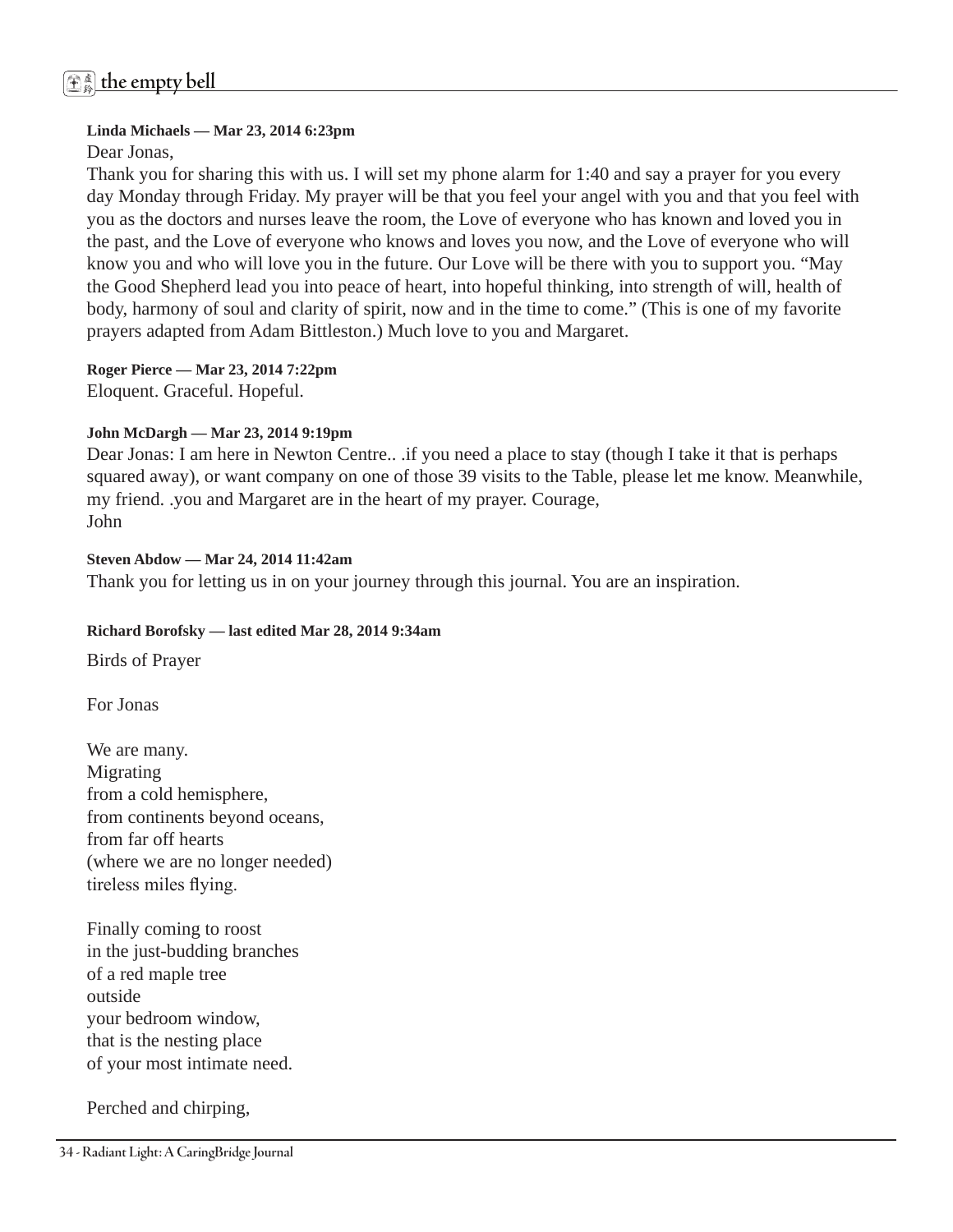**Linda Michaels — Mar 23, 2014 6:23pm**

Dear Jonas,

Thank you for sharing this with us. I will set my phone alarm for 1:40 and say a prayer for you every day Monday through Friday. My prayer will be that you feel your angel with you and that you feel with you as the doctors and nurses leave the room, the Love of everyone who has known and loved you in the past, and the Love of everyone who knows and loves you now, and the Love of everyone who will know you and who will love you in the future. Our Love will be there with you to support you. "May the Good Shepherd lead you into peace of heart, into hopeful thinking, into strength of will, health of body, harmony of soul and clarity of spirit, now and in the time to come." (This is one of my favorite prayers adapted from Adam Bittleston.) Much love to you and Margaret.

**Roger Pierce — Mar 23, 2014 7:22pm**

Eloquent. Graceful. Hopeful.

**John McDargh — Mar 23, 2014 9:19pm**

Dear Jonas: I am here in Newton Centre.. .if you need a place to stay (though I take it that is perhaps squared away), or want company on one of those 39 visits to the Table, please let me know. Meanwhile, my friend. .you and Margaret are in the heart of my prayer. Courage,
John

**Steven Abdow — Mar 24, 2014 11:42am**

Thank you for letting us in on your journey through this journal. You are an inspiration.

**Richard Borofsky — last edited Mar 28, 2014 9:34am**

Birds of Prayer

For Jonas

We are many.
Migrating
from a cold hemisphere,
from continents beyond oceans,
from far off hearts
(where we are no longer needed)
tireless miles flying.

Finally coming to roost
in the just-budding branches
of a red maple tree
outside
your bedroom window,
that is the nesting place
of your most intimate need.

Perched and chirping,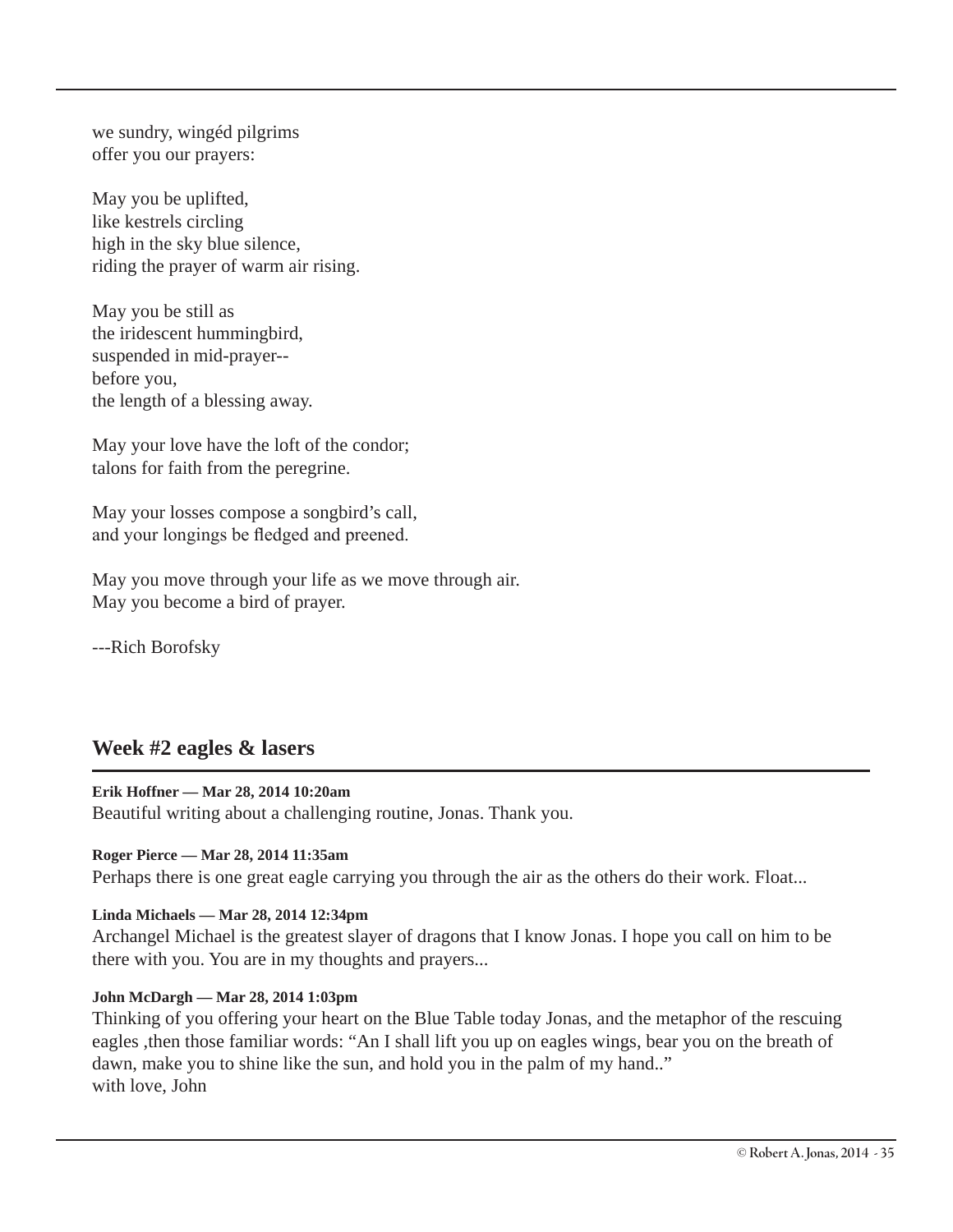we sundry, wingéd pilgrims
offer you our prayers:

May you be uplifted,
like kestrels circling
high in the sky blue silence,
riding the prayer of warm air rising.

May you be still as
the iridescent hummingbird,
suspended in mid-prayer--
before you,
the length of a blessing away.

May your love have the loft of the condor;
talons for faith from the peregrine.

May your losses compose a songbird's call,
and your longings be fledged and preened.

May you move through your life as we move through air.
May you become a bird of prayer.

---Rich Borofsky

## Week #2 eagles & lasers

**Erik Hoffner — Mar 28, 2014 10:20am**
Beautiful writing about a challenging routine, Jonas. Thank you.

**Roger Pierce — Mar 28, 2014 11:35am**
Perhaps there is one great eagle carrying you through the air as the others do their work. Float...

**Linda Michaels — Mar 28, 2014 12:34pm**
Archangel Michael is the greatest slayer of dragons that I know Jonas. I hope you call on him to be there with you. You are in my thoughts and prayers...

**John McDargh — Mar 28, 2014 1:03pm**
Thinking of you offering your heart on the Blue Table today Jonas, and the metaphor of the rescuing eagles ,then those familiar words: "An I shall lift you up on eagles wings, bear you on the breath of dawn, make you to shine like the sun, and hold you in the palm of my hand.."
with love, John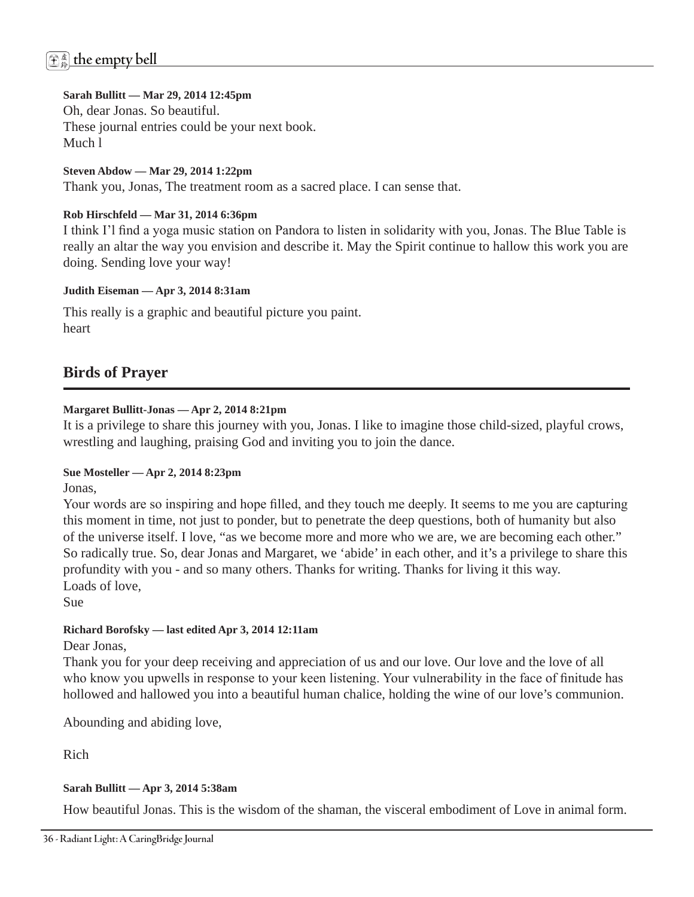**Sarah Bullitt — Mar 29, 2014 12:45pm**

Oh, dear Jonas. So beautiful.
These journal entries could be your next book.
Much l

**Steven Abdow — Mar 29, 2014 1:22pm**

Thank you, Jonas, The treatment room as a sacred place. I can sense that.

**Rob Hirschfeld — Mar 31, 2014 6:36pm**

I think I'l find a yoga music station on Pandora to listen in solidarity with you, Jonas. The Blue Table is really an altar the way you envision and describe it. May the Spirit continue to hallow this work you are doing. Sending love your way!

**Judith Eiseman — Apr 3, 2014 8:31am**

This really is a graphic and beautiful picture you paint.
heart

## Birds of Prayer

**Margaret Bullitt-Jonas — Apr 2, 2014 8:21pm**

It is a privilege to share this journey with you, Jonas. I like to imagine those child-sized, playful crows, wrestling and laughing, praising God and inviting you to join the dance.

**Sue Mosteller — Apr 2, 2014 8:23pm**

Jonas,
Your words are so inspiring and hope filled, and they touch me deeply. It seems to me you are capturing this moment in time, not just to ponder, but to penetrate the deep questions, both of humanity but also of the universe itself. I love, "as we become more and more who we are, we are becoming each other." So radically true. So, dear Jonas and Margaret, we 'abide' in each other, and it's a privilege to share this profundity with you - and so many others. Thanks for writing. Thanks for living it this way.
Loads of love,
Sue

**Richard Borofsky — last edited Apr 3, 2014 12:11am**

Dear Jonas,
Thank you for your deep receiving and appreciation of us and our love. Our love and the love of all who know you upwells in response to your keen listening. Your vulnerability in the face of finitude has hollowed and hallowed you into a beautiful human chalice, holding the wine of our love's communion.

Abounding and abiding love,

Rich

**Sarah Bullitt — Apr 3, 2014 5:38am**

How beautiful Jonas. This is the wisdom of the shaman, the visceral embodiment of Love in animal form.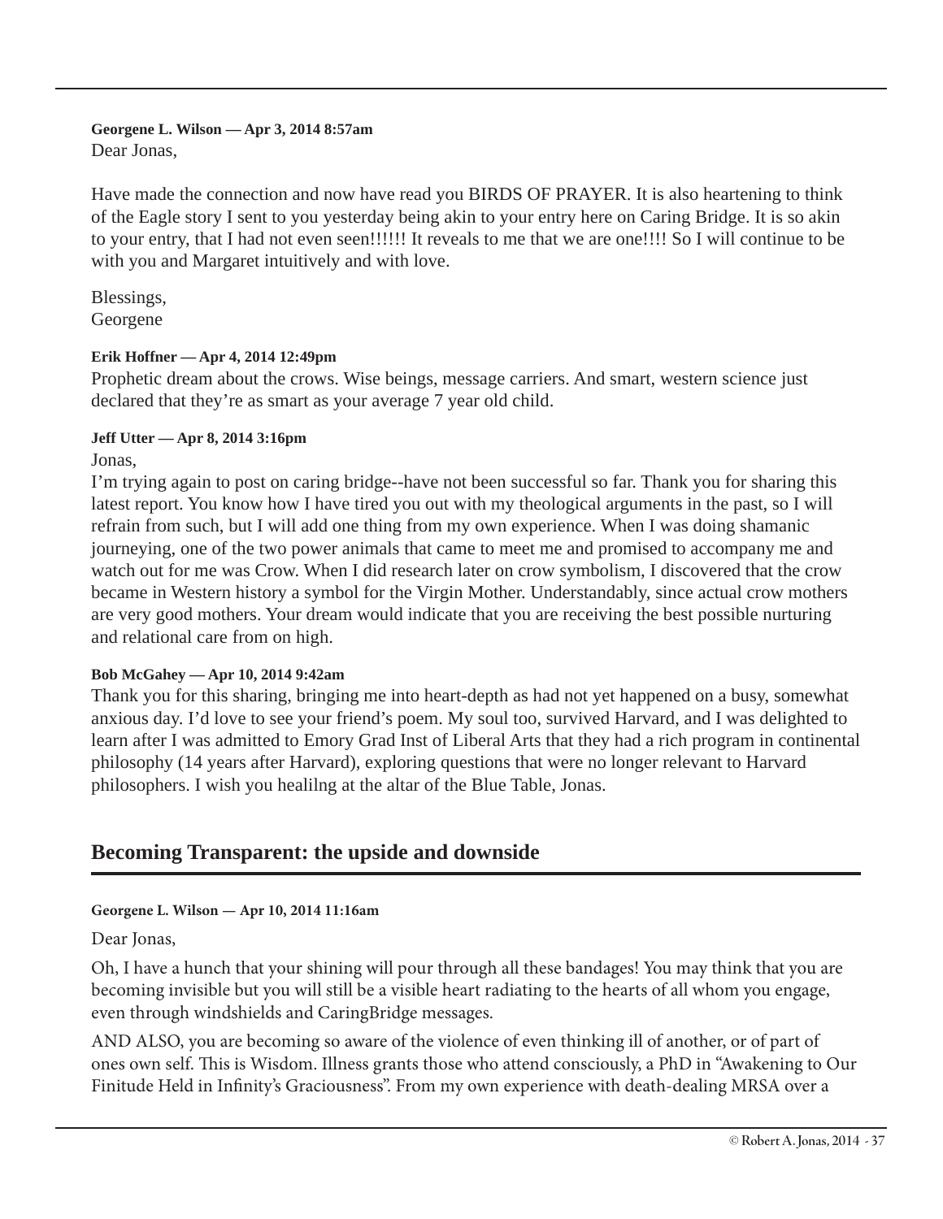**Georgene L. Wilson — Apr 3, 2014 8:57am**
Dear Jonas,

Have made the connection and now have read you BIRDS OF PRAYER. It is also heartening to think of the Eagle story I sent to you yesterday being akin to your entry here on Caring Bridge. It is so akin to your entry, that I had not even seen!!!!!! It reveals to me that we are one!!!! So I will continue to be with you and Margaret intuitively and with love.

Blessings,
Georgene

**Erik Hoffner — Apr 4, 2014 12:49pm**
Prophetic dream about the crows. Wise beings, message carriers. And smart, western science just declared that they're as smart as your average 7 year old child.

**Jeff Utter — Apr 8, 2014 3:16pm**
Jonas,
I'm trying again to post on caring bridge--have not been successful so far. Thank you for sharing this latest report. You know how I have tired you out with my theological arguments in the past, so I will refrain from such, but I will add one thing from my own experience. When I was doing shamanic journeying, one of the two power animals that came to meet me and promised to accompany me and watch out for me was Crow. When I did research later on crow symbolism, I discovered that the crow became in Western history a symbol for the Virgin Mother. Understandably, since actual crow mothers are very good mothers. Your dream would indicate that you are receiving the best possible nurturing and relational care from on high.

**Bob McGahey — Apr 10, 2014 9:42am**
Thank you for this sharing, bringing me into heart-depth as had not yet happened on a busy, somewhat anxious day. I'd love to see your friend's poem. My soul too, survived Harvard, and I was delighted to learn after I was admitted to Emory Grad Inst of Liberal Arts that they had a rich program in continental philosophy (14 years after Harvard), exploring questions that were no longer relevant to Harvard philosophers. I wish you healilng at the altar of the Blue Table, Jonas.

## Becoming Transparent: the upside and downside

**Georgene L. Wilson — Apr 10, 2014 11:16am**

Dear Jonas,

Oh, I have a hunch that your shining will pour through all these bandages! You may think that you are becoming invisible but you will still be a visible heart radiating to the hearts of all whom you engage, even through windshields and CaringBridge messages.

AND ALSO, you are becoming so aware of the violence of even thinking ill of another, or of part of ones own self. This is Wisdom. Illness grants those who attend consciously, a PhD in "Awakening to Our Finitude Held in Infinity's Graciousness". From my own experience with death-dealing MRSA over a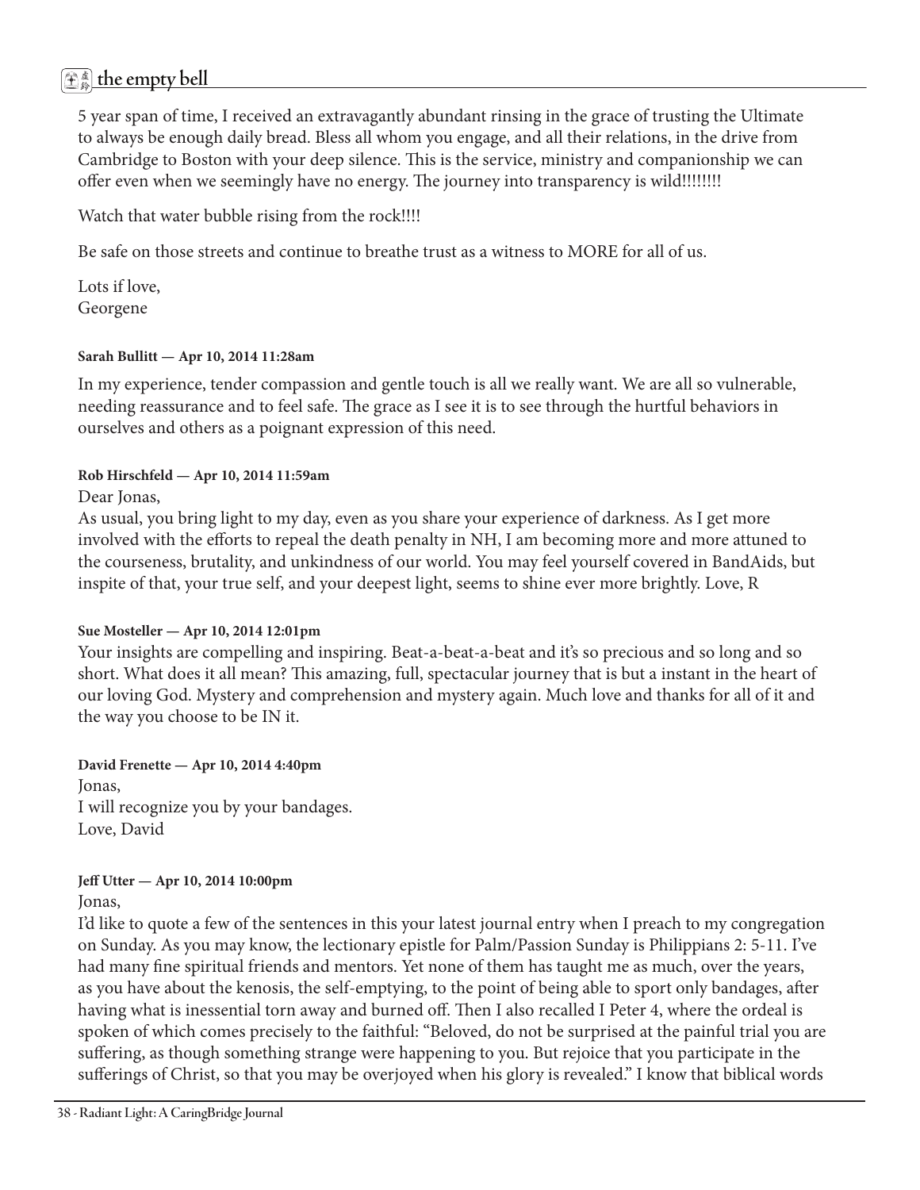5 year span of time, I received an extravagantly abundant rinsing in the grace of trusting the Ultimate to always be enough daily bread. Bless all whom you engage, and all their relations, in the drive from Cambridge to Boston with your deep silence. This is the service, ministry and companionship we can offer even when we seemingly have no energy. The journey into transparency is wild!!!!!!!!

Watch that water bubble rising from the rock!!!!

Be safe on those streets and continue to breathe trust as a witness to MORE for all of us.

Lots if love,
Georgene

**Sarah Bullitt — Apr 10, 2014 11:28am**

In my experience, tender compassion and gentle touch is all we really want. We are all so vulnerable, needing reassurance and to feel safe. The grace as I see it is to see through the hurtful behaviors in ourselves and others as a poignant expression of this need.

**Rob Hirschfeld — Apr 10, 2014 11:59am**

Dear Jonas,
As usual, you bring light to my day, even as you share your experience of darkness. As I get more involved with the efforts to repeal the death penalty in NH, I am becoming more and more attuned to the courseness, brutality, and unkindness of our world. You may feel yourself covered in BandAids, but inspite of that, your true self, and your deepest light, seems to shine ever more brightly. Love, R

**Sue Mosteller — Apr 10, 2014 12:01pm**

Your insights are compelling and inspiring. Beat-a-beat-a-beat and it's so precious and so long and so short. What does it all mean? This amazing, full, spectacular journey that is but a instant in the heart of our loving God. Mystery and comprehension and mystery again. Much love and thanks for all of it and the way you choose to be IN it.

**David Frenette — Apr 10, 2014 4:40pm**

Jonas,
I will recognize you by your bandages.
Love, David

**Jeff Utter — Apr 10, 2014 10:00pm**

Jonas,
I'd like to quote a few of the sentences in this your latest journal entry when I preach to my congregation on Sunday. As you may know, the lectionary epistle for Palm/Passion Sunday is Philippians 2: 5-11. I've had many fine spiritual friends and mentors. Yet none of them has taught me as much, over the years, as you have about the kenosis, the self-emptying, to the point of being able to sport only bandages, after having what is inessential torn away and burned off. Then I also recalled I Peter 4, where the ordeal is spoken of which comes precisely to the faithful: "Beloved, do not be surprised at the painful trial you are suffering, as though something strange were happening to you. But rejoice that you participate in the sufferings of Christ, so that you may be overjoyed when his glory is revealed." I know that biblical words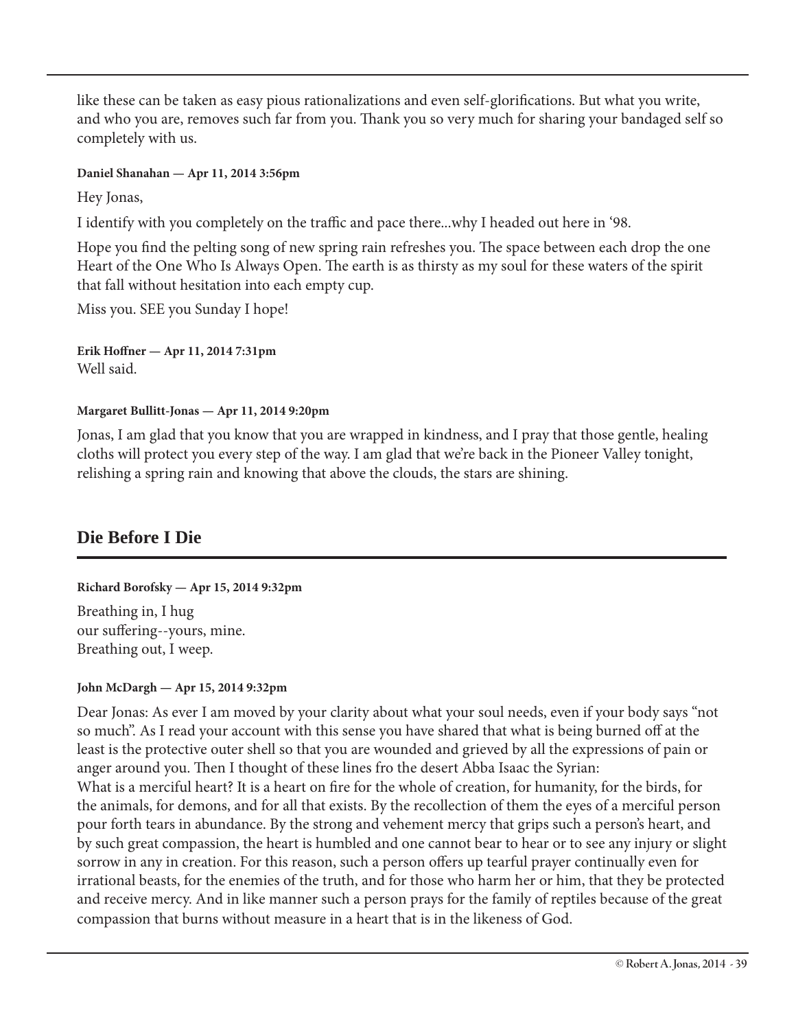like these can be taken as easy pious rationalizations and even self-glorifications. But what you write, and who you are, removes such far from you. Thank you so very much for sharing your bandaged self so completely with us.

**Daniel Shanahan — Apr 11, 2014 3:56pm**

Hey Jonas,

I identify with you completely on the traffic and pace there...why I headed out here in '98.

Hope you find the pelting song of new spring rain refreshes you. The space between each drop the one Heart of the One Who Is Always Open. The earth is as thirsty as my soul for these waters of the spirit that fall without hesitation into each empty cup.

Miss you. SEE you Sunday I hope!

**Erik Hoffner — Apr 11, 2014 7:31pm**
Well said.

**Margaret Bullitt-Jonas — Apr 11, 2014 9:20pm**

Jonas, I am glad that you know that you are wrapped in kindness, and I pray that those gentle, healing cloths will protect you every step of the way. I am glad that we're back in the Pioneer Valley tonight, relishing a spring rain and knowing that above the clouds, the stars are shining.

## Die Before I Die

**Richard Borofsky — Apr 15, 2014 9:32pm**

Breathing in, I hug
our suffering--yours, mine.
Breathing out, I weep.

**John McDargh — Apr 15, 2014 9:32pm**

Dear Jonas: As ever I am moved by your clarity about what your soul needs, even if your body says "not so much". As I read your account with this sense you have shared that what is being burned off at the least is the protective outer shell so that you are wounded and grieved by all the expressions of pain or anger around you. Then I thought of these lines fro the desert Abba Isaac the Syrian:
What is a merciful heart? It is a heart on fire for the whole of creation, for humanity, for the birds, for the animals, for demons, and for all that exists. By the recollection of them the eyes of a merciful person pour forth tears in abundance. By the strong and vehement mercy that grips such a person's heart, and by such great compassion, the heart is humbled and one cannot bear to hear or to see any injury or slight sorrow in any in creation. For this reason, such a person offers up tearful prayer continually even for irrational beasts, for the enemies of the truth, and for those who harm her or him, that they be protected and receive mercy. And in like manner such a person prays for the family of reptiles because of the great compassion that burns without measure in a heart that is in the likeness of God.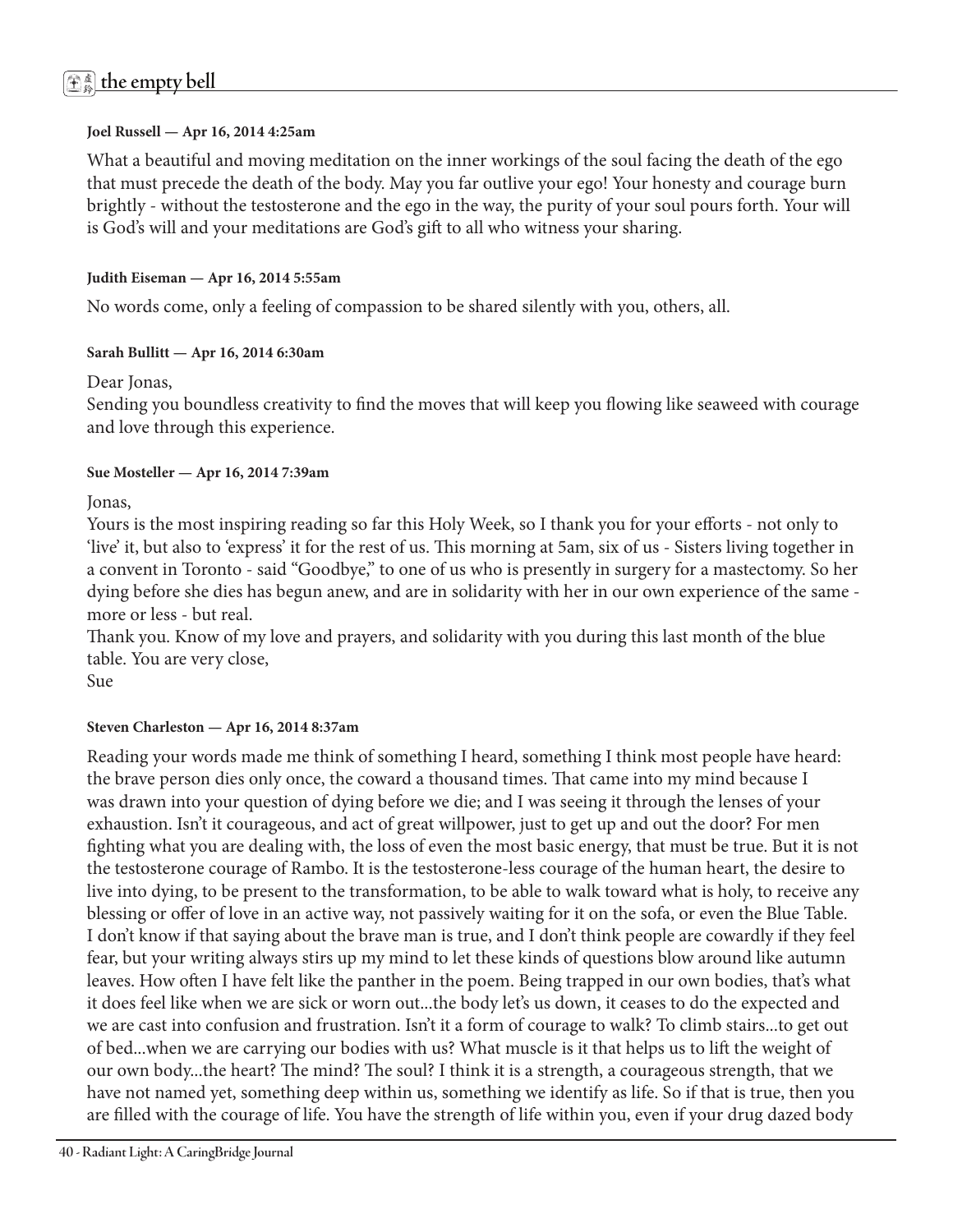**Joel Russell — Apr 16, 2014 4:25am**

What a beautiful and moving meditation on the inner workings of the soul facing the death of the ego that must precede the death of the body. May you far outlive your ego! Your honesty and courage burn brightly - without the testosterone and the ego in the way, the purity of your soul pours forth. Your will is God's will and your meditations are God's gift to all who witness your sharing.

**Judith Eiseman — Apr 16, 2014 5:55am**

No words come, only a feeling of compassion to be shared silently with you, others, all.

**Sarah Bullitt — Apr 16, 2014 6:30am**

Dear Jonas,
Sending you boundless creativity to find the moves that will keep you flowing like seaweed with courage and love through this experience.

**Sue Mosteller — Apr 16, 2014 7:39am**

Jonas,
Yours is the most inspiring reading so far this Holy Week, so I thank you for your efforts - not only to 'live' it, but also to 'express' it for the rest of us. This morning at 5am, six of us - Sisters living together in a convent in Toronto - said "Goodbye," to one of us who is presently in surgery for a mastectomy. So her dying before she dies has begun anew, and are in solidarity with her in our own experience of the same - more or less - but real.
Thank you. Know of my love and prayers, and solidarity with you during this last month of the blue table. You are very close,
Sue

**Steven Charleston — Apr 16, 2014 8:37am**

Reading your words made me think of something I heard, something I think most people have heard: the brave person dies only once, the coward a thousand times. That came into my mind because I was drawn into your question of dying before we die; and I was seeing it through the lenses of your exhaustion. Isn't it courageous, and act of great willpower, just to get up and out the door? For men fighting what you are dealing with, the loss of even the most basic energy, that must be true. But it is not the testosterone courage of Rambo. It is the testosterone-less courage of the human heart, the desire to live into dying, to be present to the transformation, to be able to walk toward what is holy, to receive any blessing or offer of love in an active way, not passively waiting for it on the sofa, or even the Blue Table. I don't know if that saying about the brave man is true, and I don't think people are cowardly if they feel fear, but your writing always stirs up my mind to let these kinds of questions blow around like autumn leaves. How often I have felt like the panther in the poem. Being trapped in our own bodies, that's what it does feel like when we are sick or worn out...the body let's us down, it ceases to do the expected and we are cast into confusion and frustration. Isn't it a form of courage to walk? To climb stairs...to get out of bed...when we are carrying our bodies with us? What muscle is it that helps us to lift the weight of our own body...the heart? The mind? The soul? I think it is a strength, a courageous strength, that we have not named yet, something deep within us, something we identify as life. So if that is true, then you are filled with the courage of life. You have the strength of life within you, even if your drug dazed body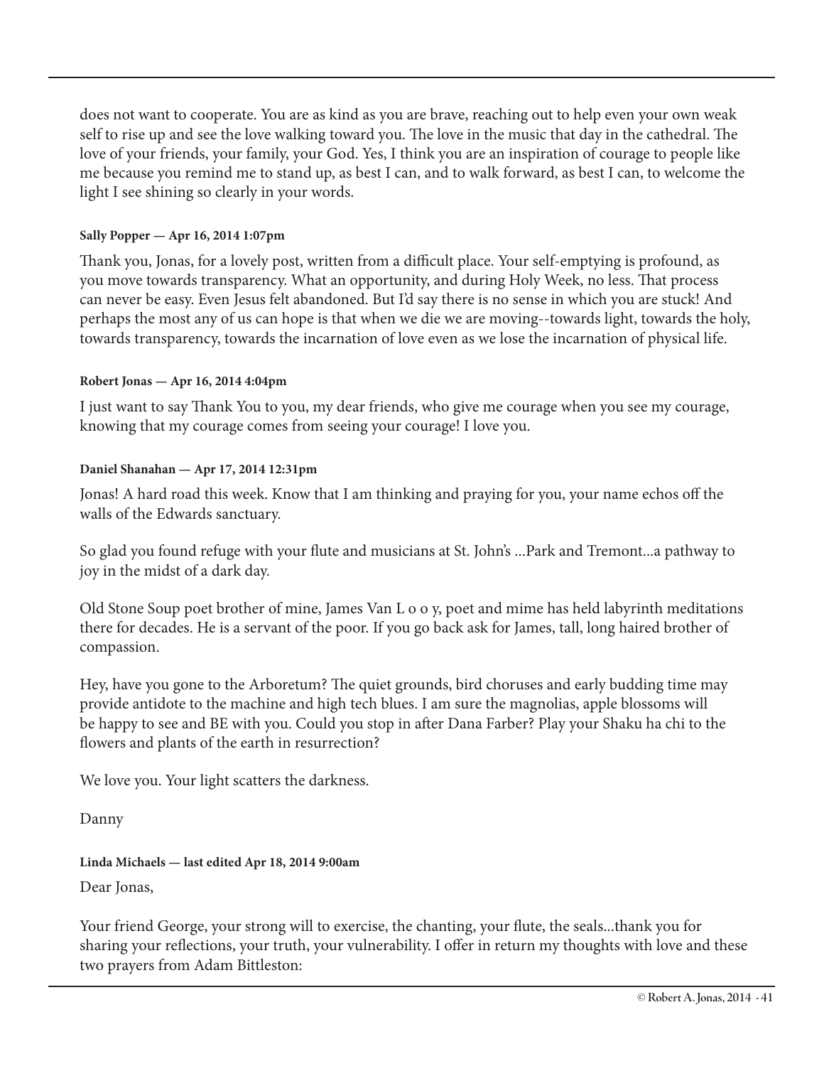does not want to cooperate. You are as kind as you are brave, reaching out to help even your own weak self to rise up and see the love walking toward you. The love in the music that day in the cathedral. The love of your friends, your family, your God. Yes, I think you are an inspiration of courage to people like me because you remind me to stand up, as best I can, and to walk forward, as best I can, to welcome the light I see shining so clearly in your words.

**Sally Popper — Apr 16, 2014 1:07pm**

Thank you, Jonas, for a lovely post, written from a difficult place. Your self-emptying is profound, as you move towards transparency. What an opportunity, and during Holy Week, no less. That process can never be easy. Even Jesus felt abandoned. But I'd say there is no sense in which you are stuck! And perhaps the most any of us can hope is that when we die we are moving--towards light, towards the holy, towards transparency, towards the incarnation of love even as we lose the incarnation of physical life.

**Robert Jonas — Apr 16, 2014 4:04pm**

I just want to say Thank You to you, my dear friends, who give me courage when you see my courage, knowing that my courage comes from seeing your courage! I love you.

**Daniel Shanahan — Apr 17, 2014 12:31pm**

Jonas! A hard road this week. Know that I am thinking and praying for you, your name echos off the walls of the Edwards sanctuary.

So glad you found refuge with your flute and musicians at St. John's ...Park and Tremont...a pathway to joy in the midst of a dark day.

Old Stone Soup poet brother of mine, James Van L o o y, poet and mime has held labyrinth meditations there for decades. He is a servant of the poor. If you go back ask for James, tall, long haired brother of compassion.

Hey, have you gone to the Arboretum? The quiet grounds, bird choruses and early budding time may provide antidote to the machine and high tech blues. I am sure the magnolias, apple blossoms will be happy to see and BE with you. Could you stop in after Dana Farber? Play your Shaku ha chi to the flowers and plants of the earth in resurrection?

We love you. Your light scatters the darkness.

Danny

**Linda Michaels — last edited Apr 18, 2014 9:00am**

Dear Jonas,

Your friend George, your strong will to exercise, the chanting, your flute, the seals...thank you for sharing your reflections, your truth, your vulnerability. I offer in return my thoughts with love and these two prayers from Adam Bittleston: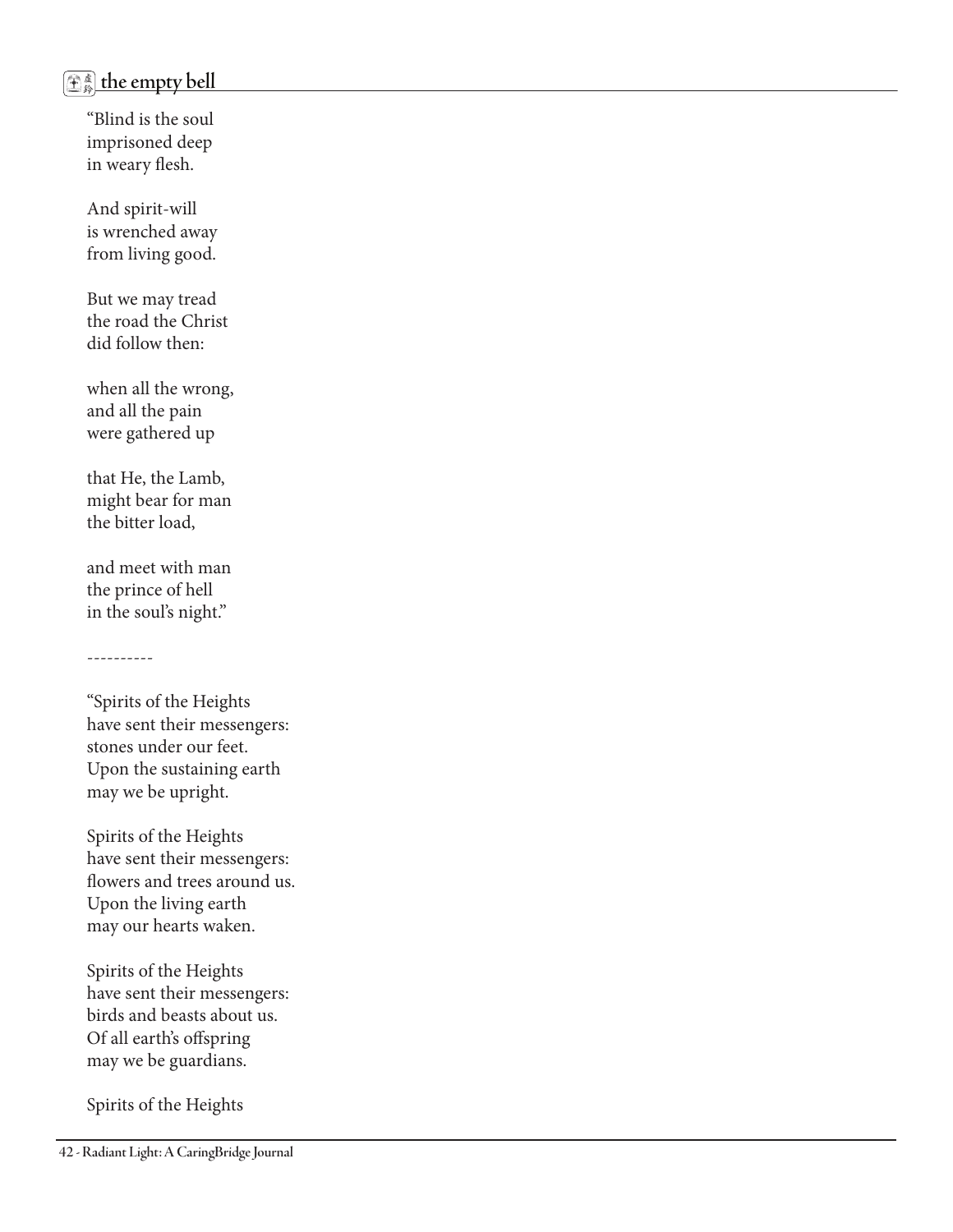"Blind is the soul
imprisoned deep
in weary flesh.

And spirit-will
is wrenched away
from living good.

But we may tread
the road the Christ
did follow then:

when all the wrong,
and all the pain
were gathered up

that He, the Lamb,
might bear for man
the bitter load,

and meet with man
the prince of hell
in the soul's night."

----------

"Spirits of the Heights
have sent their messengers:
stones under our feet.
Upon the sustaining earth
may we be upright.

Spirits of the Heights
have sent their messengers:
flowers and trees around us.
Upon the living earth
may our hearts waken.

Spirits of the Heights
have sent their messengers:
birds and beasts about us.
Of all earth's offspring
may we be guardians.

Spirits of the Heights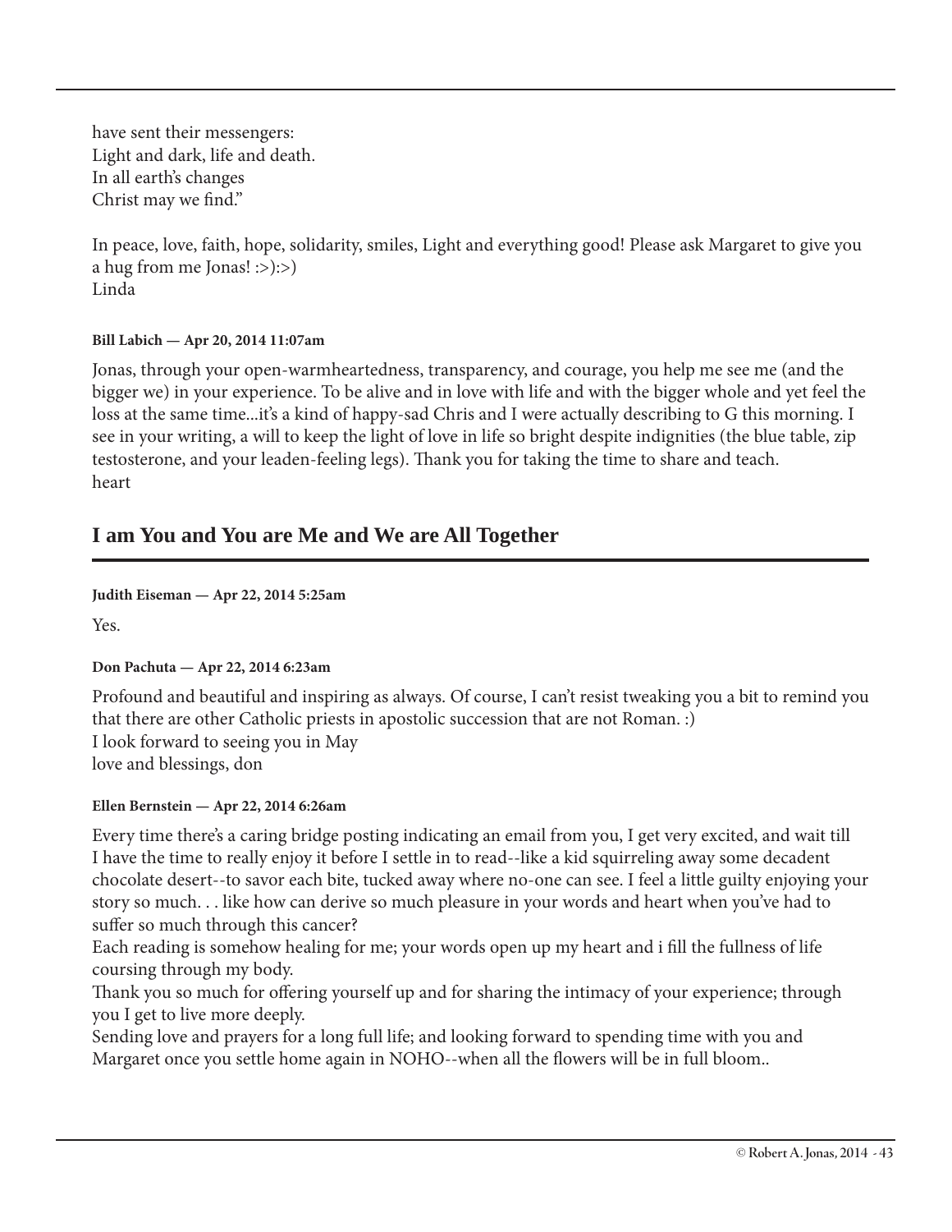have sent their messengers:  
Light and dark, life and death.  
In all earth's changes  
Christ may we find."

In peace, love, faith, hope, solidarity, smiles, Light and everything good! Please ask Margaret to give you a hug from me Jonas! :>):>)  
Linda

**Bill Labich — Apr 20, 2014 11:07am**

Jonas, through your open-warmheartedness, transparency, and courage, you help me see me (and the bigger we) in your experience. To be alive and in love with life and with the bigger whole and yet feel the loss at the same time...it's a kind of happy-sad Chris and I were actually describing to G this morning. I see in your writing, a will to keep the light of love in life so bright despite indignities (the blue table, zip testosterone, and your leaden-feeling legs). Thank you for taking the time to share and teach.  
heart

## I am You and You are Me and We are All Together

**Judith Eiseman — Apr 22, 2014 5:25am**

Yes.

**Don Pachuta — Apr 22, 2014 6:23am**

Profound and beautiful and inspiring as always. Of course, I can't resist tweaking you a bit to remind you that there are other Catholic priests in apostolic succession that are not Roman. :)  
I look forward to seeing you in May  
love and blessings, don

**Ellen Bernstein — Apr 22, 2014 6:26am**

Every time there's a caring bridge posting indicating an email from you, I get very excited, and wait till I have the time to really enjoy it before I settle in to read--like a kid squirreling away some decadent chocolate desert--to savor each bite, tucked away where no-one can see. I feel a little guilty enjoying your story so much. . . like how can derive so much pleasure in your words and heart when you've had to suffer so much through this cancer?  
Each reading is somehow healing for me; your words open up my heart and i fill the fullness of life coursing through my body.  
Thank you so much for offering yourself up and for sharing the intimacy of your experience; through you I get to live more deeply.  
Sending love and prayers for a long full life; and looking forward to spending time with you and Margaret once you settle home again in NOHO--when all the flowers will be in full bloom..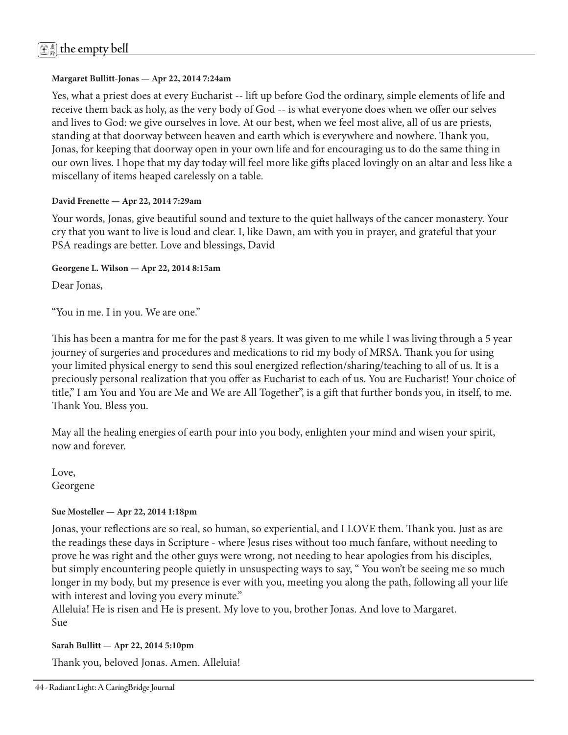**Margaret Bullitt-Jonas — Apr 22, 2014 7:24am**

Yes, what a priest does at every Eucharist -- lift up before God the ordinary, simple elements of life and receive them back as holy, as the very body of God -- is what everyone does when we offer our selves and lives to God: we give ourselves in love. At our best, when we feel most alive, all of us are priests, standing at that doorway between heaven and earth which is everywhere and nowhere. Thank you, Jonas, for keeping that doorway open in your own life and for encouraging us to do the same thing in our own lives. I hope that my day today will feel more like gifts placed lovingly on an altar and less like a miscellany of items heaped carelessly on a table.

**David Frenette — Apr 22, 2014 7:29am**

Your words, Jonas, give beautiful sound and texture to the quiet hallways of the cancer monastery. Your cry that you want to live is loud and clear. I, like Dawn, am with you in prayer, and grateful that your PSA readings are better. Love and blessings, David

**Georgene L. Wilson — Apr 22, 2014 8:15am**

Dear Jonas,

"You in me. I in you. We are one."

This has been a mantra for me for the past 8 years. It was given to me while I was living through a 5 year journey of surgeries and procedures and medications to rid my body of MRSA. Thank you for using your limited physical energy to send this soul energized reflection/sharing/teaching to all of us. It is a preciously personal realization that you offer as Eucharist to each of us. You are Eucharist! Your choice of title," I am You and You are Me and We are All Together", is a gift that further bonds you, in itself, to me. Thank You. Bless you.

May all the healing energies of earth pour into you body, enlighten your mind and wisen your spirit, now and forever.

Love,
Georgene

**Sue Mosteller — Apr 22, 2014 1:18pm**

Jonas, your reflections are so real, so human, so experiential, and I LOVE them. Thank you. Just as are the readings these days in Scripture - where Jesus rises without too much fanfare, without needing to prove he was right and the other guys were wrong, not needing to hear apologies from his disciples, but simply encountering people quietly in unsuspecting ways to say, " You won't be seeing me so much longer in my body, but my presence is ever with you, meeting you along the path, following all your life with interest and loving you every minute."
Alleluia! He is risen and He is present. My love to you, brother Jonas. And love to Margaret.
Sue

**Sarah Bullitt — Apr 22, 2014 5:10pm**

Thank you, beloved Jonas. Amen. Alleluia!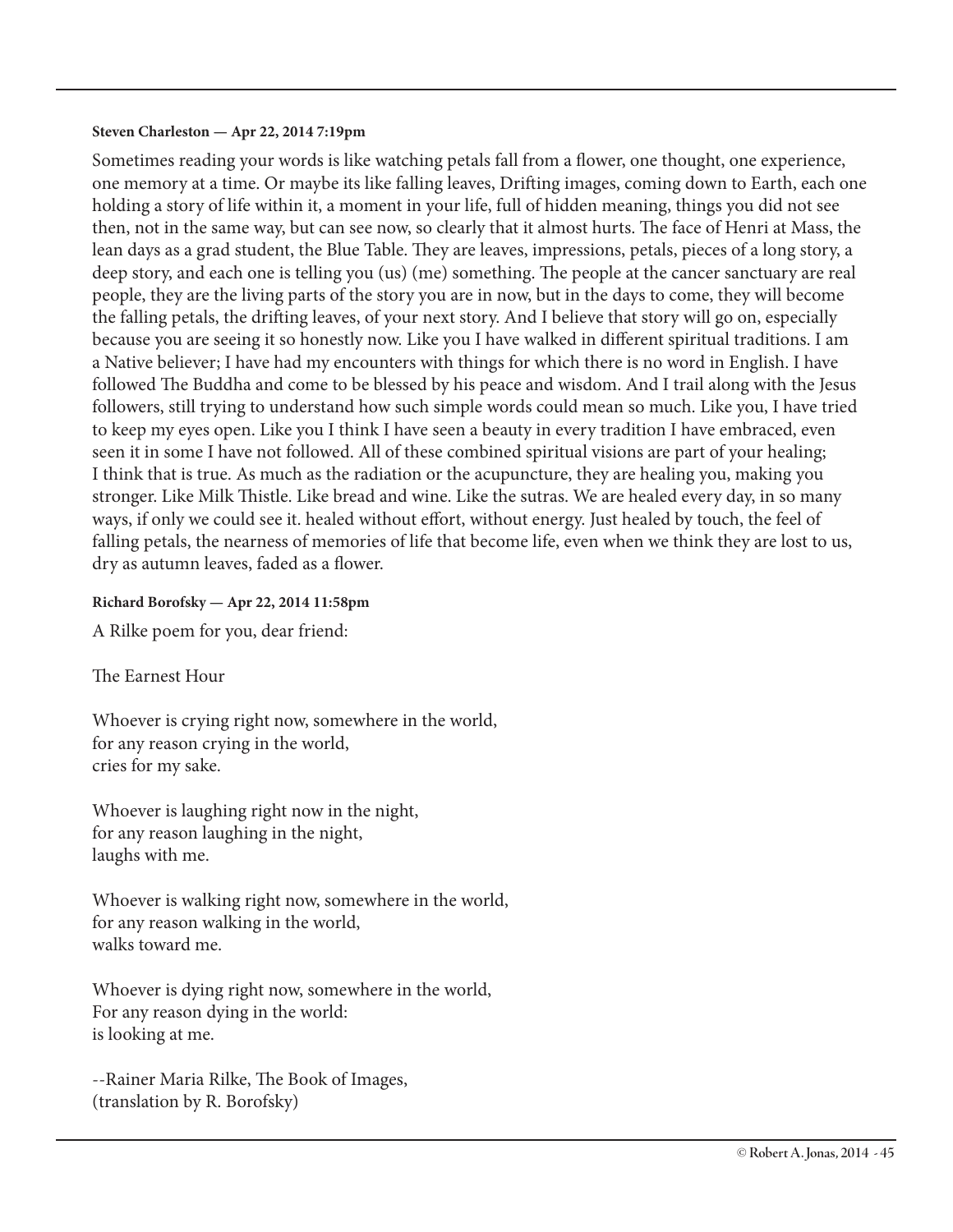**Steven Charleston — Apr 22, 2014 7:19pm**

Sometimes reading your words is like watching petals fall from a flower, one thought, one experience, one memory at a time. Or maybe its like falling leaves, Drifting images, coming down to Earth, each one holding a story of life within it, a moment in your life, full of hidden meaning, things you did not see then, not in the same way, but can see now, so clearly that it almost hurts. The face of Henri at Mass, the lean days as a grad student, the Blue Table. They are leaves, impressions, petals, pieces of a long story, a deep story, and each one is telling you (us) (me) something. The people at the cancer sanctuary are real people, they are the living parts of the story you are in now, but in the days to come, they will become the falling petals, the drifting leaves, of your next story. And I believe that story will go on, especially because you are seeing it so honestly now. Like you I have walked in different spiritual traditions. I am a Native believer; I have had my encounters with things for which there is no word in English. I have followed The Buddha and come to be blessed by his peace and wisdom. And I trail along with the Jesus followers, still trying to understand how such simple words could mean so much. Like you, I have tried to keep my eyes open. Like you I think I have seen a beauty in every tradition I have embraced, even seen it in some I have not followed. All of these combined spiritual visions are part of your healing; I think that is true. As much as the radiation or the acupuncture, they are healing you, making you stronger. Like Milk Thistle. Like bread and wine. Like the sutras. We are healed every day, in so many ways, if only we could see it. healed without effort, without energy. Just healed by touch, the feel of falling petals, the nearness of memories of life that become life, even when we think they are lost to us, dry as autumn leaves, faded as a flower.

**Richard Borofsky — Apr 22, 2014 11:58pm**

A Rilke poem for you, dear friend:

The Earnest Hour

Whoever is crying right now, somewhere in the world,  
for any reason crying in the world,  
cries for my sake.

Whoever is laughing right now in the night,  
for any reason laughing in the night,  
laughs with me.

Whoever is walking right now, somewhere in the world,  
for any reason walking in the world,  
walks toward me.

Whoever is dying right now, somewhere in the world,  
For any reason dying in the world:  
is looking at me.

--Rainer Maria Rilke, The Book of Images,  
(translation by R. Borofsky)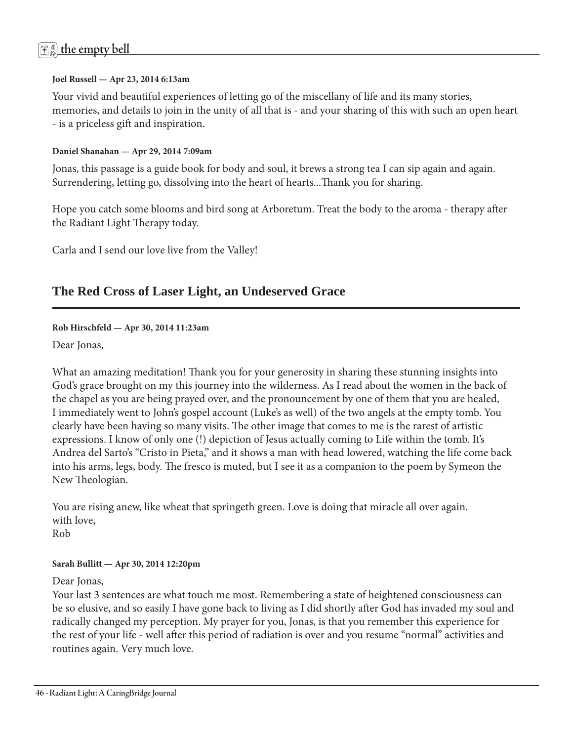**Joel Russell — Apr 23, 2014 6:13am**

Your vivid and beautiful experiences of letting go of the miscellany of life and its many stories, memories, and details to join in the unity of all that is - and your sharing of this with such an open heart - is a priceless gift and inspiration.

**Daniel Shanahan — Apr 29, 2014 7:09am**

Jonas, this passage is a guide book for body and soul, it brews a strong tea I can sip again and again. Surrendering, letting go, dissolving into the heart of hearts...Thank you for sharing.

Hope you catch some blooms and bird song at Arboretum. Treat the body to the aroma - therapy after the Radiant Light Therapy today.

Carla and I send our love live from the Valley!

## The Red Cross of Laser Light, an Undeserved Grace

**Rob Hirschfeld — Apr 30, 2014 11:23am**

Dear Jonas,

What an amazing meditation! Thank you for your generosity in sharing these stunning insights into God's grace brought on my this journey into the wilderness. As I read about the women in the back of the chapel as you are being prayed over, and the pronouncement by one of them that you are healed, I immediately went to John's gospel account (Luke's as well) of the two angels at the empty tomb. You clearly have been having so many visits. The other image that comes to me is the rarest of artistic expressions. I know of only one (!) depiction of Jesus actually coming to Life within the tomb. It's Andrea del Sarto's "Cristo in Pieta," and it shows a man with head lowered, watching the life come back into his arms, legs, body. The fresco is muted, but I see it as a companion to the poem by Symeon the New Theologian.

You are rising anew, like wheat that springeth green. Love is doing that miracle all over again.
with love,
Rob

**Sarah Bullitt — Apr 30, 2014 12:20pm**

Dear Jonas,
Your last 3 sentences are what touch me most. Remembering a state of heightened consciousness can be so elusive, and so easily I have gone back to living as I did shortly after God has invaded my soul and radically changed my perception. My prayer for you, Jonas, is that you remember this experience for the rest of your life - well after this period of radiation is over and you resume "normal" activities and routines again. Very much love.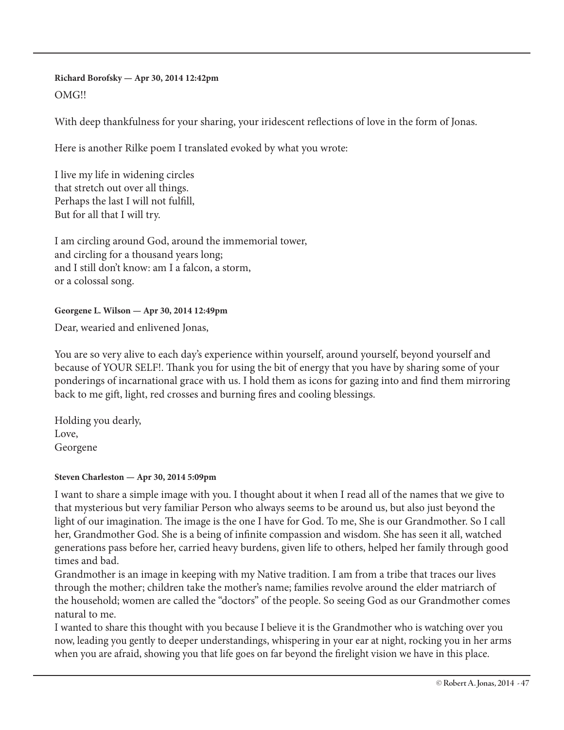**Richard Borofsky — Apr 30, 2014 12:42pm**

OMG!!

With deep thankfulness for your sharing, your iridescent reflections of love in the form of Jonas.

Here is another Rilke poem I translated evoked by what you wrote:

I live my life in widening circles  
that stretch out over all things.  
Perhaps the last I will not fulfill,  
But for all that I will try.

I am circling around God, around the immemorial tower,  
and circling for a thousand years long;  
and I still don't know: am I a falcon, a storm,  
or a colossal song.

**Georgene L. Wilson — Apr 30, 2014 12:49pm**

Dear, wearied and enlivened Jonas,

You are so very alive to each day's experience within yourself, around yourself, beyond yourself and because of YOUR SELF!. Thank you for using the bit of energy that you have by sharing some of your ponderings of incarnational grace with us. I hold them as icons for gazing into and find them mirroring back to me gift, light, red crosses and burning fires and cooling blessings.

Holding you dearly,  
Love,  
Georgene

**Steven Charleston — Apr 30, 2014 5:09pm**

I want to share a simple image with you. I thought about it when I read all of the names that we give to that mysterious but very familiar Person who always seems to be around us, but also just beyond the light of our imagination. The image is the one I have for God. To me, She is our Grandmother. So I call her, Grandmother God. She is a being of infinite compassion and wisdom. She has seen it all, watched generations pass before her, carried heavy burdens, given life to others, helped her family through good times and bad.

Grandmother is an image in keeping with my Native tradition. I am from a tribe that traces our lives through the mother; children take the mother's name; families revolve around the elder matriarch of the household; women are called the "doctors" of the people. So seeing God as our Grandmother comes natural to me.

I wanted to share this thought with you because I believe it is the Grandmother who is watching over you now, leading you gently to deeper understandings, whispering in your ear at night, rocking you in her arms when you are afraid, showing you that life goes on far beyond the firelight vision we have in this place.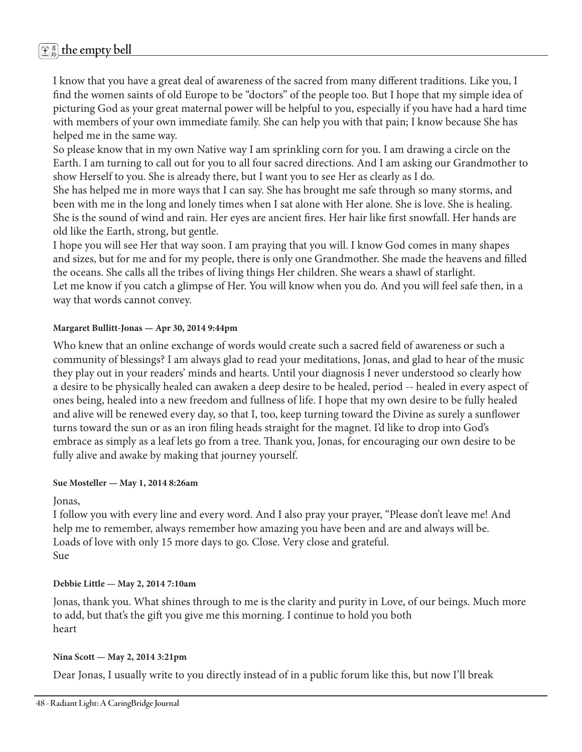I know that you have a great deal of awareness of the sacred from many different traditions. Like you, I find the women saints of old Europe to be "doctors" of the people too. But I hope that my simple idea of picturing God as your great maternal power will be helpful to you, especially if you have had a hard time with members of your own immediate family. She can help you with that pain; I know because She has helped me in the same way.

So please know that in my own Native way I am sprinkling corn for you. I am drawing a circle on the Earth. I am turning to call out for you to all four sacred directions. And I am asking our Grandmother to show Herself to you. She is already there, but I want you to see Her as clearly as I do.

She has helped me in more ways that I can say. She has brought me safe through so many storms, and been with me in the long and lonely times when I sat alone with Her alone. She is love. She is healing. She is the sound of wind and rain. Her eyes are ancient fires. Her hair like first snowfall. Her hands are old like the Earth, strong, but gentle.

I hope you will see Her that way soon. I am praying that you will. I know God comes in many shapes and sizes, but for me and for my people, there is only one Grandmother. She made the heavens and filled the oceans. She calls all the tribes of living things Her children. She wears a shawl of starlight.

Let me know if you catch a glimpse of Her. You will know when you do. And you will feel safe then, in a way that words cannot convey.

**Margaret Bullitt-Jonas — Apr 30, 2014 9:44pm**

Who knew that an online exchange of words would create such a sacred field of awareness or such a community of blessings? I am always glad to read your meditations, Jonas, and glad to hear of the music they play out in your readers' minds and hearts. Until your diagnosis I never understood so clearly how a desire to be physically healed can awaken a deep desire to be healed, period -- healed in every aspect of ones being, healed into a new freedom and fullness of life. I hope that my own desire to be fully healed and alive will be renewed every day, so that I, too, keep turning toward the Divine as surely a sunflower turns toward the sun or as an iron filing heads straight for the magnet. I'd like to drop into God's embrace as simply as a leaf lets go from a tree. Thank you, Jonas, for encouraging our own desire to be fully alive and awake by making that journey yourself.

**Sue Mosteller — May 1, 2014 8:26am**

Jonas,
I follow you with every line and every word. And I also pray your prayer, "Please don't leave me! And help me to remember, always remember how amazing you have been and are and always will be.
Loads of love with only 15 more days to go. Close. Very close and grateful.
Sue

**Debbie Little — May 2, 2014 7:10am**

Jonas, thank you. What shines through to me is the clarity and purity in Love, of our beings. Much more to add, but that's the gift you give me this morning. I continue to hold you both
heart

**Nina Scott — May 2, 2014 3:21pm**

Dear Jonas, I usually write to you directly instead of in a public forum like this, but now I'll break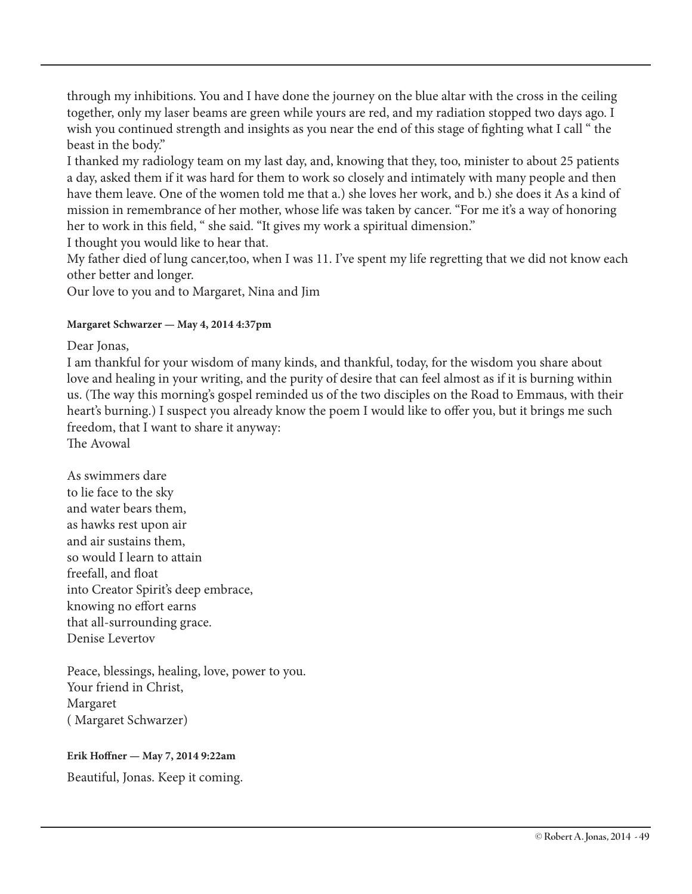through my inhibitions. You and I have done the journey on the blue altar with the cross in the ceiling together, only my laser beams are green while yours are red, and my radiation stopped two days ago. I wish you continued strength and insights as you near the end of this stage of fighting what I call " the beast in the body."

I thanked my radiology team on my last day, and, knowing that they, too, minister to about 25 patients a day, asked them if it was hard for them to work so closely and intimately with many people and then have them leave. One of the women told me that a.) she loves her work, and b.) she does it As a kind of mission in remembrance of her mother, whose life was taken by cancer. "For me it's a way of honoring her to work in this field, " she said. "It gives my work a spiritual dimension."

I thought you would like to hear that.

My father died of lung cancer,too, when I was 11. I've spent my life regretting that we did not know each other better and longer.

Our love to you and to Margaret, Nina and Jim

**Margaret Schwarzer — May 4, 2014 4:37pm**

Dear Jonas,

I am thankful for your wisdom of many kinds, and thankful, today, for the wisdom you share about love and healing in your writing, and the purity of desire that can feel almost as if it is burning within us. (The way this morning's gospel reminded us of the two disciples on the Road to Emmaus, with their heart's burning.) I suspect you already know the poem I would like to offer you, but it brings me such freedom, that I want to share it anyway:

The Avowal

As swimmers dare  
to lie face to the sky  
and water bears them,  
as hawks rest upon air  
and air sustains them,  
so would I learn to attain  
freefall, and float  
into Creator Spirit's deep embrace,  
knowing no effort earns  
that all-surrounding grace.  
Denise Levertov

Peace, blessings, healing, love, power to you.  
Your friend in Christ,  
Margaret  
( Margaret Schwarzer)

**Erik Hoffner — May 7, 2014 9:22am**

Beautiful, Jonas. Keep it coming.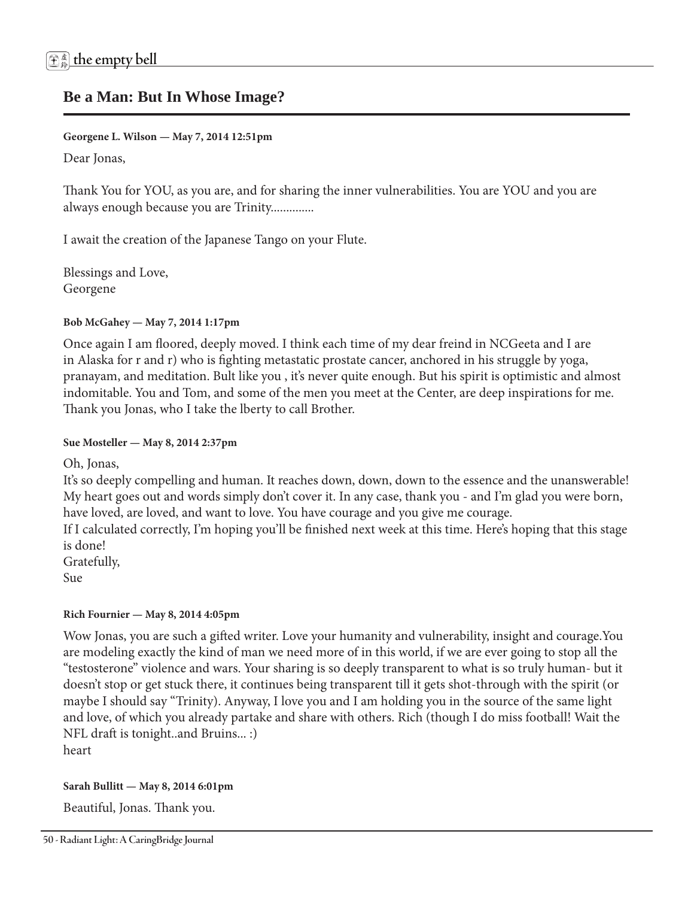## Be a Man: But In Whose Image?

**Georgene L. Wilson — May 7, 2014 12:51pm**

Dear Jonas,

Thank You for YOU, as you are, and for sharing the inner vulnerabilities. You are YOU and you are always enough because you are Trinity..............

I await the creation of the Japanese Tango on your Flute.

Blessings and Love,
Georgene

**Bob McGahey — May 7, 2014 1:17pm**

Once again I am floored, deeply moved. I think each time of my dear freind in NCGeeta and I are in Alaska for r and r) who is fighting metastatic prostate cancer, anchored in his struggle by yoga, pranayam, and meditation. Bult like you , it's never quite enough. But his spirit is optimistic and almost indomitable. You and Tom, and some of the men you meet at the Center, are deep inspirations for me. Thank you Jonas, who I take the lberty to call Brother.

**Sue Mosteller — May 8, 2014 2:37pm**

Oh, Jonas,
It's so deeply compelling and human. It reaches down, down, down to the essence and the unanswerable! My heart goes out and words simply don't cover it. In any case, thank you - and I'm glad you were born, have loved, are loved, and want to love. You have courage and you give me courage.
If I calculated correctly, I'm hoping you'll be finished next week at this time. Here's hoping that this stage is done!
Gratefully,
Sue

**Rich Fournier — May 8, 2014 4:05pm**

Wow Jonas, you are such a gifted writer. Love your humanity and vulnerability, insight and courage.You are modeling exactly the kind of man we need more of in this world, if we are ever going to stop all the "testosterone" violence and wars. Your sharing is so deeply transparent to what is so truly human- but it doesn't stop or get stuck there, it continues being transparent till it gets shot-through with the spirit (or maybe I should say "Trinity). Anyway, I love you and I am holding you in the source of the same light and love, of which you already partake and share with others. Rich (though I do miss football! Wait the NFL draft is tonight..and Bruins... :)
heart

**Sarah Bullitt — May 8, 2014 6:01pm**

Beautiful, Jonas. Thank you.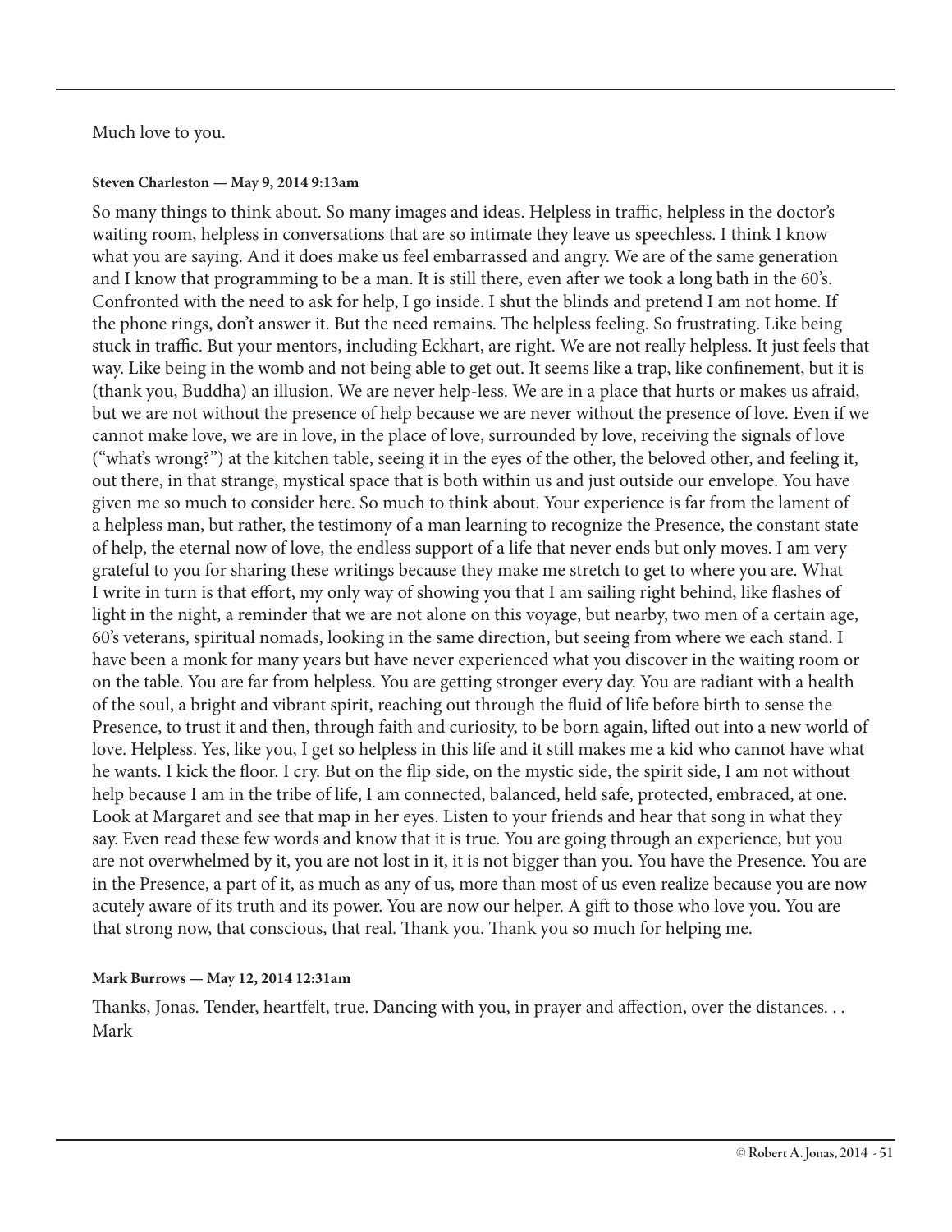Much love to you.

**Steven Charleston — May 9, 2014 9:13am**

So many things to think about. So many images and ideas. Helpless in traffic, helpless in the doctor's waiting room, helpless in conversations that are so intimate they leave us speechless. I think I know what you are saying. And it does make us feel embarrassed and angry. We are of the same generation and I know that programming to be a man. It is still there, even after we took a long bath in the 60's. Confronted with the need to ask for help, I go inside. I shut the blinds and pretend I am not home. If the phone rings, don't answer it. But the need remains. The helpless feeling. So frustrating. Like being stuck in traffic. But your mentors, including Eckhart, are right. We are not really helpless. It just feels that way. Like being in the womb and not being able to get out. It seems like a trap, like confinement, but it is (thank you, Buddha) an illusion. We are never help-less. We are in a place that hurts or makes us afraid, but we are not without the presence of help because we are never without the presence of love. Even if we cannot make love, we are in love, in the place of love, surrounded by love, receiving the signals of love ("what's wrong?") at the kitchen table, seeing it in the eyes of the other, the beloved other, and feeling it, out there, in that strange, mystical space that is both within us and just outside our envelope. You have given me so much to consider here. So much to think about. Your experience is far from the lament of a helpless man, but rather, the testimony of a man learning to recognize the Presence, the constant state of help, the eternal now of love, the endless support of a life that never ends but only moves. I am very grateful to you for sharing these writings because they make me stretch to get to where you are. What I write in turn is that effort, my only way of showing you that I am sailing right behind, like flashes of light in the night, a reminder that we are not alone on this voyage, but nearby, two men of a certain age, 60's veterans, spiritual nomads, looking in the same direction, but seeing from where we each stand. I have been a monk for many years but have never experienced what you discover in the waiting room or on the table. You are far from helpless. You are getting stronger every day. You are radiant with a health of the soul, a bright and vibrant spirit, reaching out through the fluid of life before birth to sense the Presence, to trust it and then, through faith and curiosity, to be born again, lifted out into a new world of love. Helpless. Yes, like you, I get so helpless in this life and it still makes me a kid who cannot have what he wants. I kick the floor. I cry. But on the flip side, on the mystic side, the spirit side, I am not without help because I am in the tribe of life, I am connected, balanced, held safe, protected, embraced, at one. Look at Margaret and see that map in her eyes. Listen to your friends and hear that song in what they say. Even read these few words and know that it is true. You are going through an experience, but you are not overwhelmed by it, you are not lost in it, it is not bigger than you. You have the Presence. You are in the Presence, a part of it, as much as any of us, more than most of us even realize because you are now acutely aware of its truth and its power. You are now our helper. A gift to those who love you. You are that strong now, that conscious, that real. Thank you. Thank you so much for helping me.

**Mark Burrows — May 12, 2014 12:31am**

Thanks, Jonas. Tender, heartfelt, true. Dancing with you, in prayer and affection, over the distances. . .
Mark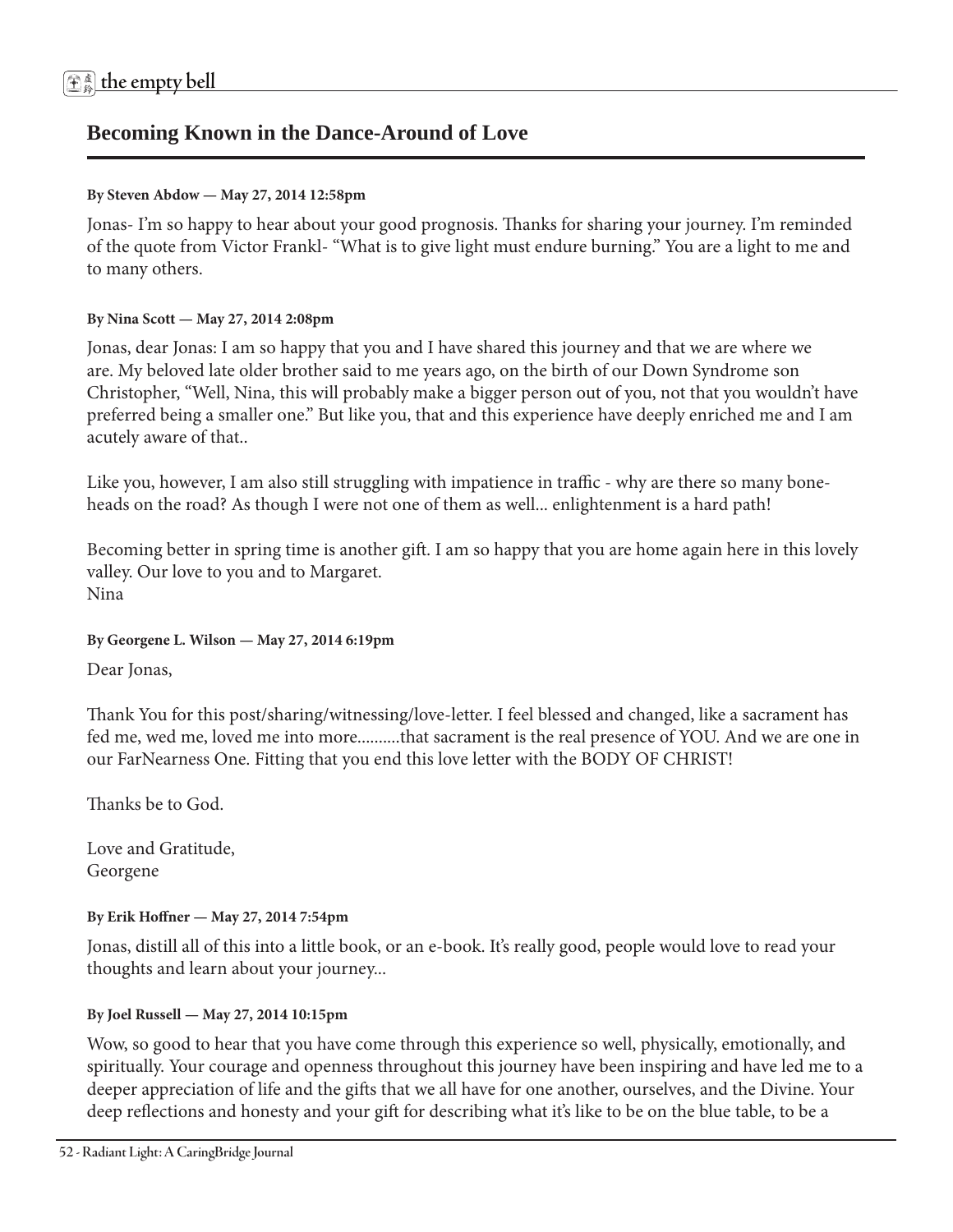## Becoming Known in the Dance-Around of Love

**By Steven Abdow — May 27, 2014 12:58pm**

Jonas- I'm so happy to hear about your good prognosis. Thanks for sharing your journey. I'm reminded of the quote from Victor Frankl- "What is to give light must endure burning." You are a light to me and to many others.

**By Nina Scott — May 27, 2014 2:08pm**

Jonas, dear Jonas: I am so happy that you and I have shared this journey and that we are where we are. My beloved late older brother said to me years ago, on the birth of our Down Syndrome son Christopher, "Well, Nina, this will probably make a bigger person out of you, not that you wouldn't have preferred being a smaller one." But like you, that and this experience have deeply enriched me and I am acutely aware of that..

Like you, however, I am also still struggling with impatience in traffic - why are there so many bone-heads on the road? As though I were not one of them as well... enlightenment is a hard path!

Becoming better in spring time is another gift. I am so happy that you are home again here in this lovely valley. Our love to you and to Margaret.
Nina

**By Georgene L. Wilson — May 27, 2014 6:19pm**

Dear Jonas,

Thank You for this post/sharing/witnessing/love-letter. I feel blessed and changed, like a sacrament has fed me, wed me, loved me into more..........that sacrament is the real presence of YOU. And we are one in our FarNearness One. Fitting that you end this love letter with the BODY OF CHRIST!

Thanks be to God.

Love and Gratitude,
Georgene

**By Erik Hoffner — May 27, 2014 7:54pm**

Jonas, distill all of this into a little book, or an e-book. It's really good, people would love to read your thoughts and learn about your journey...

**By Joel Russell — May 27, 2014 10:15pm**

Wow, so good to hear that you have come through this experience so well, physically, emotionally, and spiritually. Your courage and openness throughout this journey have been inspiring and have led me to a deeper appreciation of life and the gifts that we all have for one another, ourselves, and the Divine. Your deep reflections and honesty and your gift for describing what it's like to be on the blue table, to be a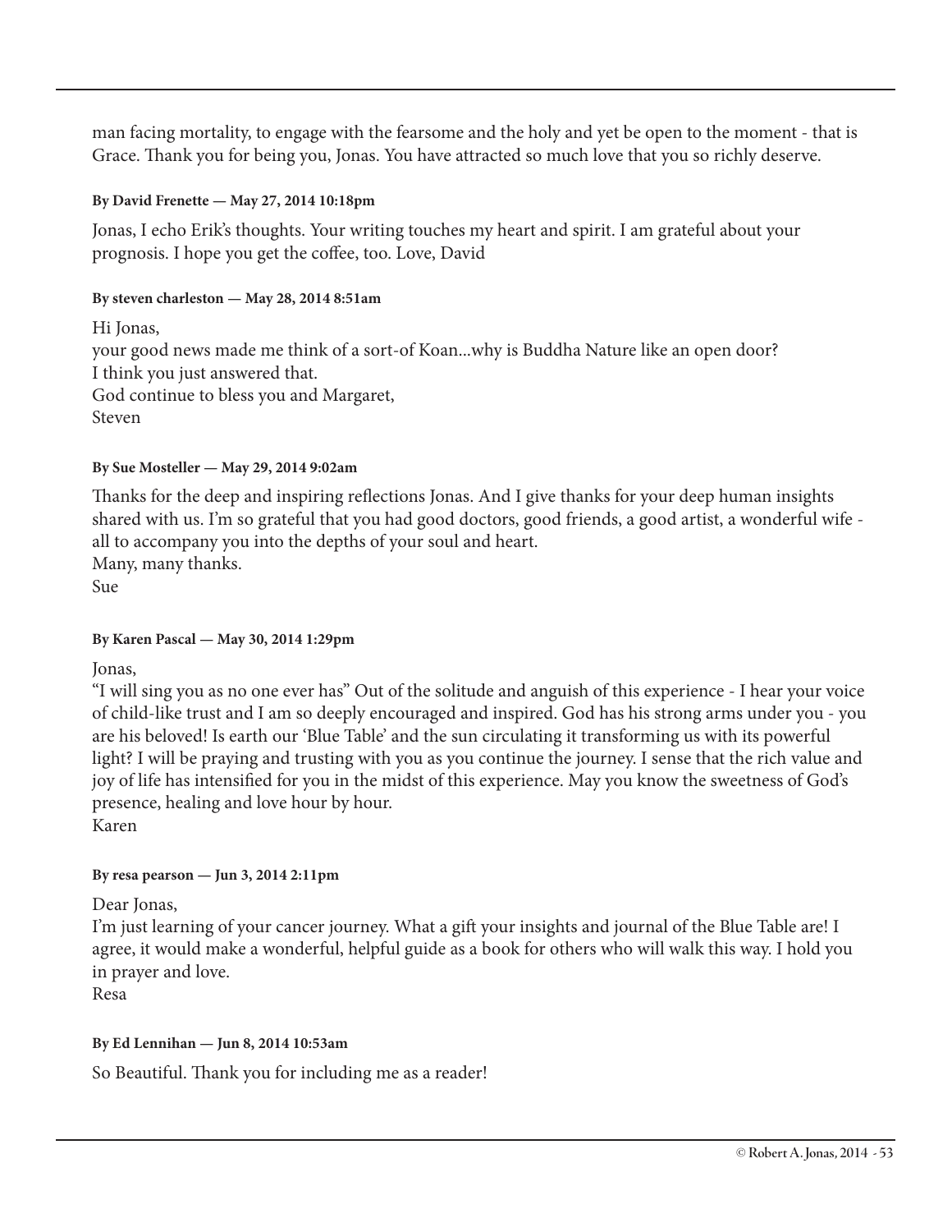man facing mortality, to engage with the fearsome and the holy and yet be open to the moment - that is Grace. Thank you for being you, Jonas. You have attracted so much love that you so richly deserve.

**By David Frenette — May 27, 2014 10:18pm**

Jonas, I echo Erik's thoughts. Your writing touches my heart and spirit. I am grateful about your prognosis. I hope you get the coffee, too. Love, David

**By steven charleston — May 28, 2014 8:51am**

Hi Jonas,
your good news made me think of a sort-of Koan...why is Buddha Nature like an open door?
I think you just answered that.
God continue to bless you and Margaret,
Steven

**By Sue Mosteller — May 29, 2014 9:02am**

Thanks for the deep and inspiring reflections Jonas. And I give thanks for your deep human insights shared with us. I'm so grateful that you had good doctors, good friends, a good artist, a wonderful wife - all to accompany you into the depths of your soul and heart.
Many, many thanks.
Sue

**By Karen Pascal — May 30, 2014 1:29pm**

Jonas,
"I will sing you as no one ever has" Out of the solitude and anguish of this experience - I hear your voice of child-like trust and I am so deeply encouraged and inspired. God has his strong arms under you - you are his beloved! Is earth our 'Blue Table' and the sun circulating it transforming us with its powerful light? I will be praying and trusting with you as you continue the journey. I sense that the rich value and joy of life has intensified for you in the midst of this experience. May you know the sweetness of God's presence, healing and love hour by hour.
Karen

**By resa pearson — Jun 3, 2014 2:11pm**

Dear Jonas,
I'm just learning of your cancer journey. What a gift your insights and journal of the Blue Table are! I agree, it would make a wonderful, helpful guide as a book for others who will walk this way. I hold you in prayer and love.
Resa

**By Ed Lennihan — Jun 8, 2014 10:53am**

So Beautiful. Thank you for including me as a reader!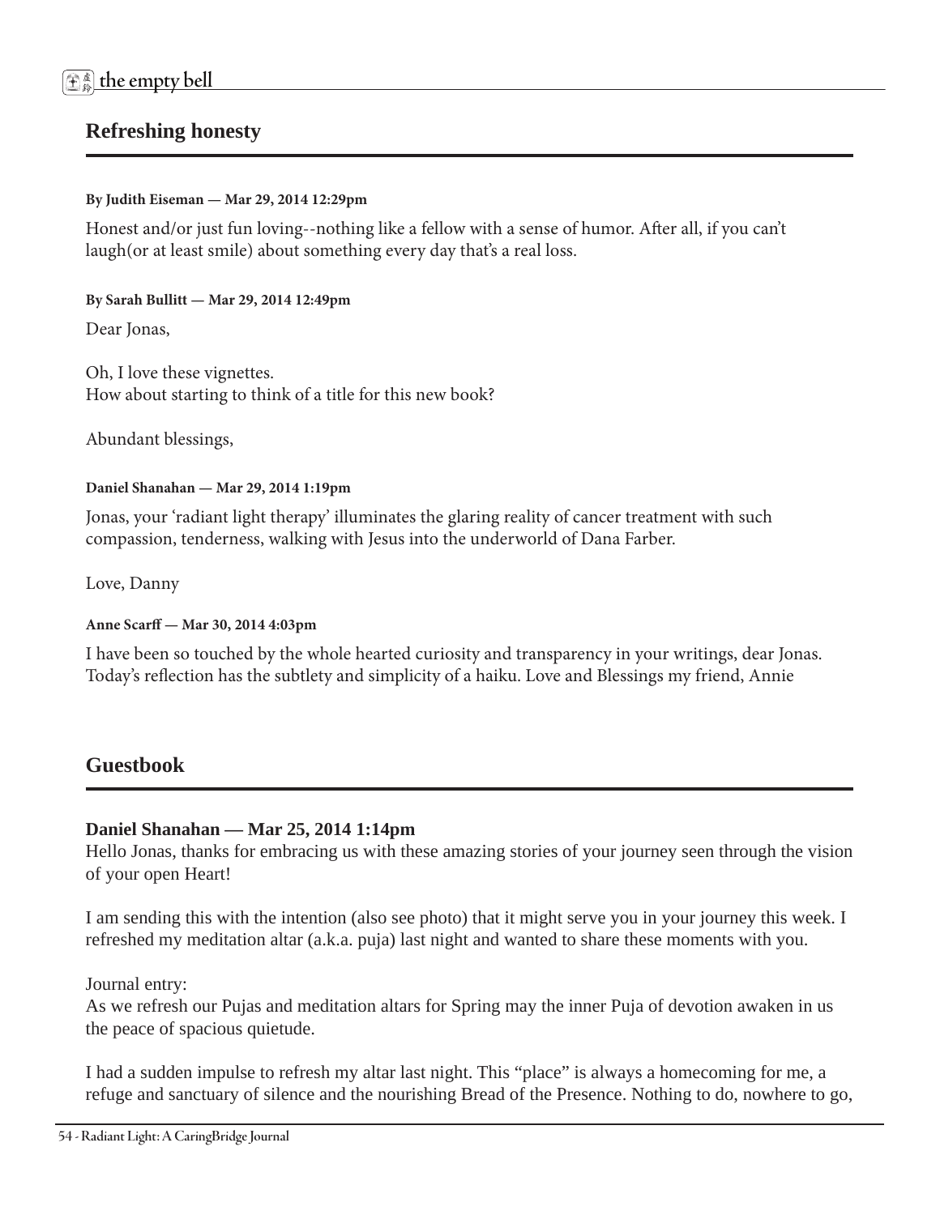## Refreshing honesty

**By Judith Eiseman — Mar 29, 2014 12:29pm**

Honest and/or just fun loving--nothing like a fellow with a sense of humor. After all, if you can't laugh(or at least smile) about something every day that's a real loss.

**By Sarah Bullitt — Mar 29, 2014 12:49pm**

Dear Jonas,

Oh, I love these vignettes.
How about starting to think of a title for this new book?

Abundant blessings,

**Daniel Shanahan — Mar 29, 2014 1:19pm**

Jonas, your 'radiant light therapy' illuminates the glaring reality of cancer treatment with such compassion, tenderness, walking with Jesus into the underworld of Dana Farber.

Love, Danny

**Anne Scarff — Mar 30, 2014 4:03pm**

I have been so touched by the whole hearted curiosity and transparency in your writings, dear Jonas. Today's reflection has the subtlety and simplicity of a haiku. Love and Blessings my friend, Annie

## Guestbook

**Daniel Shanahan — Mar 25, 2014 1:14pm**

Hello Jonas, thanks for embracing us with these amazing stories of your journey seen through the vision of your open Heart!

I am sending this with the intention (also see photo) that it might serve you in your journey this week. I refreshed my meditation altar (a.k.a. puja) last night and wanted to share these moments with you.

Journal entry:
As we refresh our Pujas and meditation altars for Spring may the inner Puja of devotion awaken in us the peace of spacious quietude.

I had a sudden impulse to refresh my altar last night. This "place" is always a homecoming for me, a refuge and sanctuary of silence and the nourishing Bread of the Presence. Nothing to do, nowhere to go,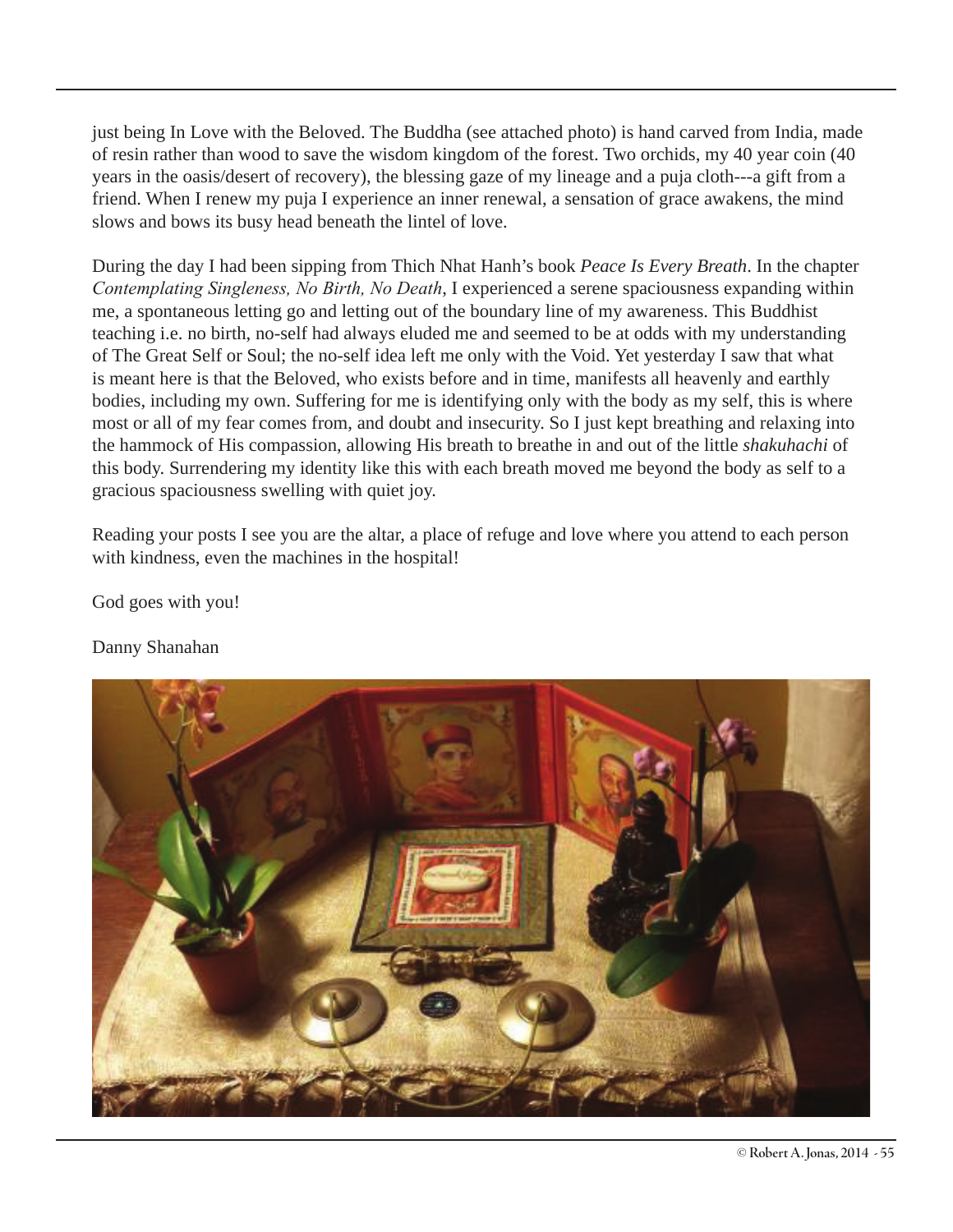just being In Love with the Beloved. The Buddha (see attached photo) is hand carved from India, made of resin rather than wood to save the wisdom kingdom of the forest. Two orchids, my 40 year coin (40 years in the oasis/desert of recovery), the blessing gaze of my lineage and a puja cloth---a gift from a friend. When I renew my puja I experience an inner renewal, a sensation of grace awakens, the mind slows and bows its busy head beneath the lintel of love.

During the day I had been sipping from Thich Nhat Hanh's book *Peace Is Every Breath*. In the chapter *Contemplating Singleness, No Birth, No Death*, I experienced a serene spaciousness expanding within me, a spontaneous letting go and letting out of the boundary line of my awareness. This Buddhist teaching i.e. no birth, no-self had always eluded me and seemed to be at odds with my understanding of The Great Self or Soul; the no-self idea left me only with the Void. Yet yesterday I saw that what is meant here is that the Beloved, who exists before and in time, manifests all heavenly and earthly bodies, including my own. Suffering for me is identifying only with the body as my self, this is where most or all of my fear comes from, and doubt and insecurity. So I just kept breathing and relaxing into the hammock of His compassion, allowing His breath to breathe in and out of the little *shakuhachi* of this body. Surrendering my identity like this with each breath moved me beyond the body as self to a gracious spaciousness swelling with quiet joy.

Reading your posts I see you are the altar, a place of refuge and love where you attend to each person with kindness, even the machines in the hospital!

God goes with you!

Danny Shanahan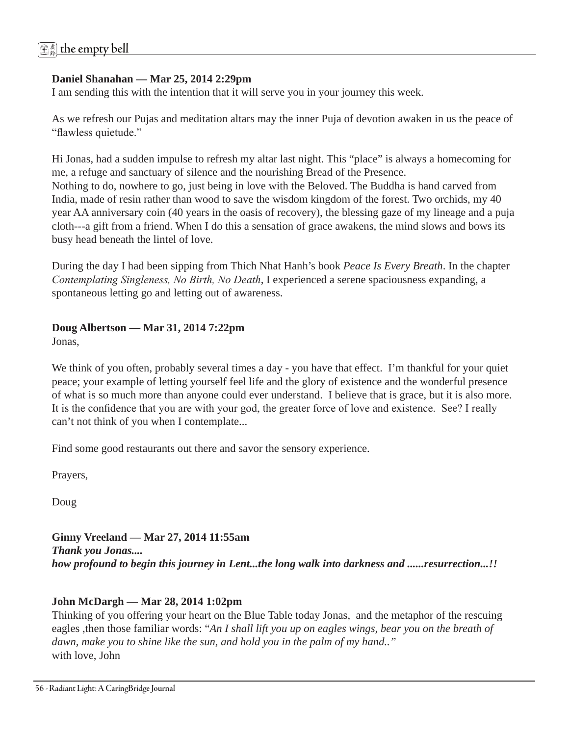**Daniel Shanahan — Mar 25, 2014 2:29pm**
I am sending this with the intention that it will serve you in your journey this week.

As we refresh our Pujas and meditation altars may the inner Puja of devotion awaken in us the peace of "flawless quietude."

Hi Jonas, had a sudden impulse to refresh my altar last night. This "place" is always a homecoming for me, a refuge and sanctuary of silence and the nourishing Bread of the Presence.
Nothing to do, nowhere to go, just being in love with the Beloved. The Buddha is hand carved from India, made of resin rather than wood to save the wisdom kingdom of the forest. Two orchids, my 40 year AA anniversary coin (40 years in the oasis of recovery), the blessing gaze of my lineage and a puja cloth---a gift from a friend. When I do this a sensation of grace awakens, the mind slows and bows its busy head beneath the lintel of love.

During the day I had been sipping from Thich Nhat Hanh's book *Peace Is Every Breath*. In the chapter *Contemplating Singleness, No Birth, No Death*, I experienced a serene spaciousness expanding, a spontaneous letting go and letting out of awareness.

**Doug Albertson — Mar 31, 2014 7:22pm**
Jonas,

We think of you often, probably several times a day - you have that effect. I'm thankful for your quiet peace; your example of letting yourself feel life and the glory of existence and the wonderful presence of what is so much more than anyone could ever understand. I believe that is grace, but it is also more. It is the confidence that you are with your god, the greater force of love and existence. See? I really can't not think of you when I contemplate...

Find some good restaurants out there and savor the sensory experience.

Prayers,

Doug

**Ginny Vreeland — Mar 27, 2014 11:55am**
***Thank you Jonas....***
***how profound to begin this journey in Lent...the long walk into darkness and ......resurrection...!!***

**John McDargh — Mar 28, 2014 1:02pm**
Thinking of you offering your heart on the Blue Table today Jonas, and the metaphor of the rescuing eagles ,then those familiar words: "*An I shall lift you up on eagles wings, bear you on the breath of dawn, make you to shine like the sun, and hold you in the palm of my hand.."*
with love, John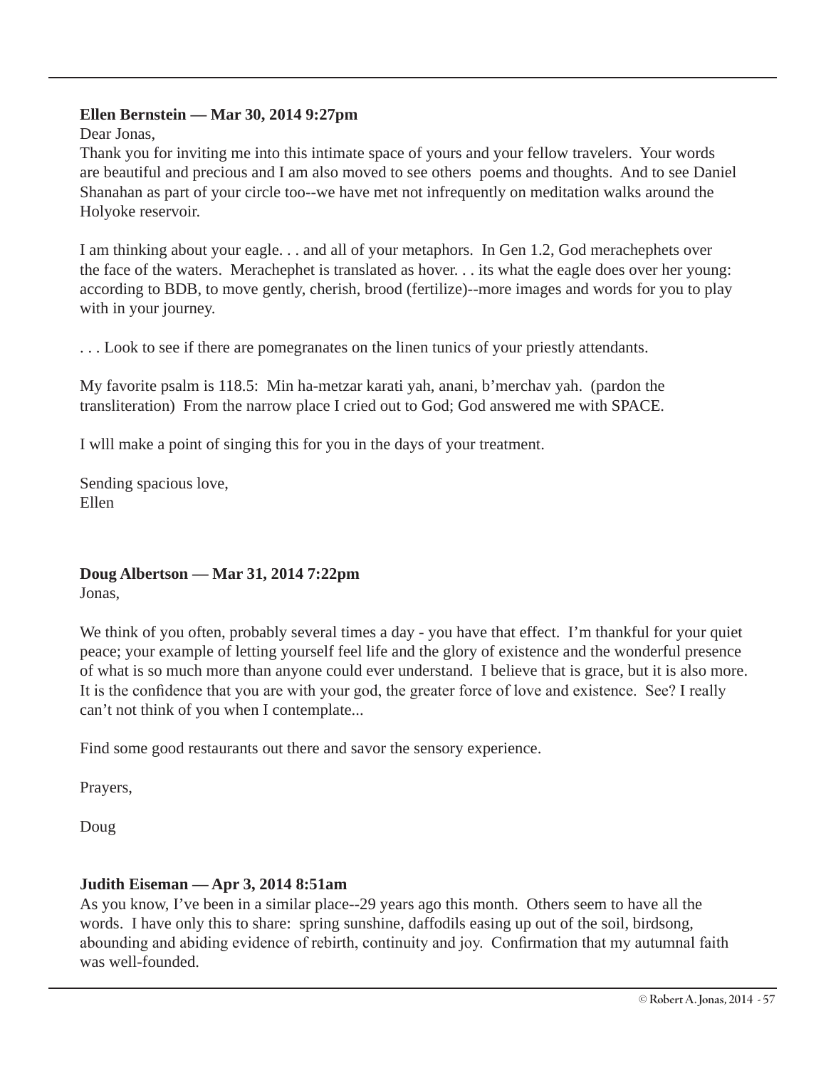**Ellen Bernstein — Mar 30, 2014 9:27pm**

Dear Jonas,

Thank you for inviting me into this intimate space of yours and your fellow travelers. Your words are beautiful and precious and I am also moved to see others poems and thoughts. And to see Daniel Shanahan as part of your circle too--we have met not infrequently on meditation walks around the Holyoke reservoir.

I am thinking about your eagle. . . and all of your metaphors. In Gen 1.2, God merachephets over the face of the waters. Merachephet is translated as hover. . . its what the eagle does over her young: according to BDB, to move gently, cherish, brood (fertilize)--more images and words for you to play with in your journey.

. . . Look to see if there are pomegranates on the linen tunics of your priestly attendants.

My favorite psalm is 118.5: Min ha-metzar karati yah, anani, b'merchav yah. (pardon the transliteration) From the narrow place I cried out to God; God answered me with SPACE.

I wlll make a point of singing this for you in the days of your treatment.

Sending spacious love,
Ellen

**Doug Albertson — Mar 31, 2014 7:22pm**

Jonas,

We think of you often, probably several times a day - you have that effect. I'm thankful for your quiet peace; your example of letting yourself feel life and the glory of existence and the wonderful presence of what is so much more than anyone could ever understand. I believe that is grace, but it is also more. It is the confidence that you are with your god, the greater force of love and existence. See? I really can't not think of you when I contemplate...

Find some good restaurants out there and savor the sensory experience.

Prayers,

Doug

**Judith Eiseman — Apr 3, 2014 8:51am**

As you know, I've been in a similar place--29 years ago this month. Others seem to have all the words. I have only this to share: spring sunshine, daffodils easing up out of the soil, birdsong, abounding and abiding evidence of rebirth, continuity and joy. Confirmation that my autumnal faith was well-founded.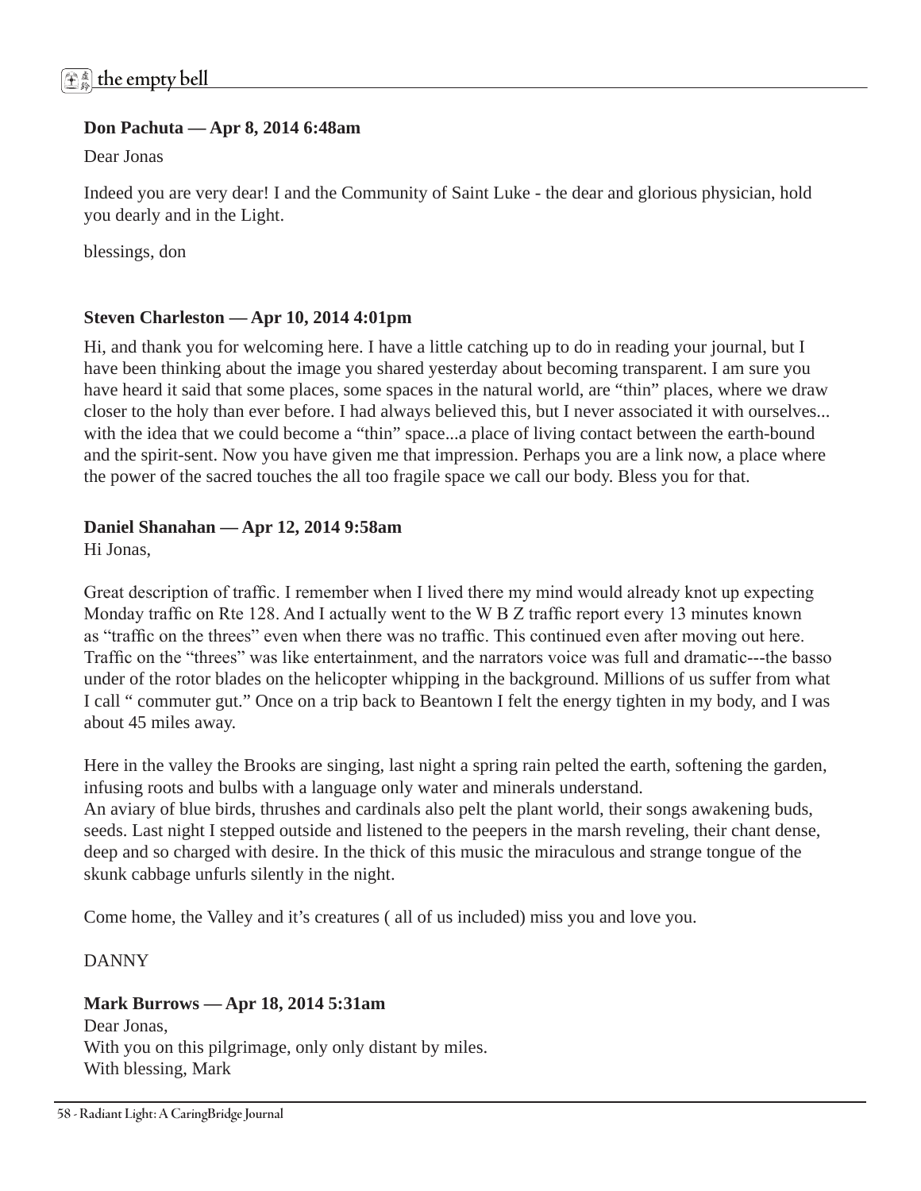**Don Pachuta — Apr 8, 2014 6:48am**

Dear Jonas

Indeed you are very dear! I and the Community of Saint Luke - the dear and glorious physician, hold you dearly and in the Light.

blessings, don

**Steven Charleston — Apr 10, 2014 4:01pm**

Hi, and thank you for welcoming here. I have a little catching up to do in reading your journal, but I have been thinking about the image you shared yesterday about becoming transparent. I am sure you have heard it said that some places, some spaces in the natural world, are "thin" places, where we draw closer to the holy than ever before. I had always believed this, but I never associated it with ourselves... with the idea that we could become a "thin" space...a place of living contact between the earth-bound and the spirit-sent. Now you have given me that impression. Perhaps you are a link now, a place where the power of the sacred touches the all too fragile space we call our body. Bless you for that.

**Daniel Shanahan — Apr 12, 2014 9:58am**

Hi Jonas,

Great description of traffic. I remember when I lived there my mind would already knot up expecting Monday traffic on Rte 128. And I actually went to the W B Z traffic report every 13 minutes known as "traffic on the threes" even when there was no traffic. This continued even after moving out here. Traffic on the "threes" was like entertainment, and the narrators voice was full and dramatic---the basso under of the rotor blades on the helicopter whipping in the background. Millions of us suffer from what I call " commuter gut." Once on a trip back to Beantown I felt the energy tighten in my body, and I was about 45 miles away.

Here in the valley the Brooks are singing, last night a spring rain pelted the earth, softening the garden, infusing roots and bulbs with a language only water and minerals understand.
An aviary of blue birds, thrushes and cardinals also pelt the plant world, their songs awakening buds, seeds. Last night I stepped outside and listened to the peepers in the marsh reveling, their chant dense, deep and so charged with desire. In the thick of this music the miraculous and strange tongue of the skunk cabbage unfurls silently in the night.

Come home, the Valley and it's creatures ( all of us included) miss you and love you.

DANNY

**Mark Burrows — Apr 18, 2014 5:31am**

Dear Jonas,
With you on this pilgrimage, only only distant by miles.
With blessing, Mark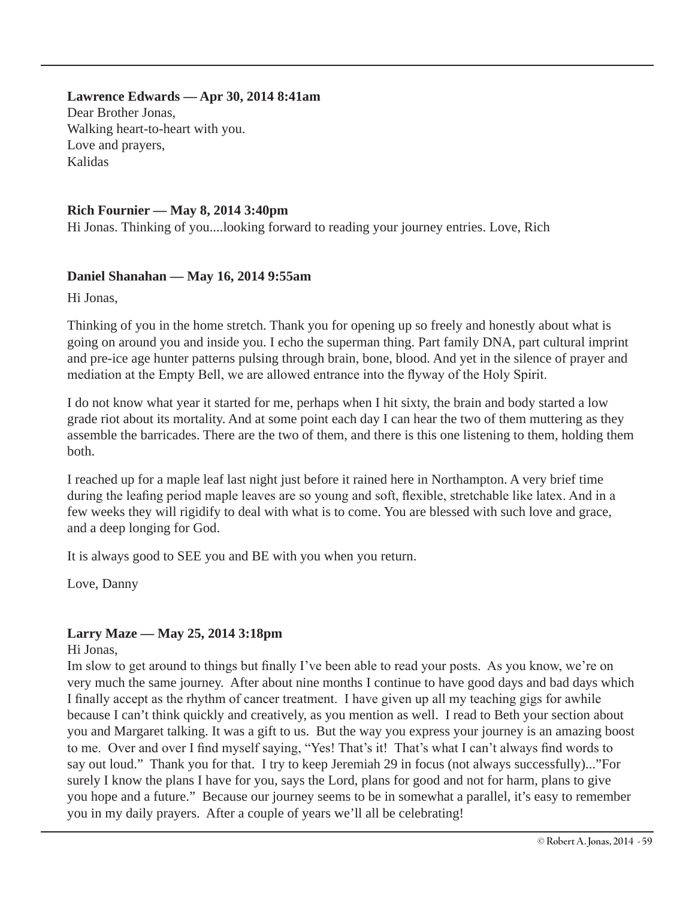**Lawrence Edwards — Apr 30, 2014 8:41am**
Dear Brother Jonas,
Walking heart-to-heart with you.
Love and prayers,
Kalidas

**Rich Fournier — May 8, 2014 3:40pm**
Hi Jonas. Thinking of you....looking forward to reading your journey entries. Love, Rich

**Daniel Shanahan — May 16, 2014 9:55am**

Hi Jonas,

Thinking of you in the home stretch. Thank you for opening up so freely and honestly about what is going on around you and inside you. I echo the superman thing. Part family DNA, part cultural imprint and pre-ice age hunter patterns pulsing through brain, bone, blood. And yet in the silence of prayer and mediation at the Empty Bell, we are allowed entrance into the flyway of the Holy Spirit.

I do not know what year it started for me, perhaps when I hit sixty, the brain and body started a low grade riot about its mortality. And at some point each day I can hear the two of them muttering as they assemble the barricades. There are the two of them, and there is this one listening to them, holding them both.

I reached up for a maple leaf last night just before it rained here in Northampton. A very brief time during the leafing period maple leaves are so young and soft, flexible, stretchable like latex. And in a few weeks they will rigidify to deal with what is to come. You are blessed with such love and grace, and a deep longing for God.

It is always good to SEE you and BE with you when you return.

Love, Danny

**Larry Maze — May 25, 2014 3:18pm**
Hi Jonas,
Im slow to get around to things but finally I've been able to read your posts. As you know, we're on very much the same journey. After about nine months I continue to have good days and bad days which I finally accept as the rhythm of cancer treatment. I have given up all my teaching gigs for awhile because I can't think quickly and creatively, as you mention as well. I read to Beth your section about you and Margaret talking. It was a gift to us. But the way you express your journey is an amazing boost to me. Over and over I find myself saying, "Yes! That's it! That's what I can't always find words to say out loud." Thank you for that. I try to keep Jeremiah 29 in focus (not always successfully)..."For surely I know the plans I have for you, says the Lord, plans for good and not for harm, plans to give you hope and a future." Because our journey seems to be in somewhat a parallel, it's easy to remember you in my daily prayers. After a couple of years we'll all be celebrating!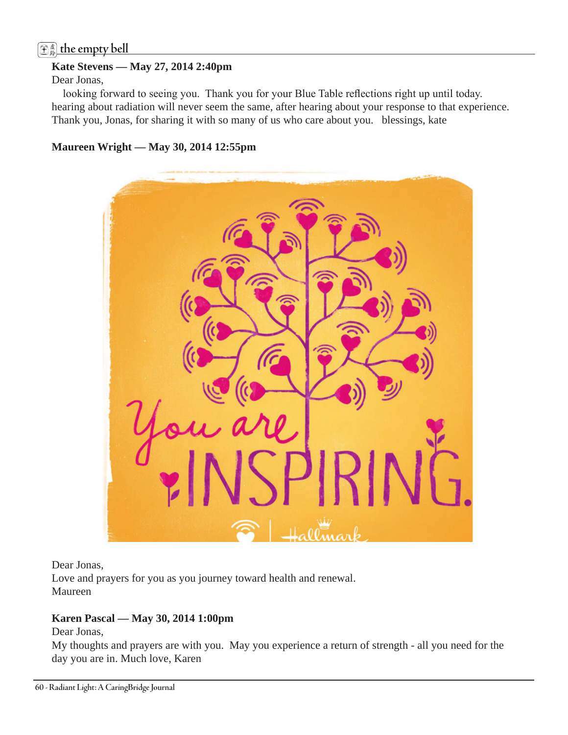**Kate Stevens — May 27, 2014 2:40pm**

Dear Jonas,

looking forward to seeing you. Thank you for your Blue Table reflections right up until today. hearing about radiation will never seem the same, after hearing about your response to that experience. Thank you, Jonas, for sharing it with so many of us who care about you. blessings, kate

**Maureen Wright — May 30, 2014 12:55pm**

Dear Jonas,
Love and prayers for you as you journey toward health and renewal.
Maureen

**Karen Pascal — May 30, 2014 1:00pm**

Dear Jonas,
My thoughts and prayers are with you. May you experience a return of strength - all you need for the day you are in. Much love, Karen